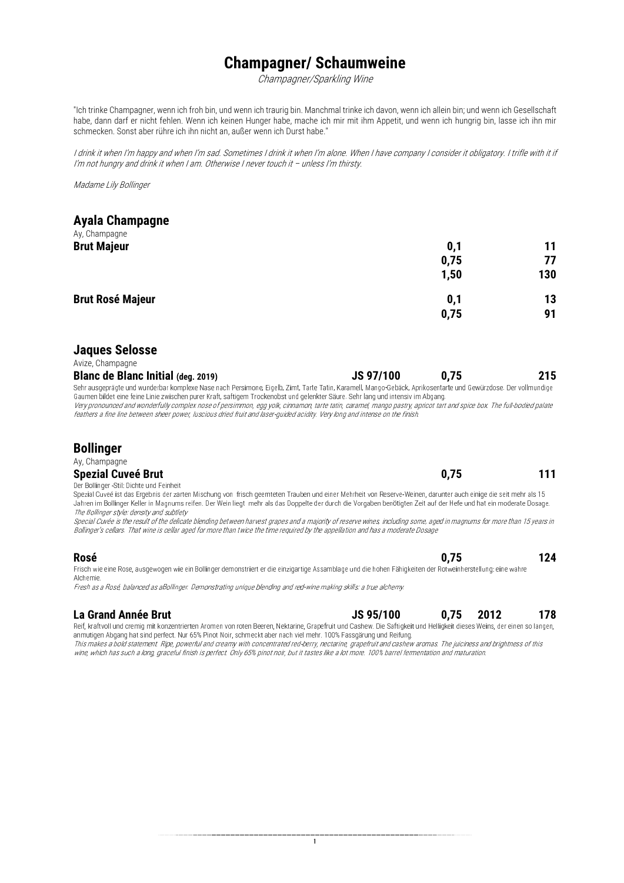# Champagner/ Schaumweine

*Champagner/Sparkling Wine*

"Ich trinke Champagner, wenn ich froh bin, und wenn ich traurig bin. Manchmal trinke ich davon, wenn ich allein bin; und wenn ich Gesellschaft habe, dann darf er nicht fehlen. Wenn ich keinen Hunger habe, mache ich mir mit ihm Appetit, und wenn ich hungrig bin, lasse ich ihn mir schmecken. Sonst aber rühre ich ihn nicht an, außer wenn ich Durst habe."

*I drink it when I'm happy and when I'm sad. Sometimes I drink it when I'm alone. When I have company I consider it obligatory. I trifle with it if I'm not hungry and drink it when I am. Otherwise I never touch it – unless I'm thirsty.*

*Madame Lily Bollinger*

## Ayala Champagne

Ay, Champagne

| | | | |
|---|---|---|---|
| **Brut Majeur** | | **0,1** | **11** |
| | | **0,75** | **77** |
| | | **1,50** | **130** |
| **Brut Rosé Majeur** | | **0,1** | **13** |
| | | **0,75** | **91** |

## Jaques Selosse

Avize, Champagne

| | | | |
|---|---|---|---|
| **Blanc de Blanc Initial (deg. 2019)** | **JS 97/100** | **0,75** | **215** |

Sehr ausgeprägte und wunderbar komplexe Nase nach Persimone, Eigelb, Zimt, Tarte Tatin, Karamell, Mango-Gebäck, Aprikosentarte und Gewürzdose. Der vollmundige Gaumen bildet eine feine Linie zwischen purer Kraft, saftigem Trockenobst und gelenkter Säure. Sehr lang und intensiv im Abgang.

*Very pronounced and wonderfully complex nose of persimmon, egg yolk, cinnamon, tarte tatin, caramel, mango pastry, apricot tart and spice box. The full-bodied palate feathers a fine line between sheer power, luscious dried fruit and laser-guided acidity. Very long and intense on the finish.*

## Bollinger

Ay, Champagne

| | | | | |
|---|---|---|---|---|
| **Spezial Cuveé Brut** | | **0,75** | | **111** |

Der Bollinger -Stil: Dichte und Feinheit

Spezial Cuveé ist das Ergebnis der zarten Mischung von frisch geernteten Trauben und einer Mehrheit von Reserve-Weinen, darunter auch einige die seit mehr als 15 Jahren im Bollinger Keller in Magnums reifen. Der Wein liegt mehr als das Doppelte der durch die Vorgaben benötigten Zeit auf der Hefe und hat ein moderate Dosage.

*The Bollinger style: density and subtlety*

*Special Cuvée is the result of the delicate blending between harvest grapes and a majority of reserve wines, including some, aged in magnums for more than 15 years in Bollinger's cellars. That wine is cellar aged for more than twice the time required by the appellation and has a moderate Dosage*

| | | | | |
|---|---|---|---|---|
| **Rosé** | | **0,75** | | **124** |

Frisch wie eine Rose, ausgewogen wie ein Bollinger demonstriert er die einzigartige Assamblage und die hohen Fähigkeiten der Rotweinherstellung: eine wahre Alchemie.

*Fresh as a Rosé, balanced as aBollinger. Demonstrating unique blending and red-wine making skills: a true alchemy.*

| | | | | |
|---|---|---|---|---|
| **La Grand Année Brut** | **JS 95/100** | **0,75** | **2012** | **178** |

Reif, kraftvoll und cremig mit konzentrierten Aromen von roten Beeren, Nektarine, Grapefruit und Cashew. Die Saftigkeit und Helligkeit dieses Weins, der einen so langen, anmutigen Abgang hat sind perfect. Nur 65% Pinot Noir, schmeckt aber nach viel mehr. 100% Fassgärung und Reifung.

*This makes a bold statement. Ripe, powerful and creamy with concentrated red-berry, nectarine, grapefruit and cashew aromas. The juiciness and brightness of this wine, which has such a long, graceful finish is perfect. Only 65% pinot noir, but it tastes like a lot more. 100% barrel fermentation and maturation.*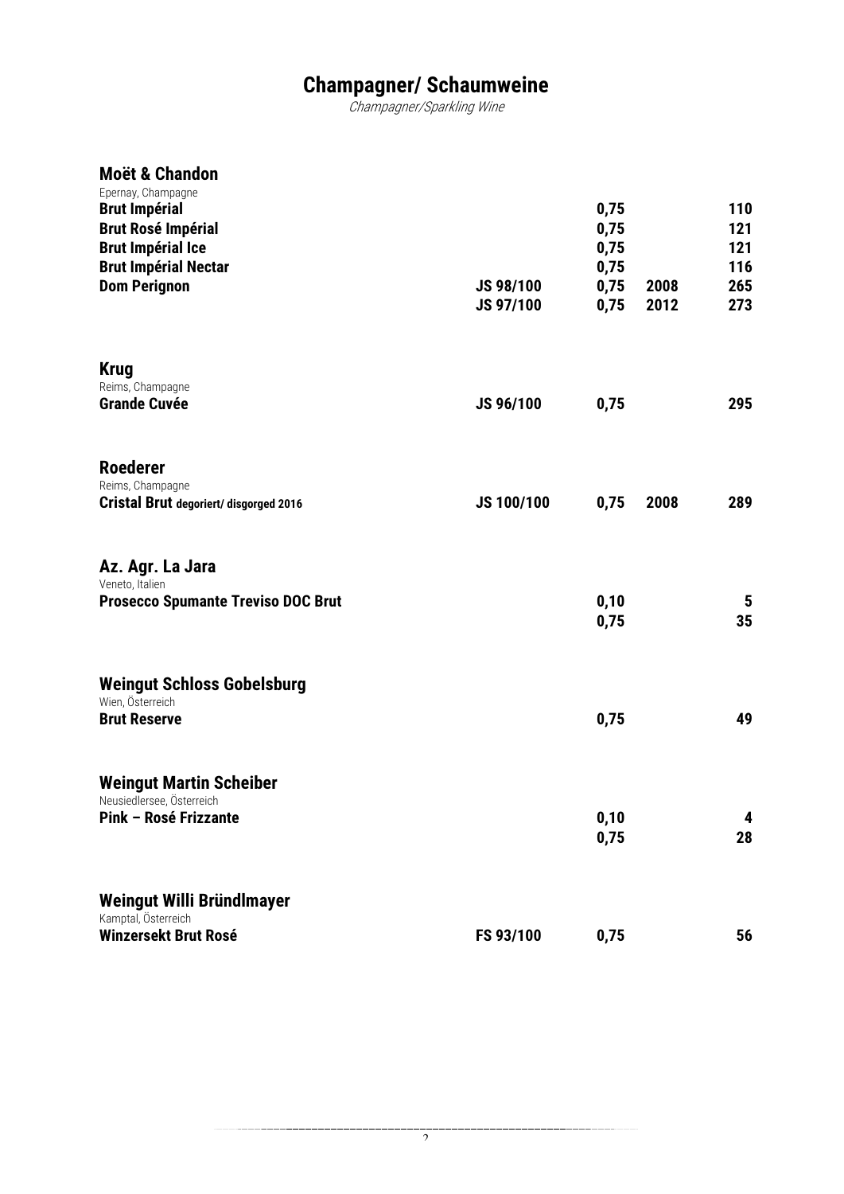# Champagner/ Schaumweine

*Champagner/Sparkling Wine*

## Moët & Chandon

Epernay, Champagne

| | | | | |
|---|---|---|---|---|
| **Brut Impérial** | | **0,75** | | **110** |
| **Brut Rosé Impérial** | | **0,75** | | **121** |
| **Brut Impérial Ice** | | **0,75** | | **121** |
| **Brut Impérial Nectar** | | **0,75** | | **116** |
| **Dom Perignon** | **JS 98/100** | **0,75** | **2008** | **265** |
| | **JS 97/100** | **0,75** | **2012** | **273** |

## Krug

Reims, Champagne

| | | | | |
|---|---|---|---|---|
| **Grande Cuvée** | **JS 96/100** | **0,75** | | **295** |

## Roederer

Reims, Champagne

| | | | | |
|---|---|---|---|---|
| **Cristal Brut degoriert/ disgorged 2016** | **JS 100/100** | **0,75** | **2008** | **289** |

## Az. Agr. La Jara

Veneto, Italien

| | | | | |
|---|---|---|---|---|
| **Prosecco Spumante Treviso DOC Brut** | | **0,10** | | **5** |
| | | **0,75** | | **35** |

## Weingut Schloss Gobelsburg

Wien, Österreich

| | | | | |
|---|---|---|---|---|
| **Brut Reserve** | | **0,75** | | **49** |

## Weingut Martin Scheiber

Neusiedlersee, Österreich

| | | | | |
|---|---|---|---|---|
| **Pink – Rosé Frizzante** | | **0,10** | | **4** |
| | | **0,75** | | **28** |

## Weingut Willi Bründlmayer

Kamptal, Österreich

| | | | | |
|---|---|---|---|---|
| **Winzersekt Brut Rosé** | **FS 93/100** | **0,75** | | **56** |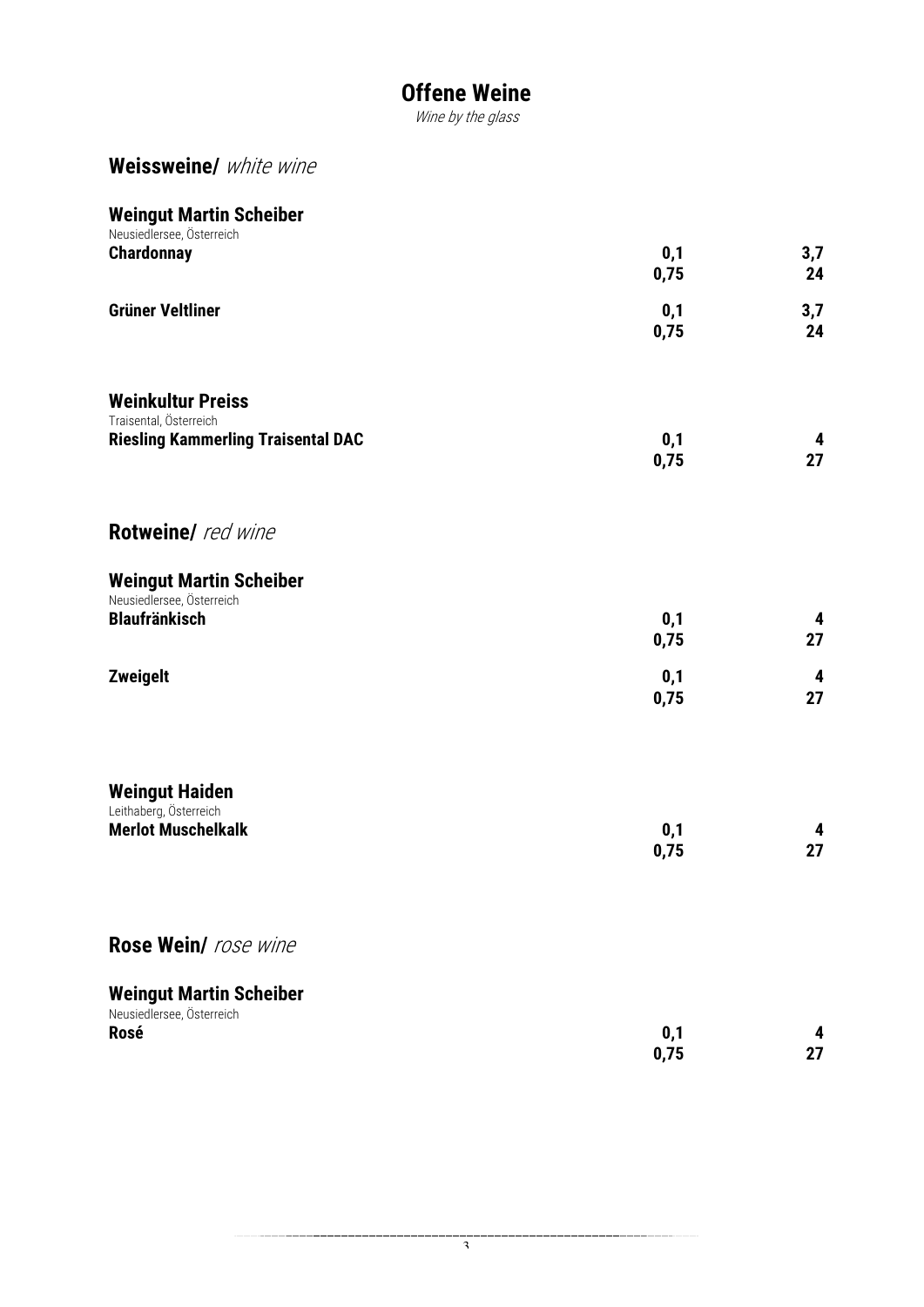# Offene Weine

*Wine by the glass*

## Weissweine/ *white wine*

### Weingut Martin Scheiber

Neusiedlersee, Österreich

| | | |
|---|---|---|
| **Chardonnay** | **0,1** | **3,7** |
| | **0,75** | **24** |
| **Grüner Veltliner** | **0,1** | **3,7** |
| | **0,75** | **24** |

### Weinkultur Preiss

Traisental, Österreich

| | | |
|---|---|---|
| **Riesling Kammerling Traisental DAC** | **0,1** | **4** |
| | **0,75** | **27** |

## Rotweine/ *red wine*

### Weingut Martin Scheiber

Neusiedlersee, Österreich

| | | |
|---|---|---|
| **Blaufränkisch** | **0,1** | **4** |
| | **0,75** | **27** |
| **Zweigelt** | **0,1** | **4** |
| | **0,75** | **27** |

### Weingut Haiden

Leithaberg, Österreich

| | | |
|---|---|---|
| **Merlot Muschelkalk** | **0,1** | **4** |
| | **0,75** | **27** |

## Rose Wein/ *rose wine*

### Weingut Martin Scheiber

Neusiedlersee, Österreich

| | | |
|---|---|---|
| **Rosé** | **0,1** | **4** |
| | **0,75** | **27** |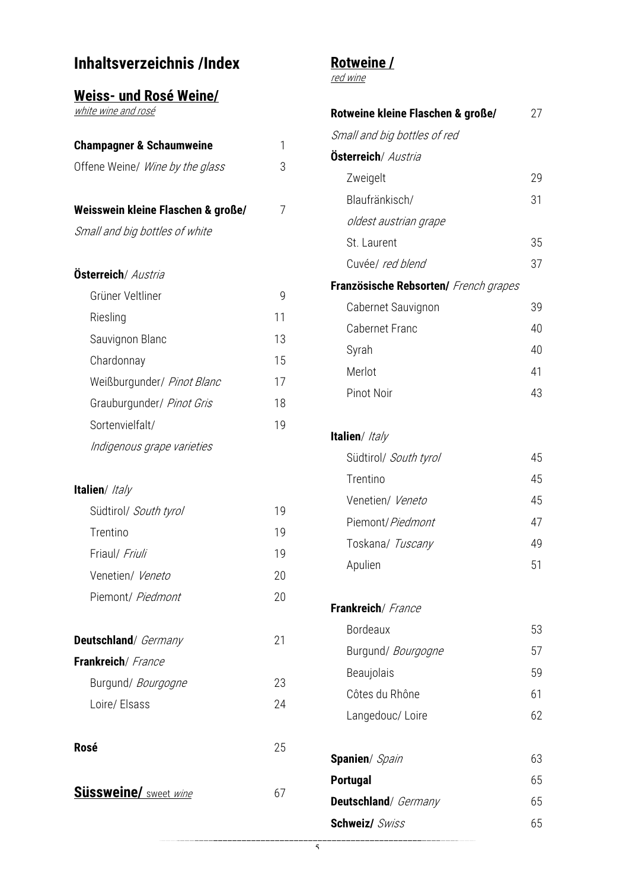# Inhaltsverzeichnis /Index

## Weiss- und Rosé Weine/

*white wine and rosé*

| | |
|---|---|
| **Champagner & Schaumweine** | 1 |
| Offene Weine/ *Wine by the glass* | 3 |
| **Weisswein kleine Flaschen & große/** *Small and big bottles of white* | 7 |
| **Österreich**/ *Austria* | |
| Grüner Veltliner | 9 |
| Riesling | 11 |
| Sauvignon Blanc | 13 |
| Chardonnay | 15 |
| Weißburgunder/ *Pinot Blanc* | 17 |
| Grauburgunder/ *Pinot Gris* | 18 |
| Sortenvielfalt/ *Indigenous grape varieties* | 19 |
| **Italien**/ *Italy* | |
| Südtirol/ *South tyrol* | 19 |
| Trentino | 19 |
| Friaul/ *Friuli* | 19 |
| Venetien/ *Veneto* | 20 |
| Piemont/ *Piedmont* | 20 |
| **Deutschland**/ *Germany* | 21 |
| **Frankreich**/ *France* | |
| Burgund/ *Bourgogne* | 23 |
| Loire/ Elsass | 24 |
| **Rosé** | 25 |
| **Süssweine/** *sweet wine* | 67 |

## Rotweine /

*red wine*

| | |
|---|---|
| **Rotweine kleine Flaschen & große/** *Small and big bottles of red* | 27 |
| **Österreich**/ *Austria* | |
| Zweigelt | 29 |
| Blaufränkisch/ *oldest austrian grape* | 31 |
| St. Laurent | 35 |
| Cuvée/ *red blend* | 37 |
| **Französische Rebsorten/** *French grapes* | |
| Cabernet Sauvignon | 39 |
| Cabernet Franc | 40 |
| Syrah | 40 |
| Merlot | 41 |
| Pinot Noir | 43 |
| **Italien**/ *Italy* | |
| Südtirol/ *South tyrol* | 45 |
| Trentino | 45 |
| Venetien/ *Veneto* | 45 |
| Piemont/ *Piedmont* | 47 |
| Toskana/ *Tuscany* | 49 |
| Apulien | 51 |
| **Frankreich**/ *France* | |
| Bordeaux | 53 |
| Burgund/ *Bourgogne* | 57 |
| Beaujolais | 59 |
| Côtes du Rhône | 61 |
| Langedouc/ Loire | 62 |
| **Spanien**/ *Spain* | 63 |
| **Portugal** | 65 |
| **Deutschland**/ *Germany* | 65 |
| **Schweiz/** *Swiss* | 65 |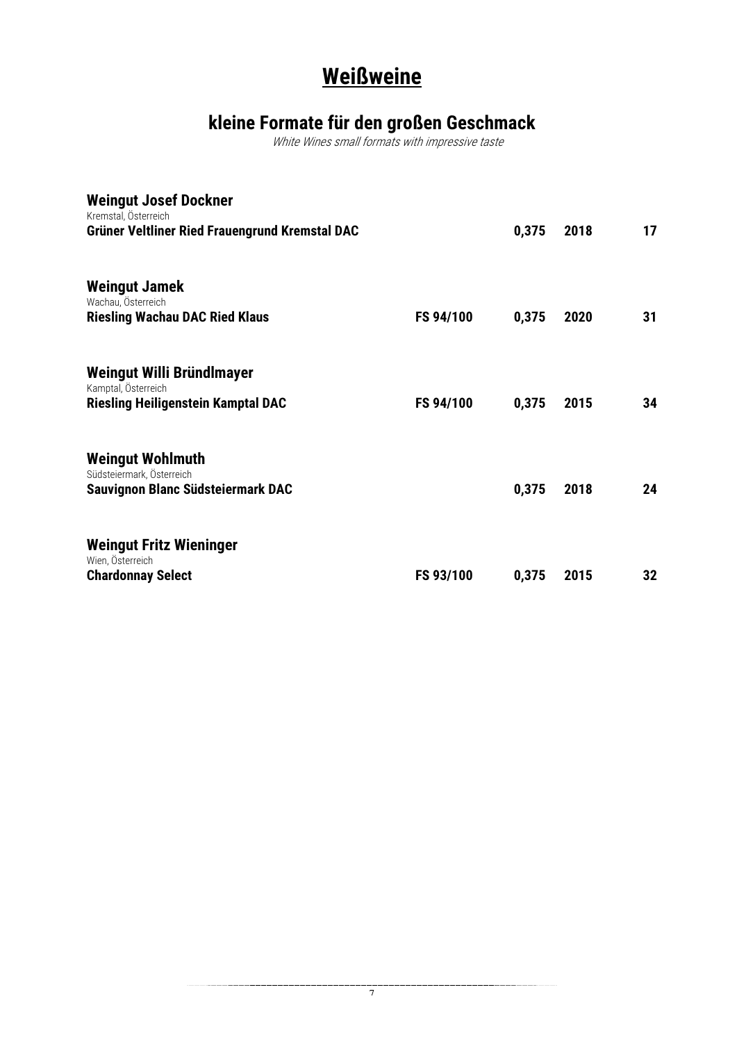# Weißweine

## kleine Formate für den großen Geschmack

*White Wines small formats with impressive taste*

**Weingut Josef Dockner**
Kremstal, Österreich
**Grüner Veltliner Ried Frauengrund Kremstal DAC** **0,375** **2018** **17**

**Weingut Jamek**
Wachau, Österreich
**Riesling Wachau DAC Ried Klaus** **FS 94/100** **0,375** **2020** **31**

**Weingut Willi Bründlmayer**
Kamptal, Österreich
**Riesling Heiligenstein Kamptal DAC** **FS 94/100** **0,375** **2015** **34**

**Weingut Wohlmuth**
Südsteiermark, Österreich
**Sauvignon Blanc Südsteiermark DAC** **0,375** **2018** **24**

**Weingut Fritz Wieninger**
Wien, Österreich
**Chardonnay Select** **FS 93/100** **0,375** **2015** **32**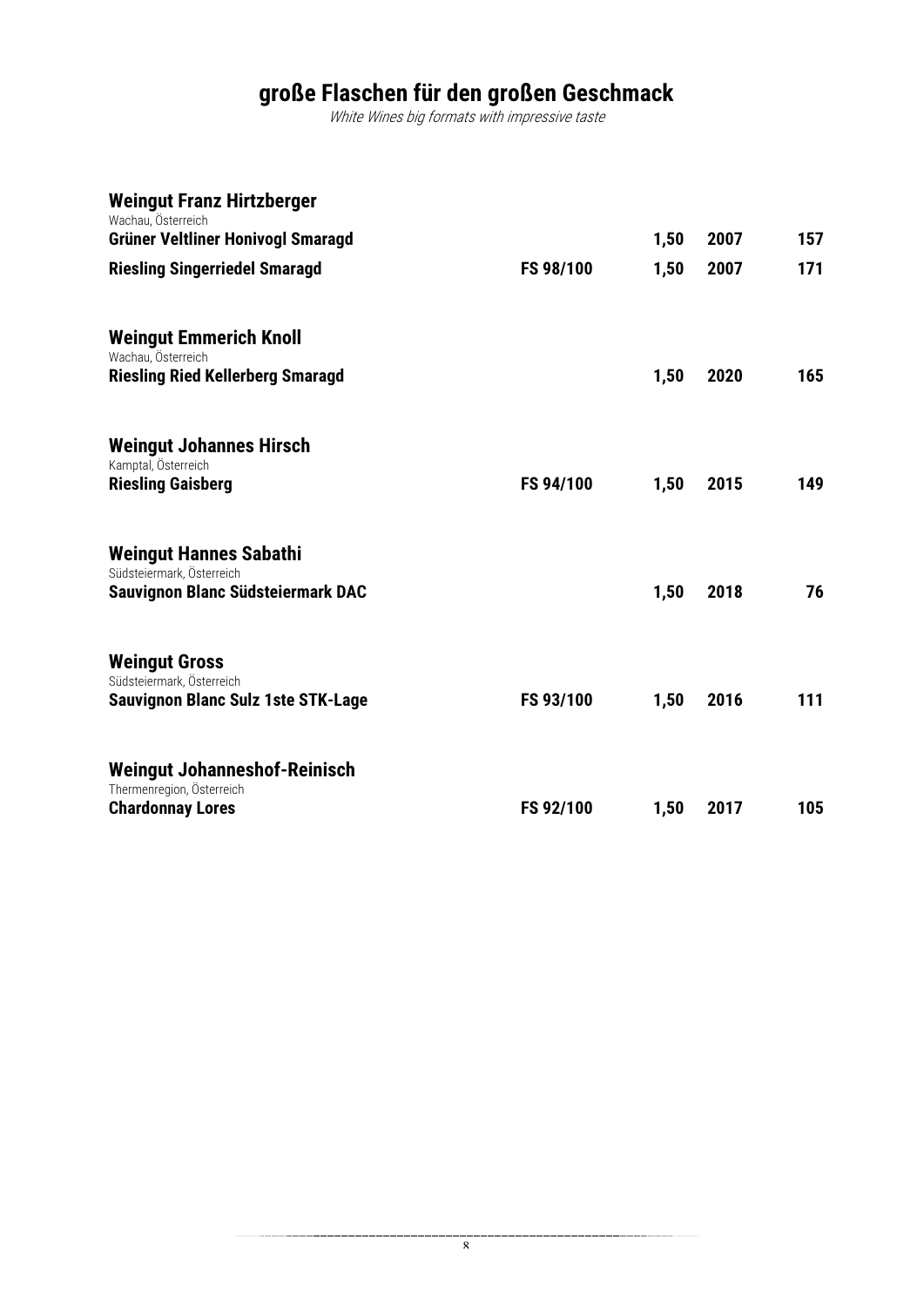# große Flaschen für den großen Geschmack

*White Wines big formats with impressive taste*

## Weingut Franz Hirtzberger

Wachau, Österreich

| Wein | Bewertung | Liter | Jahrgang | Preis |
|---|---|---|---|---|
| **Grüner Veltliner Honivogl Smaragd** | | 1,50 | 2007 | 157 |
| **Riesling Singerriedel Smaragd** | FS 98/100 | 1,50 | 2007 | 171 |

## Weingut Emmerich Knoll

Wachau, Österreich

| Wein | Bewertung | Liter | Jahrgang | Preis |
|---|---|---|---|---|
| **Riesling Ried Kellerberg Smaragd** | | 1,50 | 2020 | 165 |

## Weingut Johannes Hirsch

Kamptal, Österreich

| Wein | Bewertung | Liter | Jahrgang | Preis |
|---|---|---|---|---|
| **Riesling Gaisberg** | FS 94/100 | 1,50 | 2015 | 149 |

## Weingut Hannes Sabathi

Südsteiermark, Österreich

| Wein | Bewertung | Liter | Jahrgang | Preis |
|---|---|---|---|---|
| **Sauvignon Blanc Südsteiermark DAC** | | 1,50 | 2018 | 76 |

## Weingut Gross

Südsteiermark, Österreich

| Wein | Bewertung | Liter | Jahrgang | Preis |
|---|---|---|---|---|
| **Sauvignon Blanc Sulz 1ste STK-Lage** | FS 93/100 | 1,50 | 2016 | 111 |

## Weingut Johanneshof-Reinisch

Thermenregion, Österreich

| Wein | Bewertung | Liter | Jahrgang | Preis |
|---|---|---|---|---|
| **Chardonnay Lores** | FS 92/100 | 1,50 | 2017 | 105 |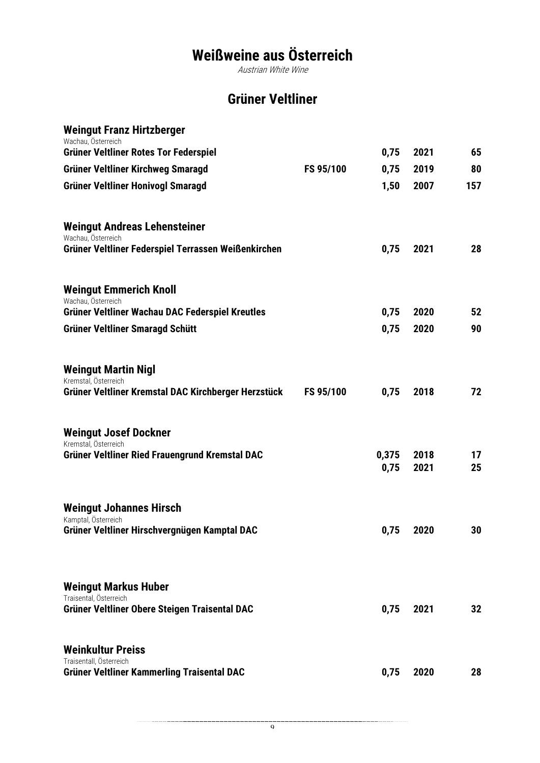# Weißweine aus Österreich

*Austrian White Wine*

## Grüner Veltliner

### Weingut Franz Hirtzberger

Wachau, Österreich

| | | | | |
|---|---|---|---|---|
| **Grüner Veltliner Rotes Tor Federspiel** | | **0,75** | **2021** | **65** |
| **Grüner Veltliner Kirchweg Smaragd** | **FS 95/100** | **0,75** | **2019** | **80** |
| **Grüner Veltliner Honivogl Smaragd** | | **1,50** | **2007** | **157** |

### Weingut Andreas Lehensteiner

Wachau, Österreich

| | | | | |
|---|---|---|---|---|
| **Grüner Veltliner Federspiel Terrassen Weißenkirchen** | | **0,75** | **2021** | **28** |

### Weingut Emmerich Knoll

Wachau, Österreich

| | | | | |
|---|---|---|---|---|
| **Grüner Veltliner Wachau DAC Federspiel Kreutles** | | **0,75** | **2020** | **52** |
| **Grüner Veltliner Smaragd Schütt** | | **0,75** | **2020** | **90** |

### Weingut Martin Nigl

Kremstal, Österreich

| | | | | |
|---|---|---|---|---|
| **Grüner Veltliner Kremstal DAC Kirchberger Herzstück** | **FS 95/100** | **0,75** | **2018** | **72** |

### Weingut Josef Dockner

Kremstal, Österreich

| | | | | |
|---|---|---|---|---|
| **Grüner Veltliner Ried Frauengrund Kremstal DAC** | | **0,375** | **2018** | **17** |
| | | **0,75** | **2021** | **25** |

### Weingut Johannes Hirsch

Kamptal, Österreich

| | | | | |
|---|---|---|---|---|
| **Grüner Veltliner Hirschvergnügen Kamptal DAC** | | **0,75** | **2020** | **30** |

### Weingut Markus Huber

Traisental, Österreich

| | | | | |
|---|---|---|---|---|
| **Grüner Veltliner Obere Steigen Traisental DAC** | | **0,75** | **2021** | **32** |

### Weinkultur Preiss

Traisentall, Österreich

| | | | | |
|---|---|---|---|---|
| **Grüner Veltliner Kammerling Traisental DAC** | | **0,75** | **2020** | **28** |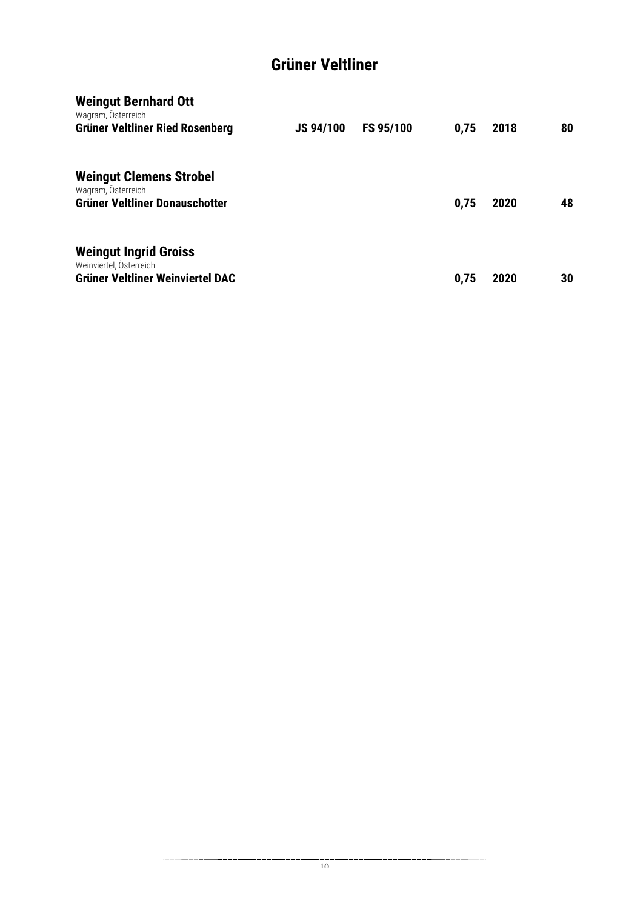# Grüner Veltliner

**Weingut Bernhard Ott**
Wagram, Österreich
**Grüner Veltliner Ried Rosenberg** **JS 94/100** **FS 95/100** **0,75** **2018** **80**

**Weingut Clemens Strobel**
Wagram, Österreich
**Grüner Veltliner Donauschotter** **0,75** **2020** **48**

**Weingut Ingrid Groiss**
Weinviertel, Österreich
**Grüner Veltliner Weinviertel DAC** **0,75** **2020** **30**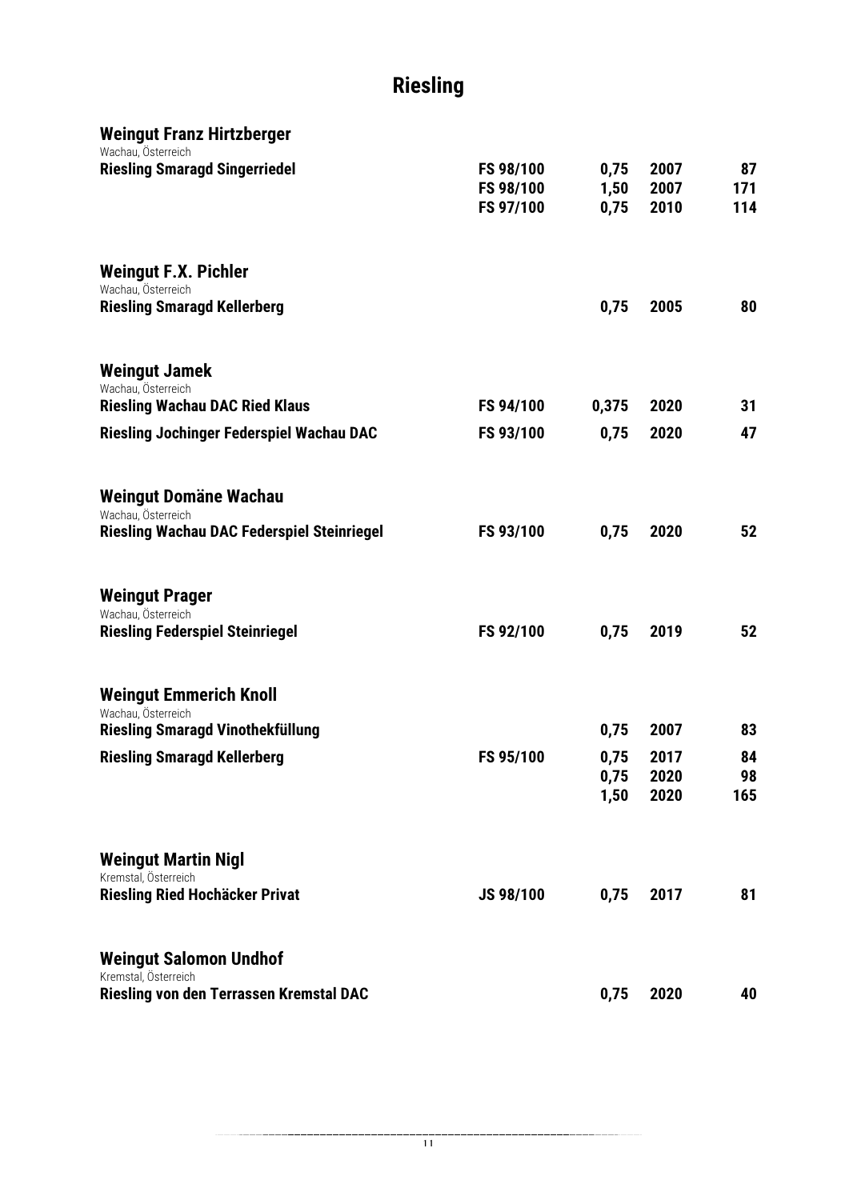# Riesling

## Weingut Franz Hirtzberger

Wachau, Österreich

| Wein | Bewertung | Liter | Jahrgang | Preis |
|---|---|---|---|---|
| **Riesling Smaragd Singerriedel** | **FS 98/100** | **0,75** | **2007** | **87** |
| | **FS 98/100** | **1,50** | **2007** | **171** |
| | **FS 97/100** | **0,75** | **2010** | **114** |

## Weingut F.X. Pichler

Wachau, Österreich

| Wein | Bewertung | Liter | Jahrgang | Preis |
|---|---|---|---|---|
| **Riesling Smaragd Kellerberg** | | **0,75** | **2005** | **80** |

## Weingut Jamek

Wachau, Österreich

| Wein | Bewertung | Liter | Jahrgang | Preis |
|---|---|---|---|---|
| **Riesling Wachau DAC Ried Klaus** | **FS 94/100** | **0,375** | **2020** | **31** |
| **Riesling Jochinger Federspiel Wachau DAC** | **FS 93/100** | **0,75** | **2020** | **47** |

## Weingut Domäne Wachau

Wachau, Österreich

| Wein | Bewertung | Liter | Jahrgang | Preis |
|---|---|---|---|---|
| **Riesling Wachau DAC Federspiel Steinriegel** | **FS 93/100** | **0,75** | **2020** | **52** |

## Weingut Prager

Wachau, Österreich

| Wein | Bewertung | Liter | Jahrgang | Preis |
|---|---|---|---|---|
| **Riesling Federspiel Steinriegel** | **FS 92/100** | **0,75** | **2019** | **52** |

## Weingut Emmerich Knoll

Wachau, Österreich

| Wein | Bewertung | Liter | Jahrgang | Preis |
|---|---|---|---|---|
| **Riesling Smaragd Vinothekfüllung** | | **0,75** | **2007** | **83** |
| **Riesling Smaragd Kellerberg** | **FS 95/100** | **0,75** | **2017** | **84** |
| | | **0,75** | **2020** | **98** |
| | | **1,50** | **2020** | **165** |

## Weingut Martin Nigl

Kremstal, Österreich

| Wein | Bewertung | Liter | Jahrgang | Preis |
|---|---|---|---|---|
| **Riesling Ried Hochäcker Privat** | **JS 98/100** | **0,75** | **2017** | **81** |

## Weingut Salomon Undhof

Kremstal, Österreich

| Wein | Bewertung | Liter | Jahrgang | Preis |
|---|---|---|---|---|
| **Riesling von den Terrassen Kremstal DAC** | | **0,75** | **2020** | **40** |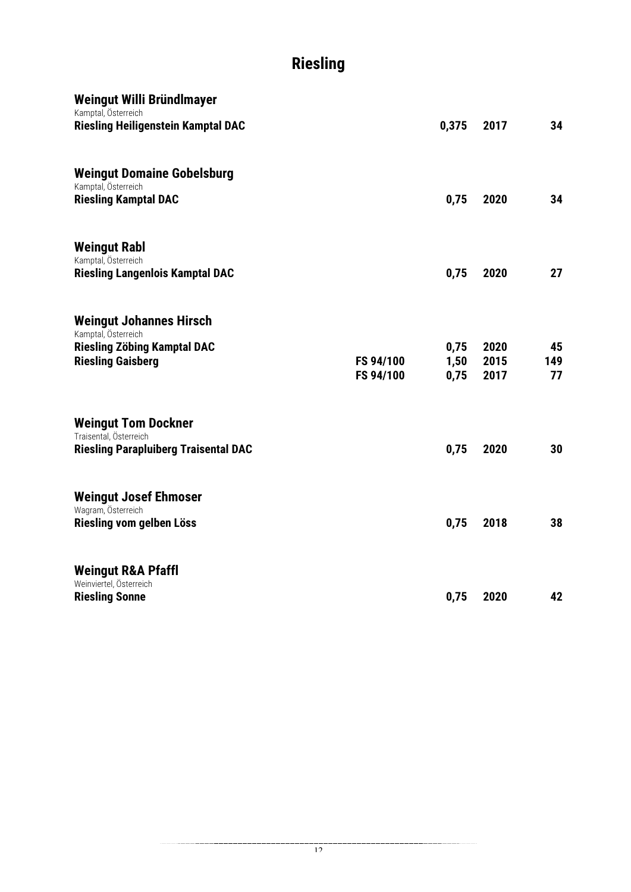# Riesling

**Weingut Willi Bründlmayer**
Kamptal, Österreich

| | | | | |
|---|---|---|---|---|
| **Riesling Heiligenstein Kamptal DAC** | | **0,375** | **2017** | **34** |

**Weingut Domaine Gobelsburg**
Kamptal, Österreich

| | | | | |
|---|---|---|---|---|
| **Riesling Kamptal DAC** | | **0,75** | **2020** | **34** |

**Weingut Rabl**
Kamptal, Österreich

| | | | | |
|---|---|---|---|---|
| **Riesling Langenlois Kamptal DAC** | | **0,75** | **2020** | **27** |

**Weingut Johannes Hirsch**
Kamptal, Österreich

| | | | | |
|---|---|---|---|---|
| **Riesling Zöbing Kamptal DAC** | | **0,75** | **2020** | **45** |
| **Riesling Gaisberg** | **FS 94/100** | **1,50** | **2015** | **149** |
| | **FS 94/100** | **0,75** | **2017** | **77** |

**Weingut Tom Dockner**
Traisental, Österreich

| | | | | |
|---|---|---|---|---|
| **Riesling Parapluiberg Traisental DAC** | | **0,75** | **2020** | **30** |

**Weingut Josef Ehmoser**
Wagram, Österreich

| | | | | |
|---|---|---|---|---|
| **Riesling vom gelben Löss** | | **0,75** | **2018** | **38** |

**Weingut R&A Pfaffl**
Weinviertel, Österreich

| | | | | |
|---|---|---|---|---|
| **Riesling Sonne** | | **0,75** | **2020** | **42** |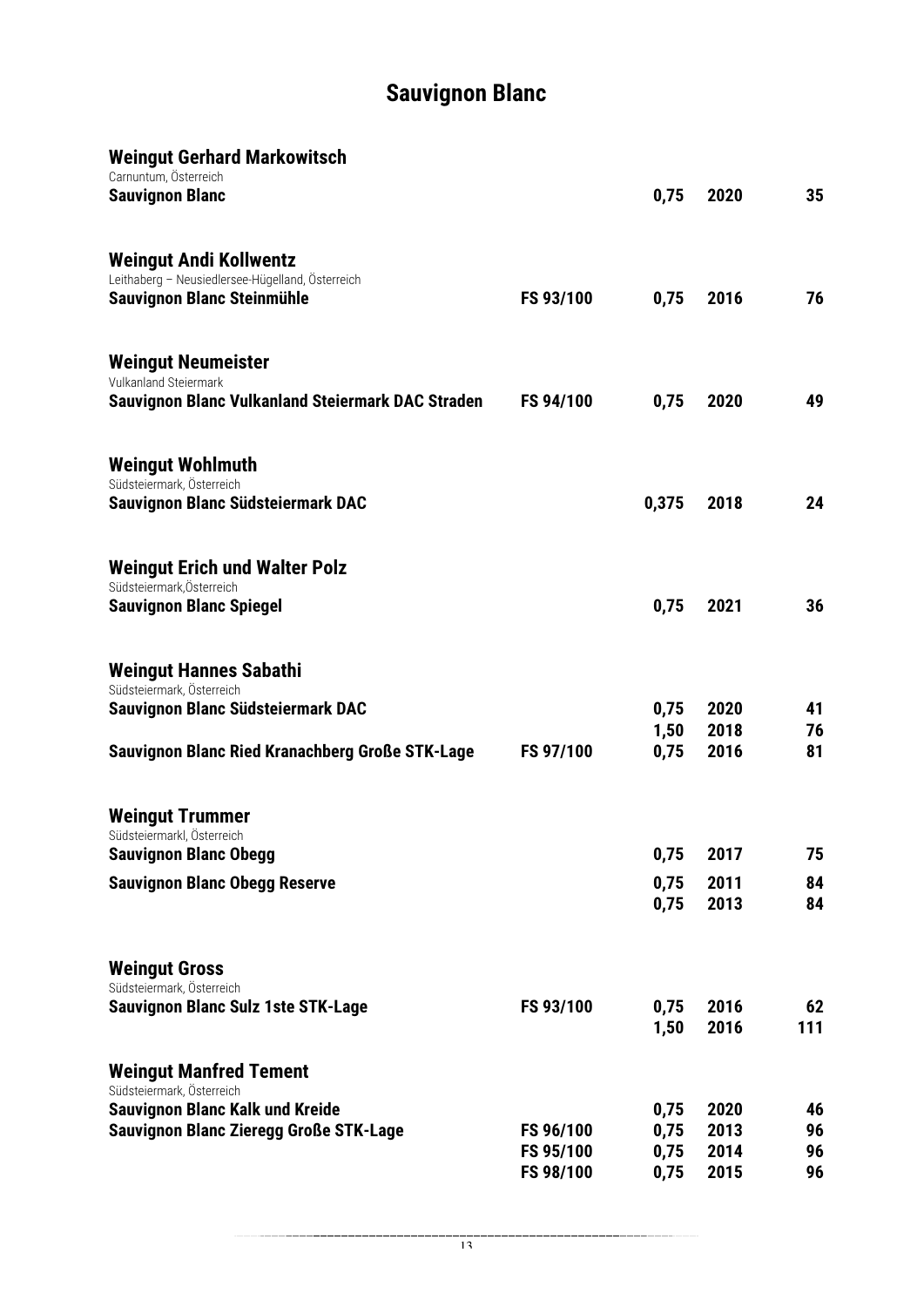# Sauvignon Blanc

## Weingut Gerhard Markowitsch

Carnuntum, Österreich

| | | | | |
|---|---|---|---|---|
| **Sauvignon Blanc** | | 0,75 | 2020 | 35 |

## Weingut Andi Kollwentz

Leithaberg – Neusiedlersee-Hügelland, Österreich

| | | | | |
|---|---|---|---|---|
| **Sauvignon Blanc Steinmühle** | FS 93/100 | 0,75 | 2016 | 76 |

## Weingut Neumeister

Vulkanland Steiermark

| | | | | |
|---|---|---|---|---|
| **Sauvignon Blanc Vulkanland Steiermark DAC Straden** | FS 94/100 | 0,75 | 2020 | 49 |

## Weingut Wohlmuth

Südsteiermark, Österreich

| | | | | |
|---|---|---|---|---|
| **Sauvignon Blanc Südsteiermark DAC** | | 0,375 | 2018 | 24 |

## Weingut Erich und Walter Polz

Südsteiermark,Österreich

| | | | | |
|---|---|---|---|---|
| **Sauvignon Blanc Spiegel** | | 0,75 | 2021 | 36 |

## Weingut Hannes Sabathi

Südsteiermark, Österreich

| | | | | |
|---|---|---|---|---|
| **Sauvignon Blanc Südsteiermark DAC** | | 0,75 | 2020 | 41 |
| | | 1,50 | 2018 | 76 |
| **Sauvignon Blanc Ried Kranachberg Große STK-Lage** | FS 97/100 | 0,75 | 2016 | 81 |

## Weingut Trummer

Südsteiermarkl, Österreich

| | | | | |
|---|---|---|---|---|
| **Sauvignon Blanc Obegg** | | 0,75 | 2017 | 75 |
| **Sauvignon Blanc Obegg Reserve** | | 0,75 | 2011 | 84 |
| | | 0,75 | 2013 | 84 |

## Weingut Gross

Südsteiermark, Österreich

| | | | | |
|---|---|---|---|---|
| **Sauvignon Blanc Sulz 1ste STK-Lage** | FS 93/100 | 0,75 | 2016 | 62 |
| | | 1,50 | 2016 | 111 |

## Weingut Manfred Tement

Südsteiermark, Österreich

| | | | | |
|---|---|---|---|---|
| **Sauvignon Blanc Kalk und Kreide** | | 0,75 | 2020 | 46 |
| **Sauvignon Blanc Zieregg Große STK-Lage** | FS 96/100 | 0,75 | 2013 | 96 |
| | FS 95/100 | 0,75 | 2014 | 96 |
| | FS 98/100 | 0,75 | 2015 | 96 |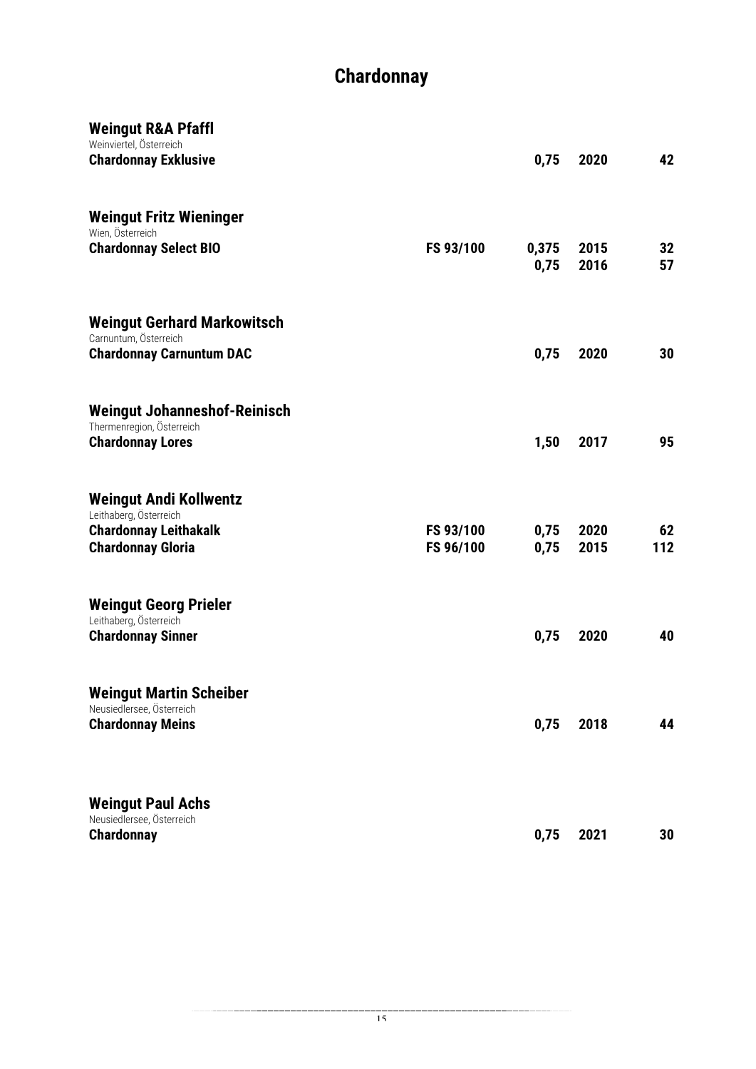# Chardonnay

| Weingut / Wein | Bewertung | Flasche | Jahrgang | Preis |
|---|---|---|---|---|
| **Weingut R&A Pfaffl** | | | | |
| Weinviertel, Österreich | | | | |
| **Chardonnay Exklusive** | | **0,75** | **2020** | **42** |
| **Weingut Fritz Wieninger** | | | | |
| Wien, Österreich | | | | |
| **Chardonnay Select BIO** | **FS 93/100** | **0,375** | **2015** | **32** |
| | | **0,75** | **2016** | **57** |
| **Weingut Gerhard Markowitsch** | | | | |
| Carnuntum, Österreich | | | | |
| **Chardonnay Carnuntum DAC** | | **0,75** | **2020** | **30** |
| **Weingut Johanneshof-Reinisch** | | | | |
| Thermenregion, Österreich | | | | |
| **Chardonnay Lores** | | **1,50** | **2017** | **95** |
| **Weingut Andi Kollwentz** | | | | |
| Leithaberg, Österreich | | | | |
| **Chardonnay Leithakalk** | **FS 93/100** | **0,75** | **2020** | **62** |
| **Chardonnay Gloria** | **FS 96/100** | **0,75** | **2015** | **112** |
| **Weingut Georg Prieler** | | | | |
| Leithaberg, Österreich | | | | |
| **Chardonnay Sinner** | | **0,75** | **2020** | **40** |
| **Weingut Martin Scheiber** | | | | |
| Neusiedlersee, Österreich | | | | |
| **Chardonnay Meins** | | **0,75** | **2018** | **44** |
| **Weingut Paul Achs** | | | | |
| Neusiedlersee, Österreich | | | | |
| **Chardonnay** | | **0,75** | **2021** | **30** |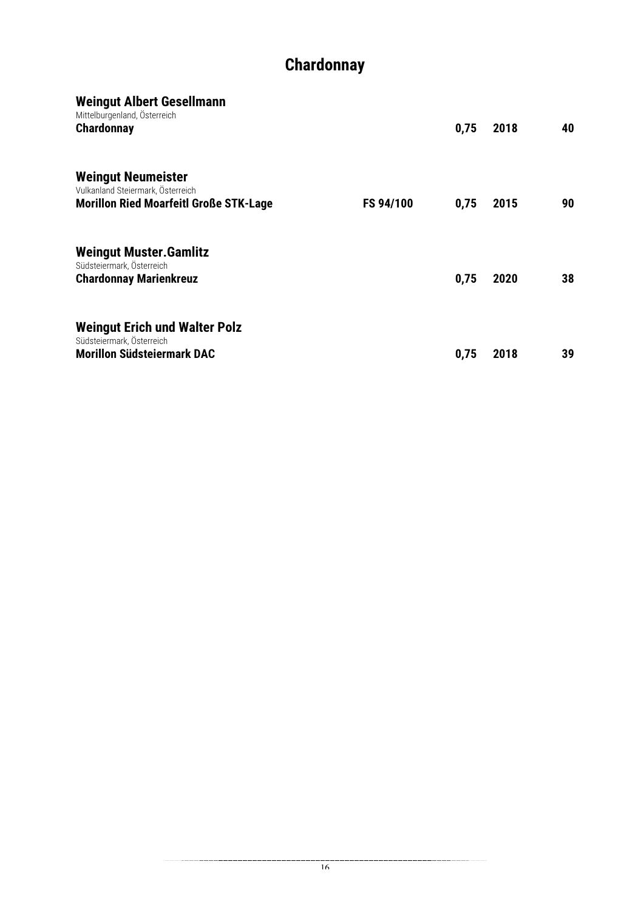# Chardonnay

## Weingut Albert Gesellmann
Mittelburgenland, Österreich

| | | | | |
|---|---|---|---|---|
| **Chardonnay** | | **0,75** | **2018** | **40** |

## Weingut Neumeister
Vulkanland Steiermark, Österreich

| | | | | |
|---|---|---|---|---|
| **Morillon Ried Moarfeitl Große STK-Lage** | **FS 94/100** | **0,75** | **2015** | **90** |

## Weingut Muster.Gamlitz
Südsteiermark, Österreich

| | | | | |
|---|---|---|---|---|
| **Chardonnay Marienkreuz** | | **0,75** | **2020** | **38** |

## Weingut Erich und Walter Polz
Südsteiermark, Österreich

| | | | | |
|---|---|---|---|---|
| **Morillon Südsteiermark DAC** | | **0,75** | **2018** | **39** |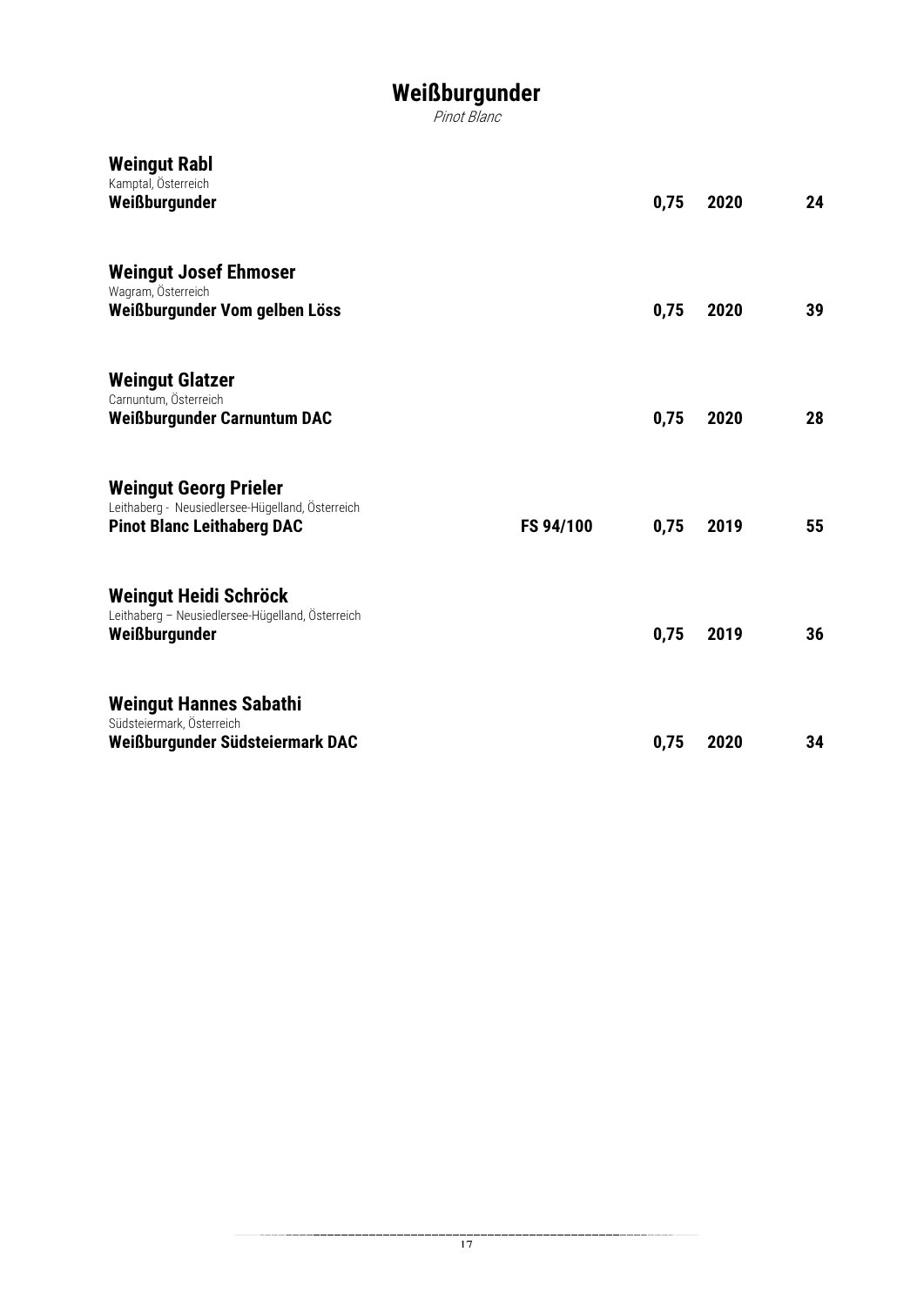# Weißburgunder

*Pinot Blanc*

**Weingut Rabl**
Kamptal, Österreich
**Weißburgunder** | | **0,75** | **2020** | **24**

**Weingut Josef Ehmoser**
Wagram, Österreich
**Weißburgunder Vom gelben Löss** | | **0,75** | **2020** | **39**

**Weingut Glatzer**
Carnuntum, Österreich
**Weißburgunder Carnuntum DAC** | | **0,75** | **2020** | **28**

**Weingut Georg Prieler**
Leithaberg - Neusiedlersee-Hügelland, Österreich
**Pinot Blanc Leithaberg DAC** | **FS 94/100** | **0,75** | **2019** | **55**

**Weingut Heidi Schröck**
Leithaberg – Neusiedlersee-Hügelland, Österreich
**Weißburgunder** | | **0,75** | **2019** | **36**

**Weingut Hannes Sabathi**
Südsteiermark, Österreich
**Weißburgunder Südsteiermark DAC** | | **0,75** | **2020** | **34**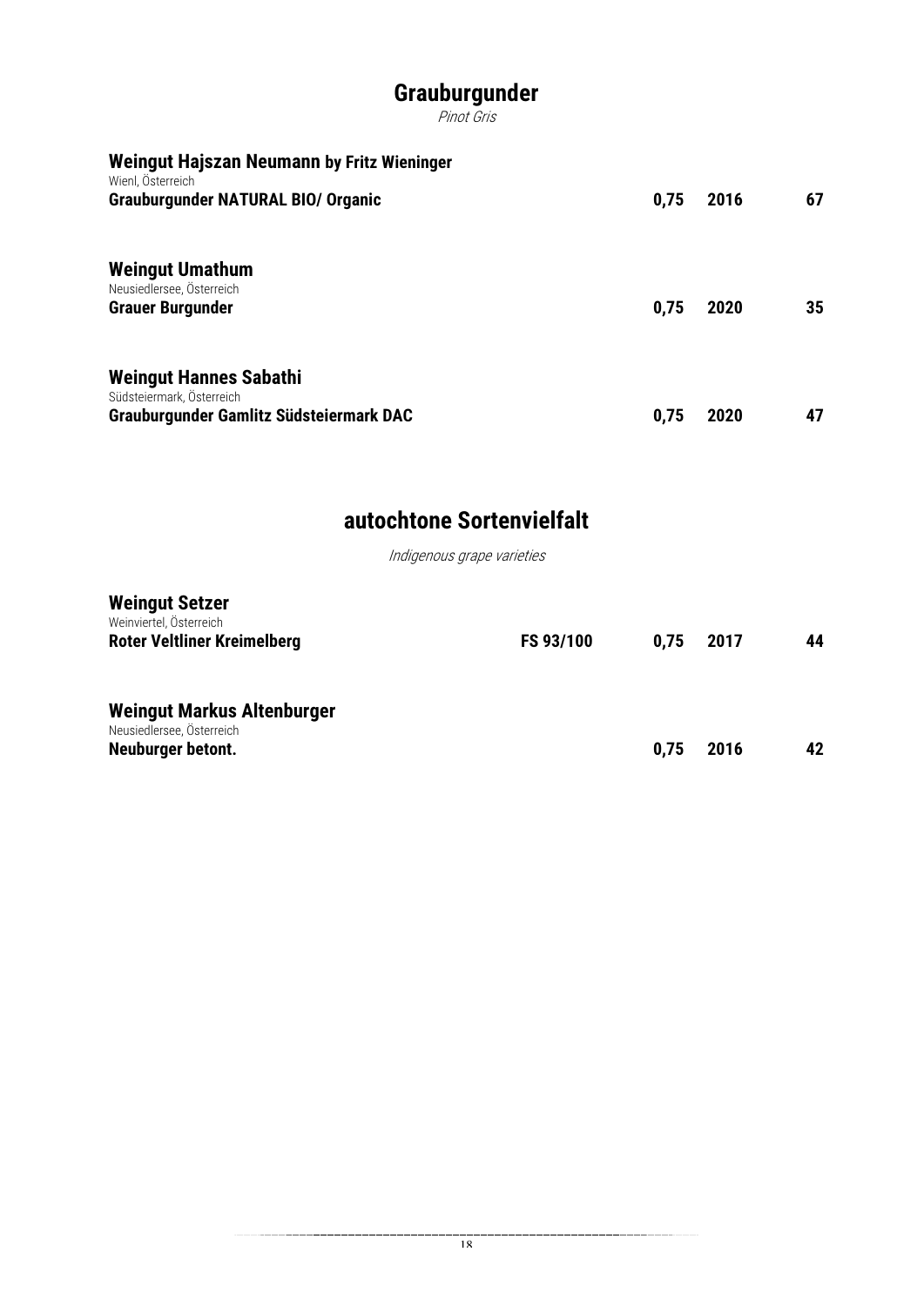# Grauburgunder

*Pinot Gris*

**Weingut Hajszan Neumann by Fritz Wieninger**
Wienl, Österreich
**Grauburgunder NATURAL BIO/ Organic** — **0,75** — **2016** — **67**

**Weingut Umathum**
Neusiedlersee, Österreich
**Grauer Burgunder** — **0,75** — **2020** — **35**

**Weingut Hannes Sabathi**
Südsteiermark, Österreich
**Grauburgunder Gamlitz Südsteiermark DAC** — **0,75** — **2020** — **47**

# autochtone Sortenvielfalt

*Indigenous grape varieties*

**Weingut Setzer**
Weinviertel, Österreich
**Roter Veltliner Kreimelberg** — **FS 93/100** — **0,75** — **2017** — **44**

**Weingut Markus Altenburger**
Neusiedlersee, Österreich
**Neuburger betont.** — **0,75** — **2016** — **42**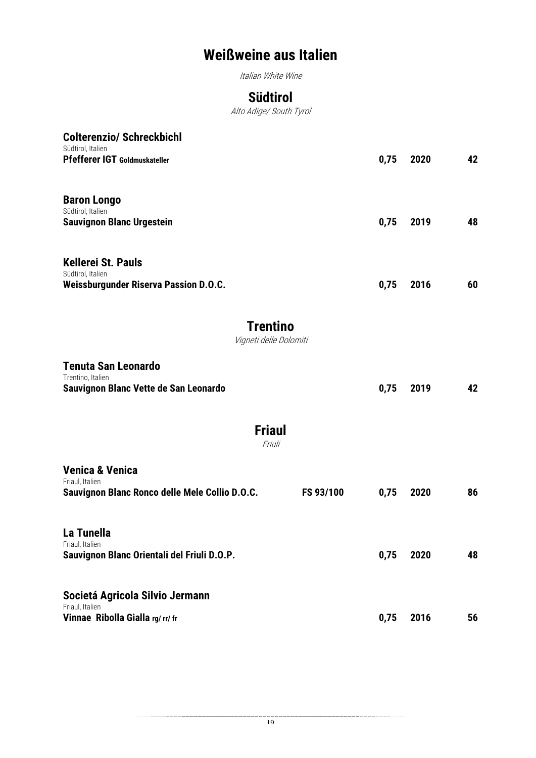# Weißweine aus Italien

*Italian White Wine*

## Südtirol

*Alto Adige/ South Tyrol*

**Colterenzio/ Schreckbichl**
Südtirol, Italien
**Pfefferer IGT Goldmuskateller** — 0,75 — 2020 — 42

**Baron Longo**
Südtirol, Italien
**Sauvignon Blanc Urgestein** — 0,75 — 2019 — 48

**Kellerei St. Pauls**
Südtirol, Italien
**Weissburgunder Riserva Passion D.O.C.** — 0,75 — 2016 — 60

## Trentino

*Vigneti delle Dolomiti*

**Tenuta San Leonardo**
Trentino, Italien
**Sauvignon Blanc Vette de San Leonardo** — 0,75 — 2019 — 42

## Friaul

*Friuli*

**Venica & Venica**
Friaul, Italien
**Sauvignon Blanc Ronco delle Mele Collio D.O.C.** — **FS 93/100** — 0,75 — 2020 — 86

**La Tunella**
Friaul, Italien
**Sauvignon Blanc Orientali del Friuli D.O.P.** — 0,75 — 2020 — 48

**Societá Agricola Silvio Jermann**
Friaul, Italien
**Vinnae Ribolla Gialla rg/ rr/ fr** — 0,75 — 2016 — 56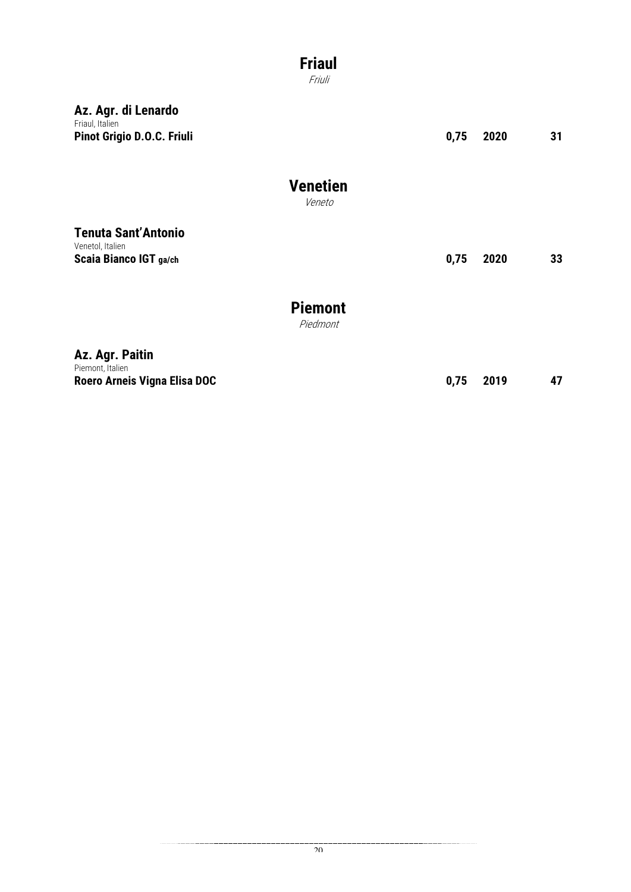## Friaul

*Friuli*

### Az. Agr. di Lenardo

Friaul, Italien

| | | | |
|---|---|---|---|
| **Pinot Grigio D.O.C. Friuli** | **0,75** | **2020** | **31** |

## Venetien

*Veneto*

### Tenuta Sant'Antonio

Venetol, Italien

| | | | |
|---|---|---|---|
| **Scaia Bianco IGT ga/ch** | **0,75** | **2020** | **33** |

## Piemont

*Piedmont*

### Az. Agr. Paitin

Piemont, Italien

| | | | |
|---|---|---|---|
| **Roero Arneis Vigna Elisa DOC** | **0,75** | **2019** | **47** |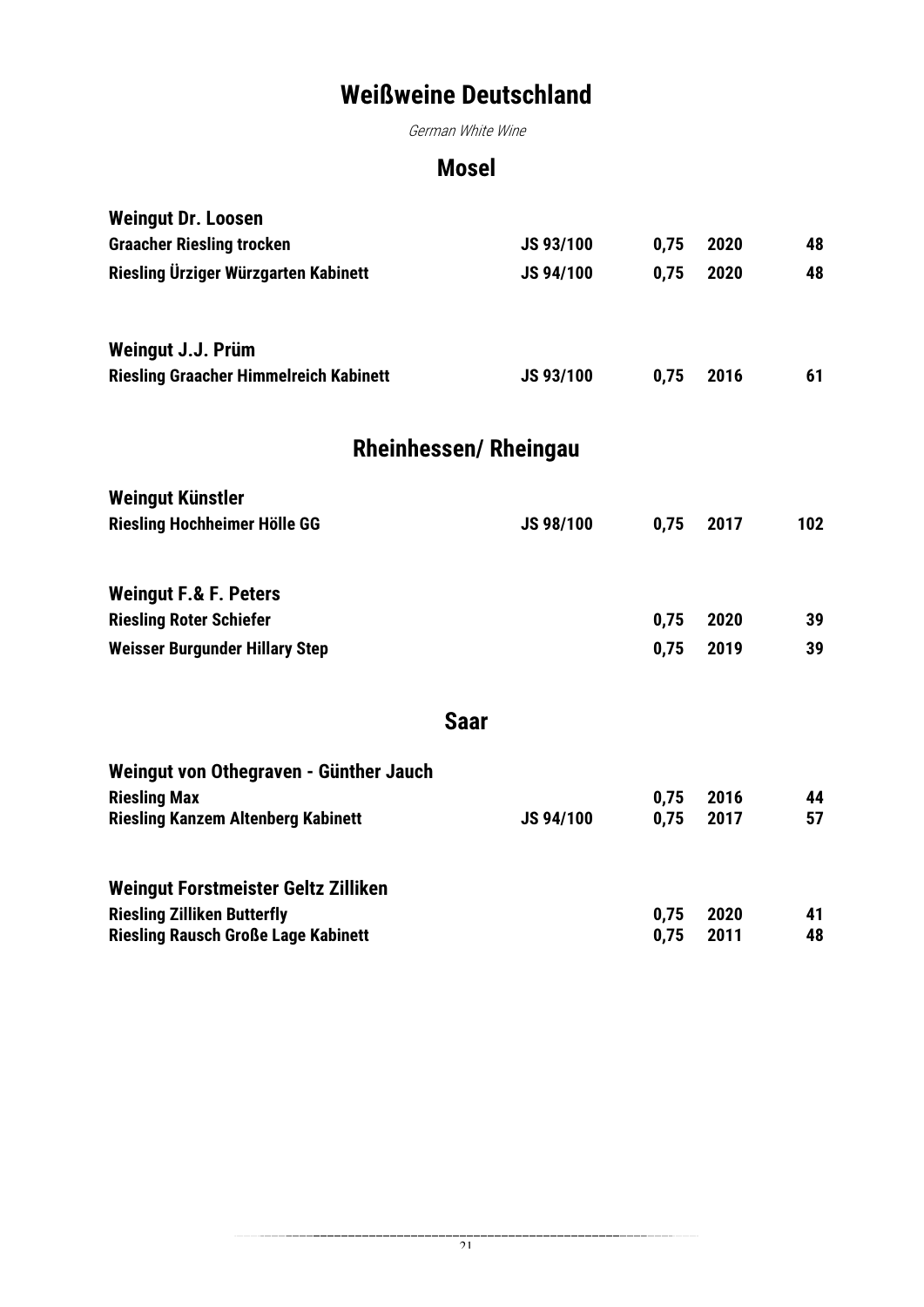# Weißweine Deutschland

*German White Wine*

## Mosel

### Weingut Dr. Loosen

| | | | | |
|---|---|---|---|---|
| **Graacher Riesling trocken** | **JS 93/100** | **0,75** | **2020** | **48** |
| **Riesling Ürziger Würzgarten Kabinett** | **JS 94/100** | **0,75** | **2020** | **48** |

### Weingut J.J. Prüm

| | | | | |
|---|---|---|---|---|
| **Riesling Graacher Himmelreich Kabinett** | **JS 93/100** | **0,75** | **2016** | **61** |

## Rheinhessen/ Rheingau

### Weingut Künstler

| | | | | |
|---|---|---|---|---|
| **Riesling Hochheimer Hölle GG** | **JS 98/100** | **0,75** | **2017** | **102** |

### Weingut F.& F. Peters

| | | | | |
|---|---|---|---|---|
| **Riesling Roter Schiefer** | | **0,75** | **2020** | **39** |
| **Weisser Burgunder Hillary Step** | | **0,75** | **2019** | **39** |

## Saar

### Weingut von Othegraven - Günther Jauch

| | | | | |
|---|---|---|---|---|
| **Riesling Max** | | **0,75** | **2016** | **44** |
| **Riesling Kanzem Altenberg Kabinett** | **JS 94/100** | **0,75** | **2017** | **57** |

### Weingut Forstmeister Geltz Zilliken

| | | | | |
|---|---|---|---|---|
| **Riesling Zilliken Butterfly** | | **0,75** | **2020** | **41** |
| **Riesling Rausch Große Lage Kabinett** | | **0,75** | **2011** | **48** |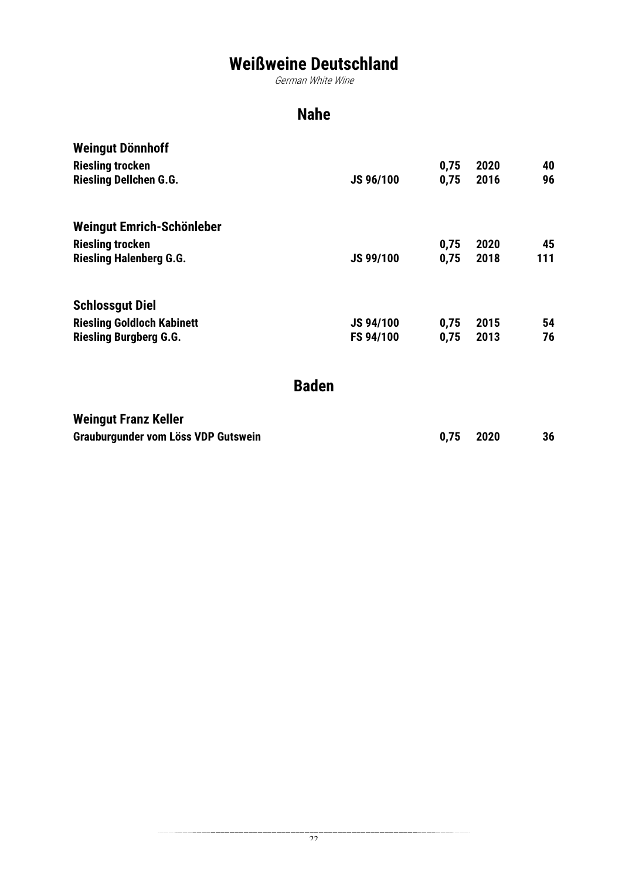# Weißweine Deutschland

*German White Wine*

## Nahe

### Weingut Dönnhoff

| | | | | |
|---|---|---|---|---|
| **Riesling trocken** | | **0,75** | **2020** | **40** |
| **Riesling Dellchen G.G.** | **JS 96/100** | **0,75** | **2016** | **96** |

### Weingut Emrich-Schönleber

| | | | | |
|---|---|---|---|---|
| **Riesling trocken** | | **0,75** | **2020** | **45** |
| **Riesling Halenberg G.G.** | **JS 99/100** | **0,75** | **2018** | **111** |

### Schlossgut Diel

| | | | | |
|---|---|---|---|---|
| **Riesling Goldloch Kabinett** | **JS 94/100** | **0,75** | **2015** | **54** |
| **Riesling Burgberg G.G.** | **FS 94/100** | **0,75** | **2013** | **76** |

## Baden

### Weingut Franz Keller

| | | | | |
|---|---|---|---|---|
| **Grauburgunder vom Löss VDP Gutswein** | | **0,75** | **2020** | **36** |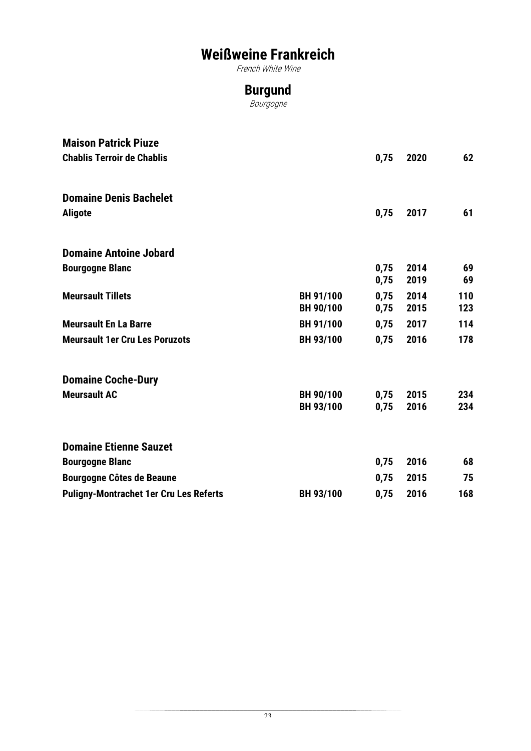# Weißweine Frankreich

*French White Wine*

## Burgund

*Bourgogne*

| | | | | |
|---|---|---|---|---|
| **Maison Patrick Piuze** | | | | |
| **Chablis Terroir de Chablis** | | 0,75 | 2020 | 62 |
| | | | | |
| **Domaine Denis Bachelet** | | | | |
| **Aligote** | | 0,75 | 2017 | 61 |
| | | | | |
| **Domaine Antoine Jobard** | | | | |
| **Bourgogne Blanc** | | 0,75 | 2014 | 69 |
| | | 0,75 | 2019 | 69 |
| **Meursault Tillets** | BH 91/100 | 0,75 | 2014 | 110 |
| | BH 90/100 | 0,75 | 2015 | 123 |
| **Meursault En La Barre** | BH 91/100 | 0,75 | 2017 | 114 |
| **Meursault 1er Cru Les Poruzots** | BH 93/100 | 0,75 | 2016 | 178 |
| | | | | |
| **Domaine Coche-Dury** | | | | |
| **Meursault AC** | BH 90/100 | 0,75 | 2015 | 234 |
| | BH 93/100 | 0,75 | 2016 | 234 |
| | | | | |
| **Domaine Etienne Sauzet** | | | | |
| **Bourgogne Blanc** | | 0,75 | 2016 | 68 |
| **Bourgogne Côtes de Beaune** | | 0,75 | 2015 | 75 |
| **Puligny-Montrachet 1er Cru Les Referts** | BH 93/100 | 0,75 | 2016 | 168 |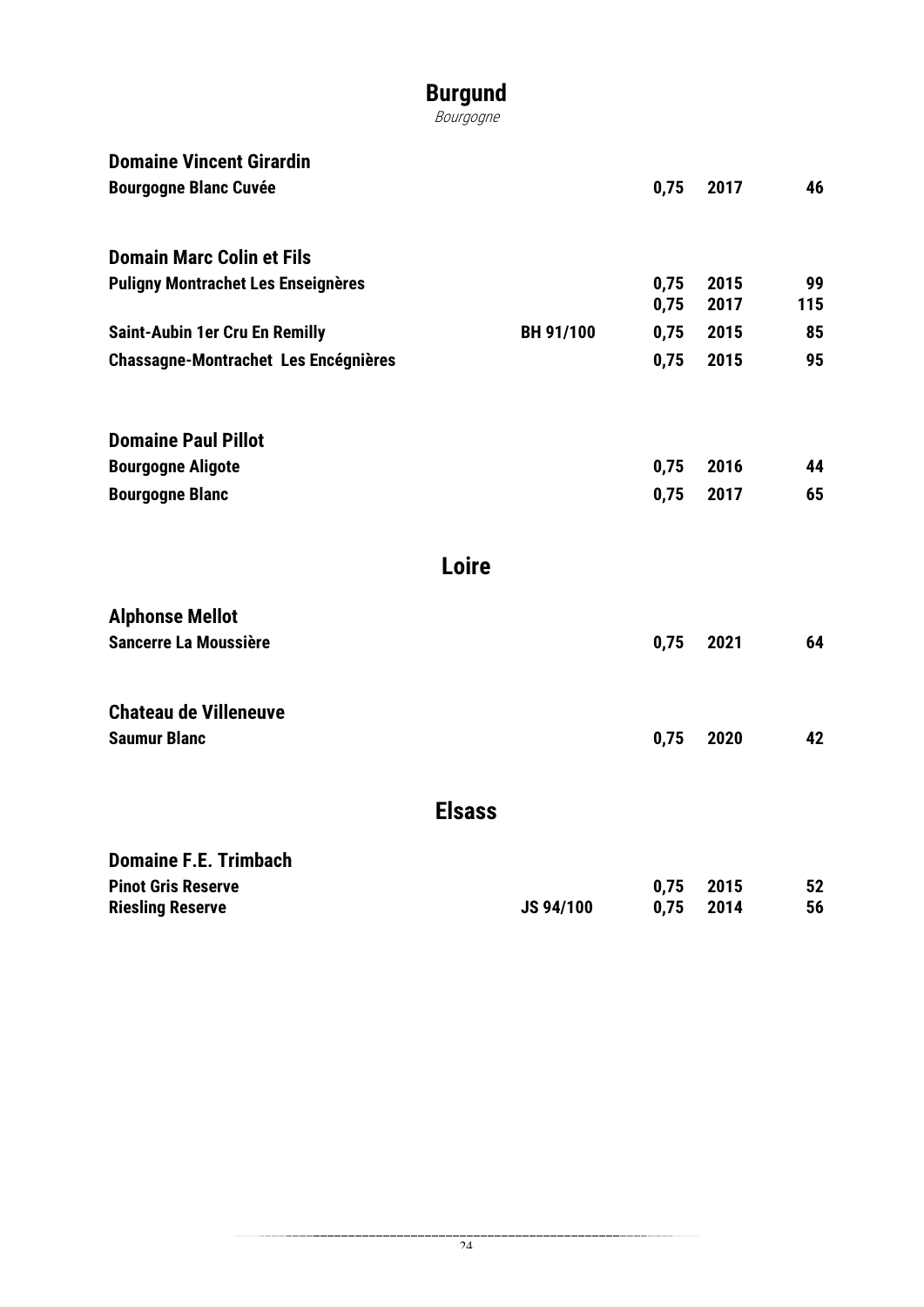# Burgund

*Bourgogne*

### Domaine Vincent Girardin

| | | | | |
|---|---|---|---|---|
| **Bourgogne Blanc Cuvée** | | 0,75 | 2017 | 46 |

### Domain Marc Colin et Fils

| | | | | |
|---|---|---|---|---|
| **Puligny Montrachet Les Enseignères** | | 0,75 | 2015 | 99 |
| | | 0,75 | 2017 | 115 |
| **Saint-Aubin 1er Cru En Remilly** | BH 91/100 | 0,75 | 2015 | 85 |
| **Chassagne-Montrachet Les Encégnières** | | 0,75 | 2015 | 95 |

### Domaine Paul Pillot

| | | | | |
|---|---|---|---|---|
| **Bourgogne Aligote** | | 0,75 | 2016 | 44 |
| **Bourgogne Blanc** | | 0,75 | 2017 | 65 |

# Loire

### Alphonse Mellot

| | | | | |
|---|---|---|---|---|
| **Sancerre La Moussière** | | 0,75 | 2021 | 64 |

### Chateau de Villeneuve

| | | | | |
|---|---|---|---|---|
| **Saumur Blanc** | | 0,75 | 2020 | 42 |

# Elsass

### Domaine F.E. Trimbach

| | | | | |
|---|---|---|---|---|
| **Pinot Gris Reserve** | | 0,75 | 2015 | 52 |
| **Riesling Reserve** | JS 94/100 | 0,75 | 2014 | 56 |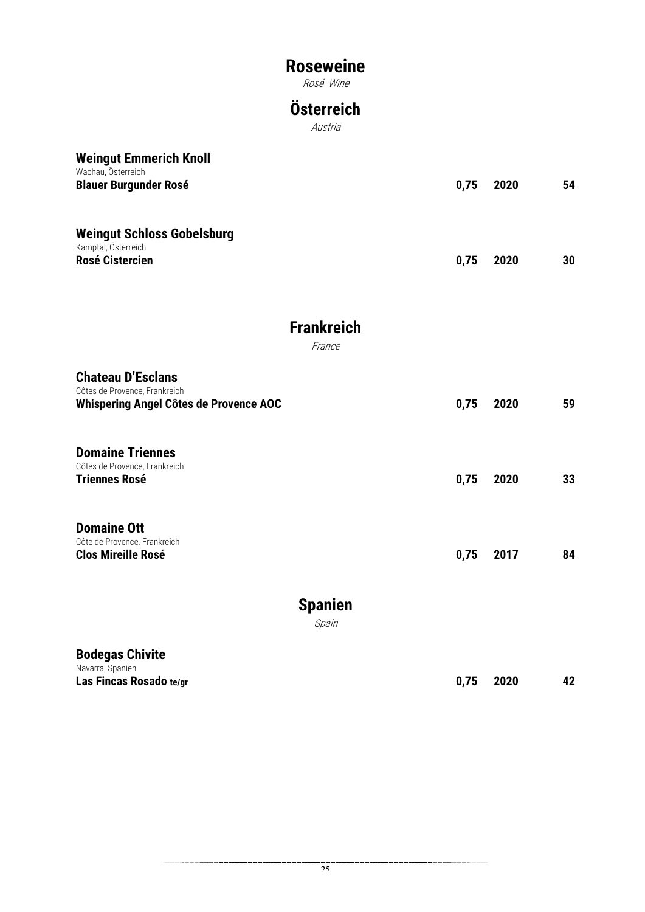# Roseweine

*Rosé Wine*

## Österreich

*Austria*

### Weingut Emmerich Knoll

Wachau, Österreich

| | | | |
|---|---|---|---|
| **Blauer Burgunder Rosé** | **0,75** | **2020** | **54** |

### Weingut Schloss Gobelsburg

Kamptal, Österreich

| | | | |
|---|---|---|---|
| **Rosé Cistercien** | **0,75** | **2020** | **30** |

## Frankreich

*France*

### Chateau D'Esclans

Côtes de Provence, Frankreich

| | | | |
|---|---|---|---|
| **Whispering Angel Côtes de Provence AOC** | **0,75** | **2020** | **59** |

### Domaine Triennes

Côtes de Provence, Frankreich

| | | | |
|---|---|---|---|
| **Triennes Rosé** | **0,75** | **2020** | **33** |

### Domaine Ott

Côte de Provence, Frankreich

| | | | |
|---|---|---|---|
| **Clos Mireille Rosé** | **0,75** | **2017** | **84** |

## Spanien

*Spain*

### Bodegas Chivite

Navarra, Spanien

| | | | |
|---|---|---|---|
| **Las Fincas Rosado te/gr** | **0,75** | **2020** | **42** |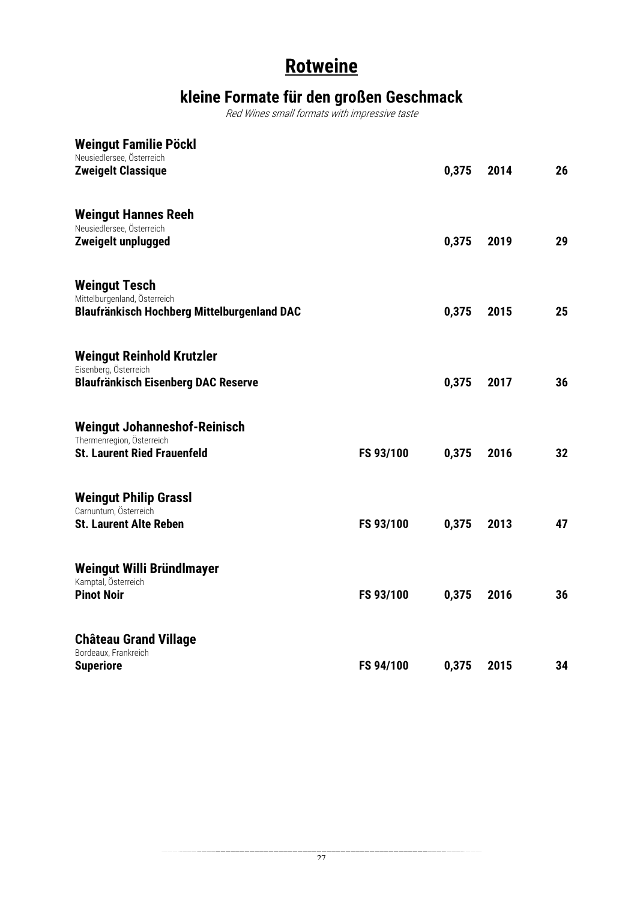# Rotweine

## kleine Formate für den großen Geschmack

*Red Wines small formats with impressive taste*

| | | | | |
|---|---|---|---|---|
| **Weingut Familie Pöckl**<br>Neusiedlersee, Österreich<br>**Zweigelt Classique** | | **0,375** | **2014** | **26** |
| **Weingut Hannes Reeh**<br>Neusiedlersee, Österreich<br>**Zweigelt unplugged** | | **0,375** | **2019** | **29** |
| **Weingut Tesch**<br>Mittelburgenland, Österreich<br>**Blaufränkisch Hochberg Mittelburgenland DAC** | | **0,375** | **2015** | **25** |
| **Weingut Reinhold Krutzler**<br>Eisenberg, Österreich<br>**Blaufränkisch Eisenberg DAC Reserve** | | **0,375** | **2017** | **36** |
| **Weingut Johanneshof-Reinisch**<br>Thermenregion, Österreich<br>**St. Laurent Ried Frauenfeld** | **FS 93/100** | **0,375** | **2016** | **32** |
| **Weingut Philip Grassl**<br>Carnuntum, Österreich<br>**St. Laurent Alte Reben** | **FS 93/100** | **0,375** | **2013** | **47** |
| **Weingut Willi Bründlmayer**<br>Kamptal, Österreich<br>**Pinot Noir** | **FS 93/100** | **0,375** | **2016** | **36** |
| **Château Grand Village**<br>Bordeaux, Frankreich<br>**Superiore** | **FS 94/100** | **0,375** | **2015** | **34** |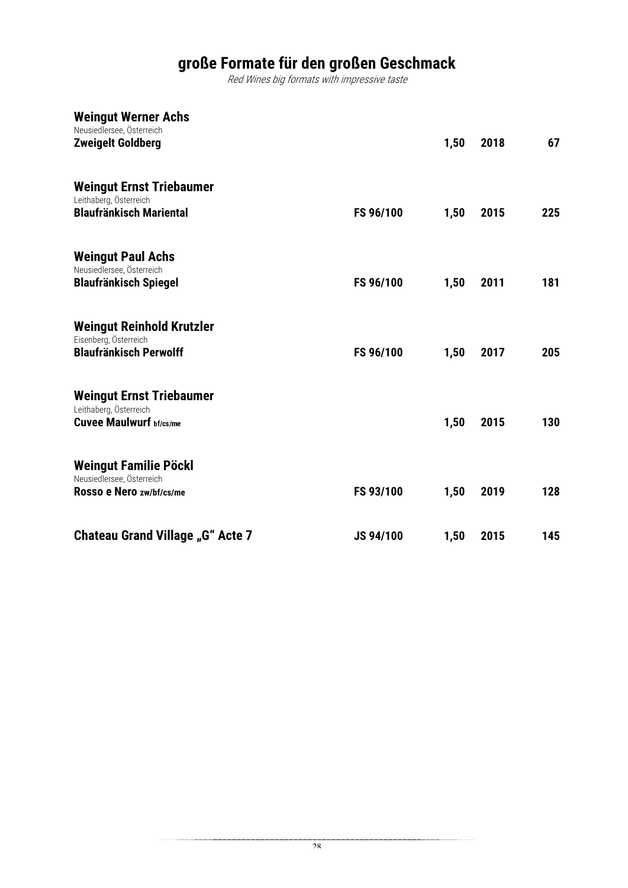# große Formate für den großen Geschmack

*Red Wines big formats with impressive taste*

| | | | | |
|---|---|---|---|---|
| **Weingut Werner Achs**<br>Neusiedlersee, Österreich<br>**Zweigelt Goldberg** | | **1,50** | **2018** | **67** |
| **Weingut Ernst Triebaumer**<br>Leithaberg, Österreich<br>**Blaufränkisch Mariental** | **FS 96/100** | **1,50** | **2015** | **225** |
| **Weingut Paul Achs**<br>Neusiedlersee, Österreich<br>**Blaufränkisch Spiegel** | **FS 96/100** | **1,50** | **2011** | **181** |
| **Weingut Reinhold Krutzler**<br>Eisenberg, Österreich<br>**Blaufränkisch Perwolff** | **FS 96/100** | **1,50** | **2017** | **205** |
| **Weingut Ernst Triebaumer**<br>Leithaberg, Österreich<br>**Cuvee Maulwurf bf/cs/me** | | **1,50** | **2015** | **130** |
| **Weingut Familie Pöckl**<br>Neusiedlersee, Österreich<br>**Rosso e Nero zw/bf/cs/me** | **FS 93/100** | **1,50** | **2019** | **128** |
| **Chateau Grand Village „G" Acte 7** | **JS 94/100** | **1,50** | **2015** | **145** |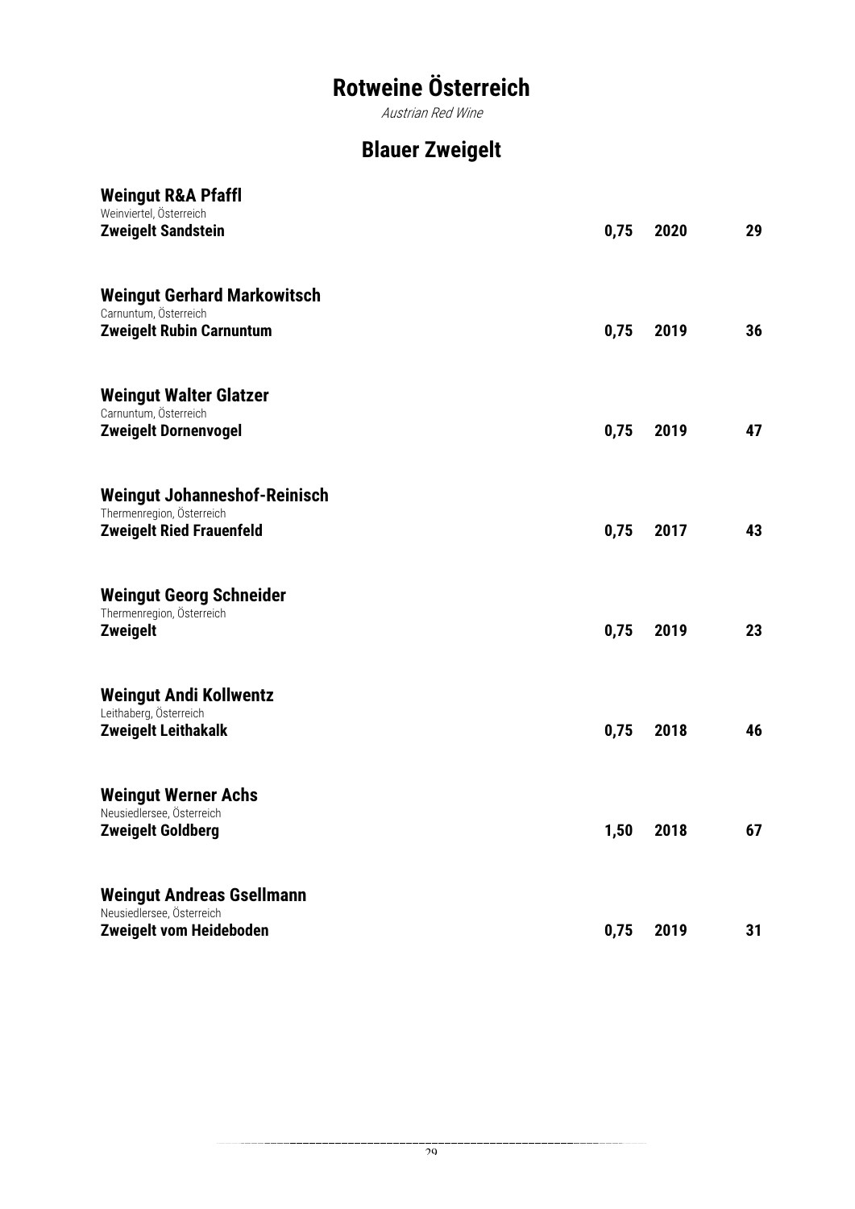# Rotweine Österreich

*Austrian Red Wine*

## Blauer Zweigelt

**Weingut R&A Pfaffl**
Weinviertel, Österreich
**Zweigelt Sandstein** — **0,75** — **2020** — **29**

**Weingut Gerhard Markowitsch**
Carnuntum, Österreich
**Zweigelt Rubin Carnuntum** — **0,75** — **2019** — **36**

**Weingut Walter Glatzer**
Carnuntum, Österreich
**Zweigelt Dornenvogel** — **0,75** — **2019** — **47**

**Weingut Johanneshof-Reinisch**
Thermenregion, Österreich
**Zweigelt Ried Frauenfeld** — **0,75** — **2017** — **43**

**Weingut Georg Schneider**
Thermenregion, Österreich
**Zweigelt** — **0,75** — **2019** — **23**

**Weingut Andi Kollwentz**
Leithaberg, Österreich
**Zweigelt Leithakalk** — **0,75** — **2018** — **46**

**Weingut Werner Achs**
Neusiedlersee, Österreich
**Zweigelt Goldberg** — **1,50** — **2018** — **67**

**Weingut Andreas Gsellmann**
Neusiedlersee, Österreich
**Zweigelt vom Heideboden** — **0,75** — **2019** — **31**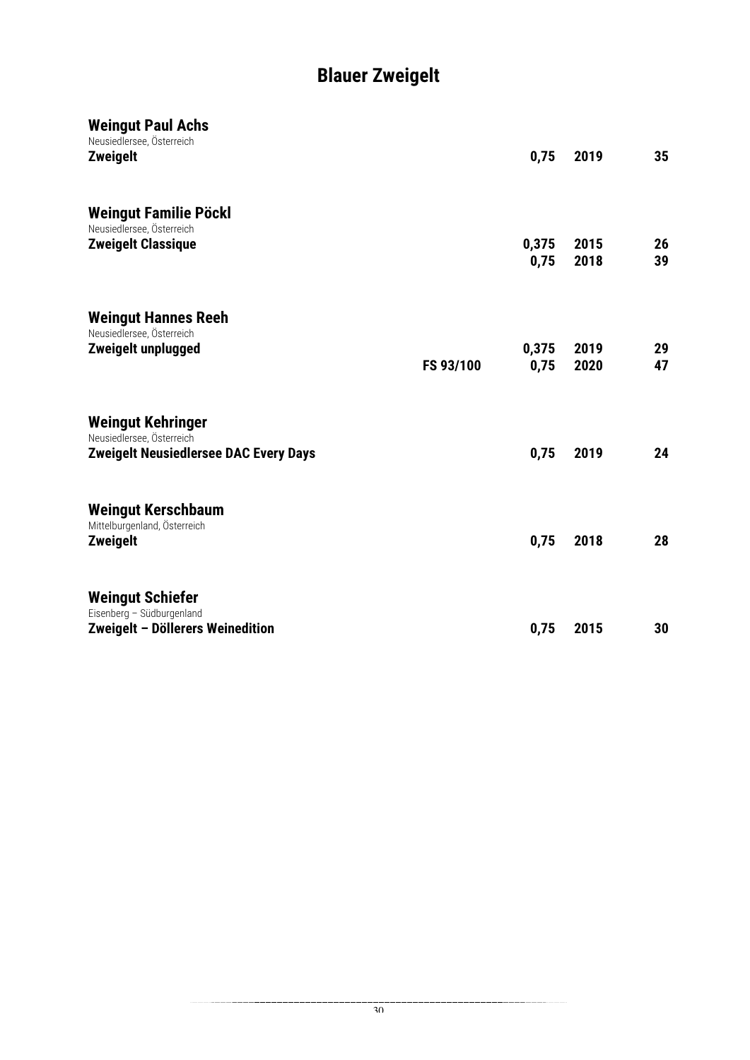# Blauer Zweigelt

**Weingut Paul Achs**
Neusiedlersee, Österreich

| | | | | |
|---|---|---|---|---|
| **Zweigelt** | | **0,75** | **2019** | **35** |

**Weingut Familie Pöckl**
Neusiedlersee, Österreich

| | | | | |
|---|---|---|---|---|
| **Zweigelt Classique** | | **0,375** | **2015** | **26** |
| | | **0,75** | **2018** | **39** |

**Weingut Hannes Reeh**
Neusiedlersee, Österreich

| | | | | |
|---|---|---|---|---|
| **Zweigelt unplugged** | | **0,375** | **2019** | **29** |
| | **FS 93/100** | **0,75** | **2020** | **47** |

**Weingut Kehringer**
Neusiedlersee, Österreich

| | | | | |
|---|---|---|---|---|
| **Zweigelt Neusiedlersee DAC Every Days** | | **0,75** | **2019** | **24** |

**Weingut Kerschbaum**
Mittelburgenland, Österreich

| | | | | |
|---|---|---|---|---|
| **Zweigelt** | | **0,75** | **2018** | **28** |

**Weingut Schiefer**
Eisenberg – Südburgenland

| | | | | |
|---|---|---|---|---|
| **Zweigelt – Döllerers Weinedition** | | **0,75** | **2015** | **30** |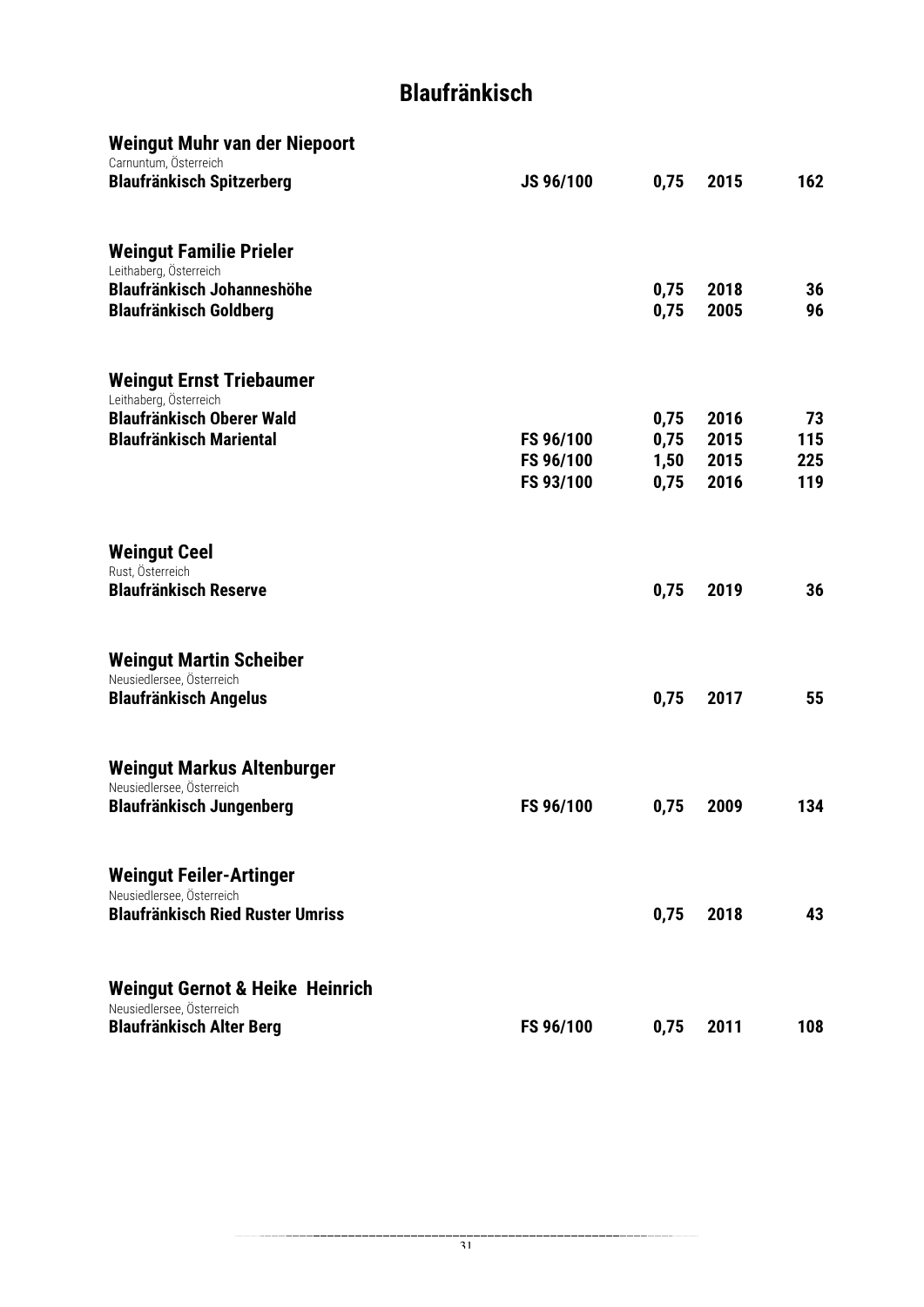# Blaufränkisch

**Weingut Muhr van der Niepoort**
Carnuntum, Österreich

| | | | | |
|---|---|---|---|---|
| **Blaufränkisch Spitzerberg** | **JS 96/100** | **0,75** | **2015** | **162** |

**Weingut Familie Prieler**
Leithaberg, Österreich

| | | | | |
|---|---|---|---|---|
| **Blaufränkisch Johanneshöhe** | | **0,75** | **2018** | **36** |
| **Blaufränkisch Goldberg** | | **0,75** | **2005** | **96** |

**Weingut Ernst Triebaumer**
Leithaberg, Österreich

| | | | | |
|---|---|---|---|---|
| **Blaufränkisch Oberer Wald** | | **0,75** | **2016** | **73** |
| **Blaufränkisch Mariental** | **FS 96/100** | **0,75** | **2015** | **115** |
| | **FS 96/100** | **1,50** | **2015** | **225** |
| | **FS 93/100** | **0,75** | **2016** | **119** |

**Weingut Ceel**
Rust, Österreich

| | | | | |
|---|---|---|---|---|
| **Blaufränkisch Reserve** | | **0,75** | **2019** | **36** |

**Weingut Martin Scheiber**
Neusiedlersee, Österreich

| | | | | |
|---|---|---|---|---|
| **Blaufränkisch Angelus** | | **0,75** | **2017** | **55** |

**Weingut Markus Altenburger**
Neusiedlersee, Österreich

| | | | | |
|---|---|---|---|---|
| **Blaufränkisch Jungenberg** | **FS 96/100** | **0,75** | **2009** | **134** |

**Weingut Feiler-Artinger**
Neusiedlersee, Österreich

| | | | | |
|---|---|---|---|---|
| **Blaufränkisch Ried Ruster Umriss** | | **0,75** | **2018** | **43** |

**Weingut Gernot & Heike Heinrich**
Neusiedlersee, Österreich

| | | | | |
|---|---|---|---|---|
| **Blaufränkisch Alter Berg** | **FS 96/100** | **0,75** | **2011** | **108** |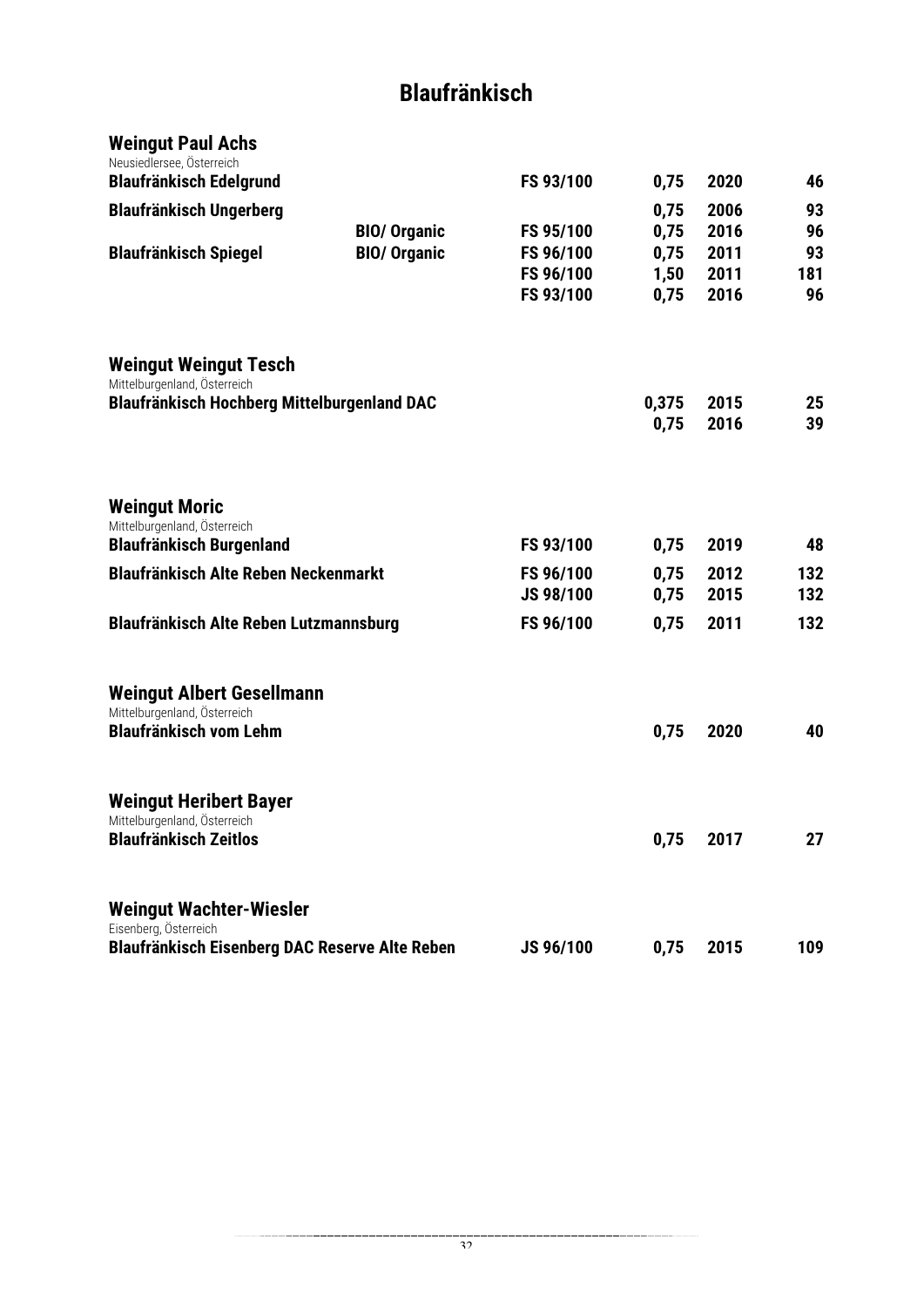# Blaufränkisch

## Weingut Paul Achs

Neusiedlersee, Österreich

| Wein | | Bewertung | Flasche | Jahrgang | Preis |
|---|---|---|---|---|---|
| **Blaufränkisch Edelgrund** | | **FS 93/100** | **0,75** | **2020** | **46** |
| **Blaufränkisch Ungerberg** | | | **0,75** | **2006** | **93** |
| | **BIO/ Organic** | **FS 95/100** | **0,75** | **2016** | **96** |
| **Blaufränkisch Spiegel** | **BIO/ Organic** | **FS 96/100** | **0,75** | **2011** | **93** |
| | | **FS 96/100** | **1,50** | **2011** | **181** |
| | | **FS 93/100** | **0,75** | **2016** | **96** |

## Weingut Weingut Tesch

Mittelburgenland, Österreich

| Wein | Bewertung | Flasche | Jahrgang | Preis |
|---|---|---|---|---|
| **Blaufränkisch Hochberg Mittelburgenland DAC** | | **0,375** | **2015** | **25** |
| | | **0,75** | **2016** | **39** |

## Weingut Moric

Mittelburgenland, Österreich

| Wein | Bewertung | Flasche | Jahrgang | Preis |
|---|---|---|---|---|
| **Blaufränkisch Burgenland** | **FS 93/100** | **0,75** | **2019** | **48** |
| **Blaufränkisch Alte Reben Neckenmarkt** | **FS 96/100** | **0,75** | **2012** | **132** |
| | **JS 98/100** | **0,75** | **2015** | **132** |
| **Blaufränkisch Alte Reben Lutzmannsburg** | **FS 96/100** | **0,75** | **2011** | **132** |

## Weingut Albert Gesellmann

Mittelburgenland, Österreich

| Wein | Bewertung | Flasche | Jahrgang | Preis |
|---|---|---|---|---|
| **Blaufränkisch vom Lehm** | | **0,75** | **2020** | **40** |

## Weingut Heribert Bayer

Mittelburgenland, Österreich

| Wein | Bewertung | Flasche | Jahrgang | Preis |
|---|---|---|---|---|
| **Blaufränkisch Zeitlos** | | **0,75** | **2017** | **27** |

## Weingut Wachter-Wiesler

Eisenberg, Österreich

| Wein | Bewertung | Flasche | Jahrgang | Preis |
|---|---|---|---|---|
| **Blaufränkisch Eisenberg DAC Reserve Alte Reben** | **JS 96/100** | **0,75** | **2015** | **109** |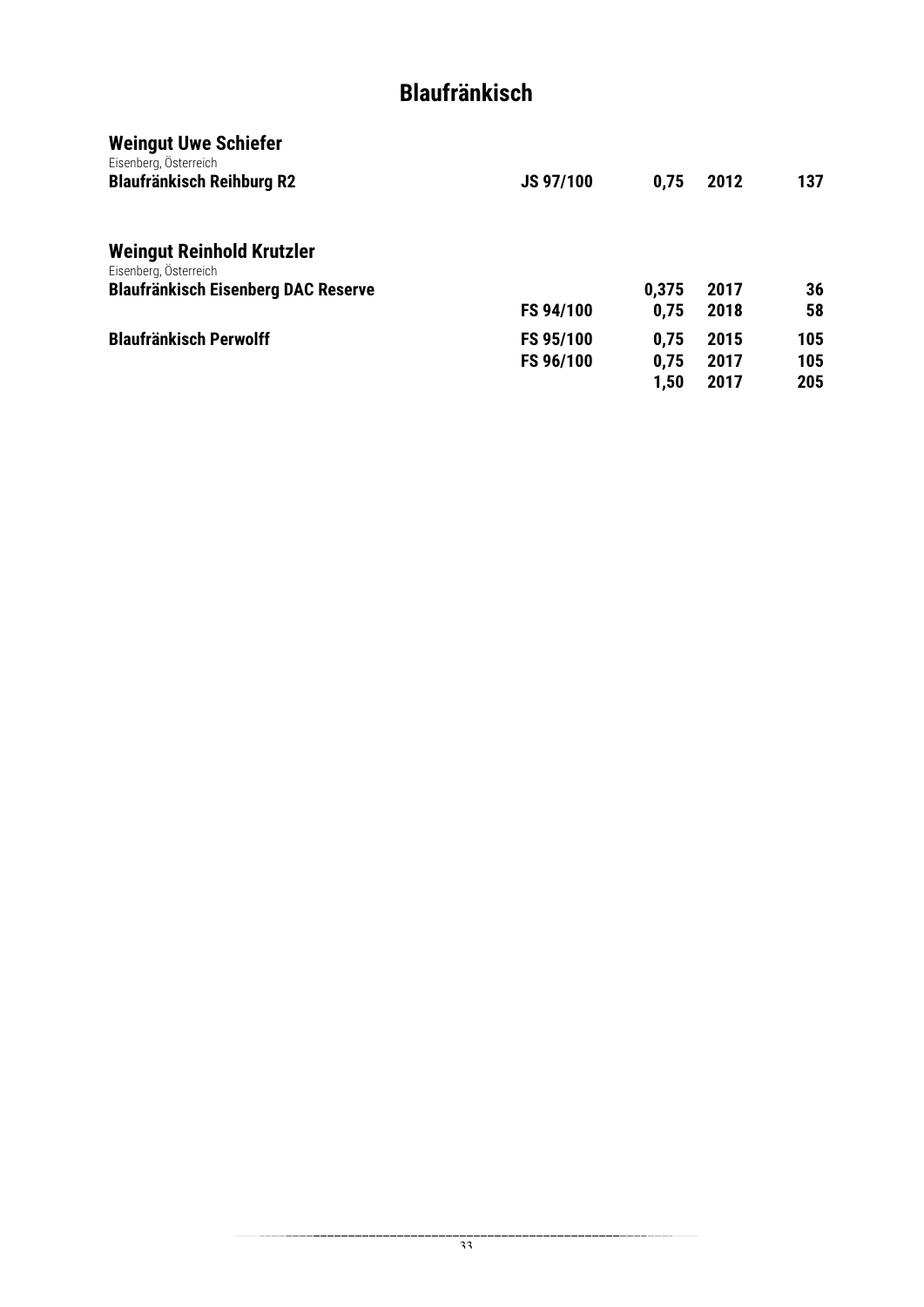# Blaufränkisch

## Weingut Uwe Schiefer

Eisenberg, Österreich

| | | | | |
|---|---|---|---|---|
| **Blaufränkisch Reihburg R2** | **JS 97/100** | **0,75** | **2012** | **137** |

## Weingut Reinhold Krutzler

Eisenberg, Österreich

| | | | | |
|---|---|---|---|---|
| **Blaufränkisch Eisenberg DAC Reserve** | | **0,375** | **2017** | **36** |
| | **FS 94/100** | **0,75** | **2018** | **58** |
| **Blaufränkisch Perwolff** | **FS 95/100** | **0,75** | **2015** | **105** |
| | **FS 96/100** | **0,75** | **2017** | **105** |
| | | **1,50** | **2017** | **205** |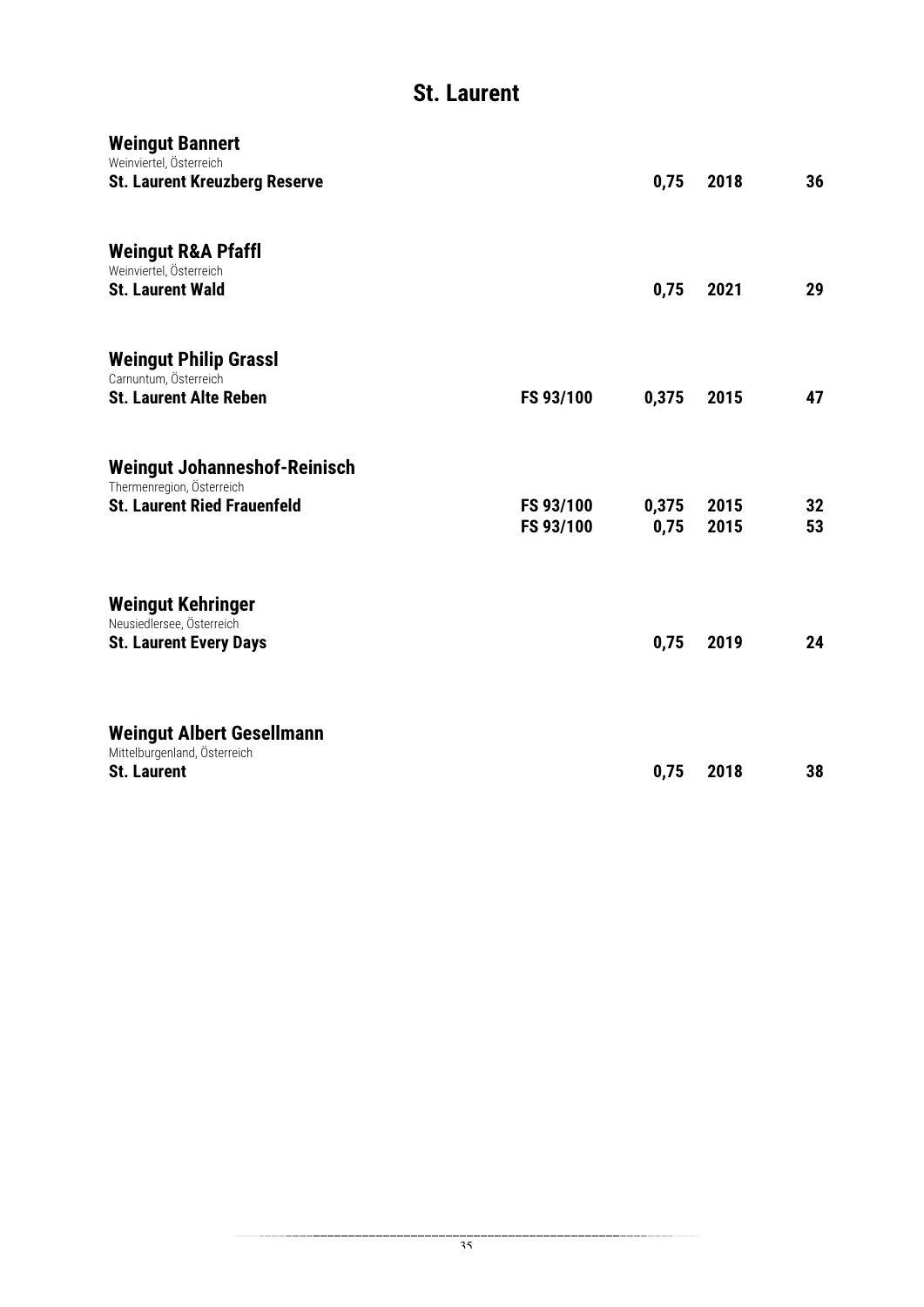# St. Laurent

**Weingut Bannert**
Weinviertel, Österreich
**St. Laurent Kreuzberg Reserve** — **0,75** — **2018** — **36**

**Weingut R&A Pfaffl**
Weinviertel, Österreich
**St. Laurent Wald** — **0,75** — **2021** — **29**

**Weingut Philip Grassl**
Carnuntum, Österreich
**St. Laurent Alte Reben** — **FS 93/100** — **0,375** — **2015** — **47**

**Weingut Johanneshof-Reinisch**
Thermenregion, Österreich
**St. Laurent Ried Frauenfeld** — **FS 93/100** — **0,375** — **2015** — **32**
**FS 93/100** — **0,75** — **2015** — **53**

**Weingut Kehringer**
Neusiedlersee, Österreich
**St. Laurent Every Days** — **0,75** — **2019** — **24**

**Weingut Albert Gesellmann**
Mittelburgenland, Österreich
**St. Laurent** — **0,75** — **2018** — **38**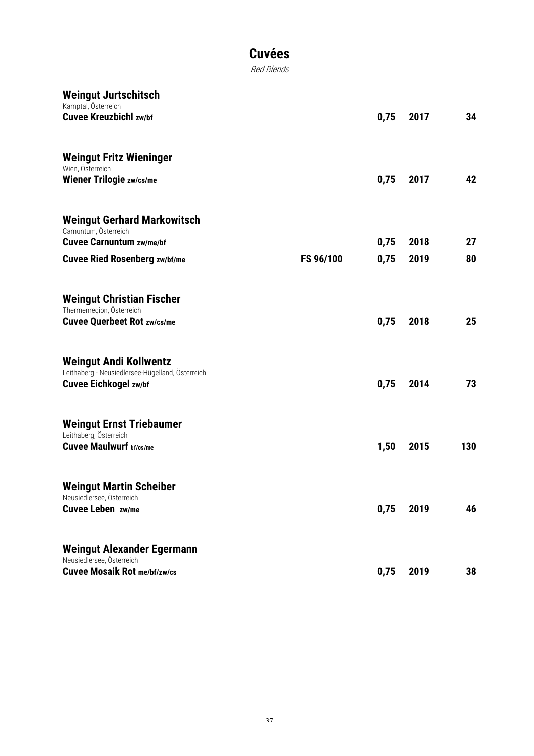# Cuvées

*Red Blends*

### Weingut Jurtschitsch
Kamptal, Österreich

| | | | | |
|---|---|---|---|---|
| **Cuvee Kreuzbichl zw/bf** | | 0,75 | 2017 | 34 |

### Weingut Fritz Wieninger
Wien, Österreich

| | | | | |
|---|---|---|---|---|
| **Wiener Trilogie zw/cs/me** | | 0,75 | 2017 | 42 |

### Weingut Gerhard Markowitsch
Carnuntum, Österreich

| | | | | |
|---|---|---|---|---|
| **Cuvee Carnuntum zw/me/bf** | | 0,75 | 2018 | 27 |
| **Cuvee Ried Rosenberg zw/bf/me** | FS 96/100 | 0,75 | 2019 | 80 |

### Weingut Christian Fischer
Thermenregion, Österreich

| | | | | |
|---|---|---|---|---|
| **Cuvee Querbeet Rot zw/cs/me** | | 0,75 | 2018 | 25 |

### Weingut Andi Kollwentz
Leithaberg - Neusiedlersee-Hügelland, Österreich

| | | | | |
|---|---|---|---|---|
| **Cuvee Eichkogel zw/bf** | | 0,75 | 2014 | 73 |

### Weingut Ernst Triebaumer
Leithaberg, Österreich

| | | | | |
|---|---|---|---|---|
| **Cuvee Maulwurf bf/cs/me** | | 1,50 | 2015 | 130 |

### Weingut Martin Scheiber
Neusiedlersee, Österreich

| | | | | |
|---|---|---|---|---|
| **Cuvee Leben zw/me** | | 0,75 | 2019 | 46 |

### Weingut Alexander Egermann
Neusiedlersee, Österreich

| | | | | |
|---|---|---|---|---|
| **Cuvee Mosaik Rot me/bf/zw/cs** | | 0,75 | 2019 | 38 |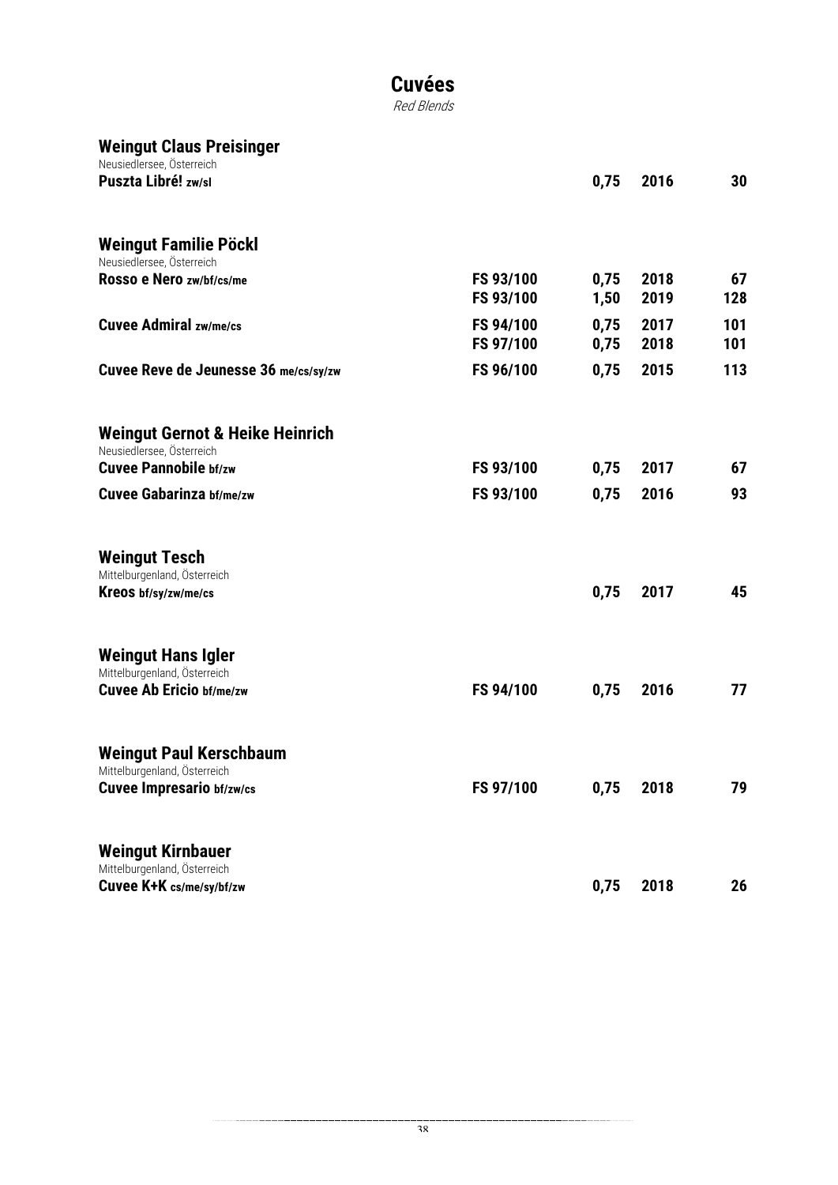# Cuvées

*Red Blends*

## Weingut Claus Preisinger

Neusiedlersee, Österreich

| | | | | |
|---|---|---|---|---|
| **Puszta Libré! zw/sl** | | **0,75** | **2016** | **30** |

## Weingut Familie Pöckl

Neusiedlersee, Österreich

| | | | | |
|---|---|---|---|---|
| **Rosso e Nero zw/bf/cs/me** | **FS 93/100** | **0,75** | **2018** | **67** |
| | **FS 93/100** | **1,50** | **2019** | **128** |
| **Cuvee Admiral zw/me/cs** | **FS 94/100** | **0,75** | **2017** | **101** |
| | **FS 97/100** | **0,75** | **2018** | **101** |
| **Cuvee Reve de Jeunesse 36 me/cs/sy/zw** | **FS 96/100** | **0,75** | **2015** | **113** |

## Weingut Gernot & Heike Heinrich

Neusiedlersee, Österreich

| | | | | |
|---|---|---|---|---|
| **Cuvee Pannobile bf/zw** | **FS 93/100** | **0,75** | **2017** | **67** |
| **Cuvee Gabarinza bf/me/zw** | **FS 93/100** | **0,75** | **2016** | **93** |

## Weingut Tesch

Mittelburgenland, Österreich

| | | | | |
|---|---|---|---|---|
| **Kreos bf/sy/zw/me/cs** | | **0,75** | **2017** | **45** |

## Weingut Hans Igler

Mittelburgenland, Österreich

| | | | | |
|---|---|---|---|---|
| **Cuvee Ab Ericio bf/me/zw** | **FS 94/100** | **0,75** | **2016** | **77** |

## Weingut Paul Kerschbaum

Mittelburgenland, Österreich

| | | | | |
|---|---|---|---|---|
| **Cuvee Impresario bf/zw/cs** | **FS 97/100** | **0,75** | **2018** | **79** |

## Weingut Kirnbauer

Mittelburgenland, Österreich

| | | | | |
|---|---|---|---|---|
| **Cuvee K+K cs/me/sy/bf/zw** | | **0,75** | **2018** | **26** |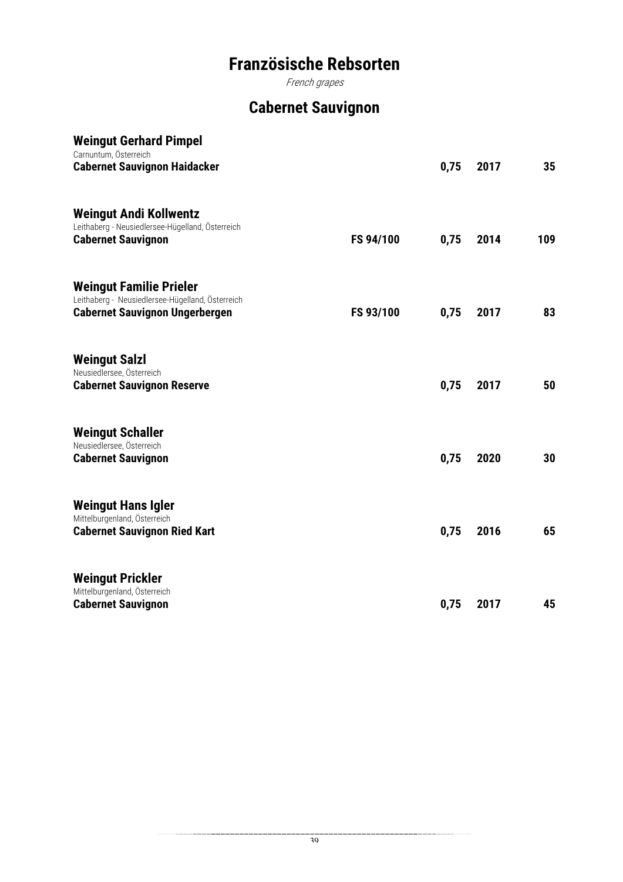# Französische Rebsorten

*French grapes*

## Cabernet Sauvignon

**Weingut Gerhard Pimpel**
Carnuntum, Österreich

| **Cabernet Sauvignon Haidacker** | | **0,75** | **2017** | **35** |
|---|---|---|---|---|

**Weingut Andi Kollwentz**
Leithaberg - Neusiedlersee-Hügelland, Österreich

| **Cabernet Sauvignon** | **FS 94/100** | **0,75** | **2014** | **109** |
|---|---|---|---|---|

**Weingut Familie Prieler**
Leithaberg - Neusiedlersee-Hügelland, Österreich

| **Cabernet Sauvignon Ungerbergen** | **FS 93/100** | **0,75** | **2017** | **83** |
|---|---|---|---|---|

**Weingut Salzl**
Neusiedlersee, Österreich

| **Cabernet Sauvignon Reserve** | | **0,75** | **2017** | **50** |
|---|---|---|---|---|

**Weingut Schaller**
Neusiedlersee, Österreich

| **Cabernet Sauvignon** | | **0,75** | **2020** | **30** |
|---|---|---|---|---|

**Weingut Hans Igler**
Mittelburgenland, Österreich

| **Cabernet Sauvignon Ried Kart** | | **0,75** | **2016** | **65** |
|---|---|---|---|---|

**Weingut Prickler**
Mittelburgenland, Österreich

| **Cabernet Sauvignon** | | **0,75** | **2017** | **45** |
|---|---|---|---|---|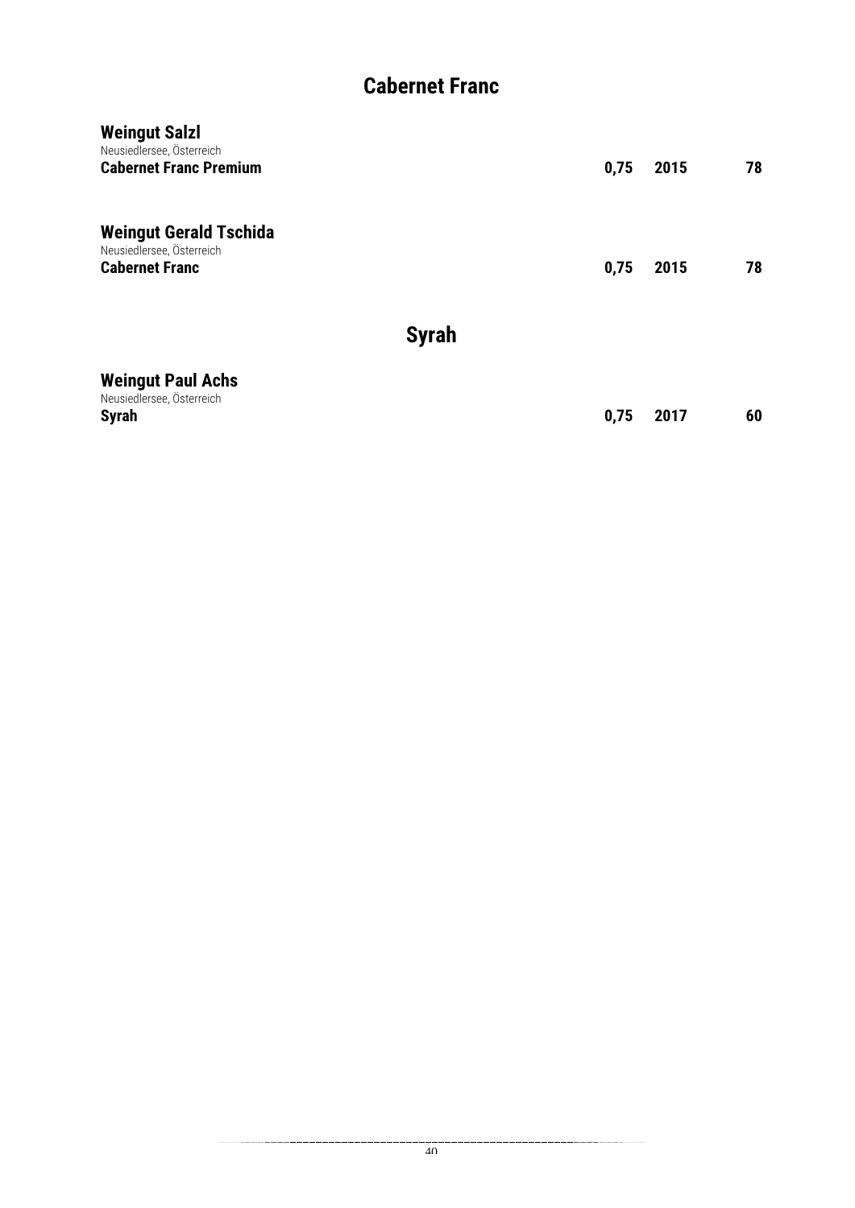## Cabernet Franc

**Weingut Salzl**
Neusiedlersee, Österreich
**Cabernet Franc Premium** | **0,75** | **2015** | **78**

**Weingut Gerald Tschida**
Neusiedlersee, Österreich
**Cabernet Franc** | **0,75** | **2015** | **78**

## Syrah

**Weingut Paul Achs**
Neusiedlersee, Österreich
**Syrah** | **0,75** | **2017** | **60**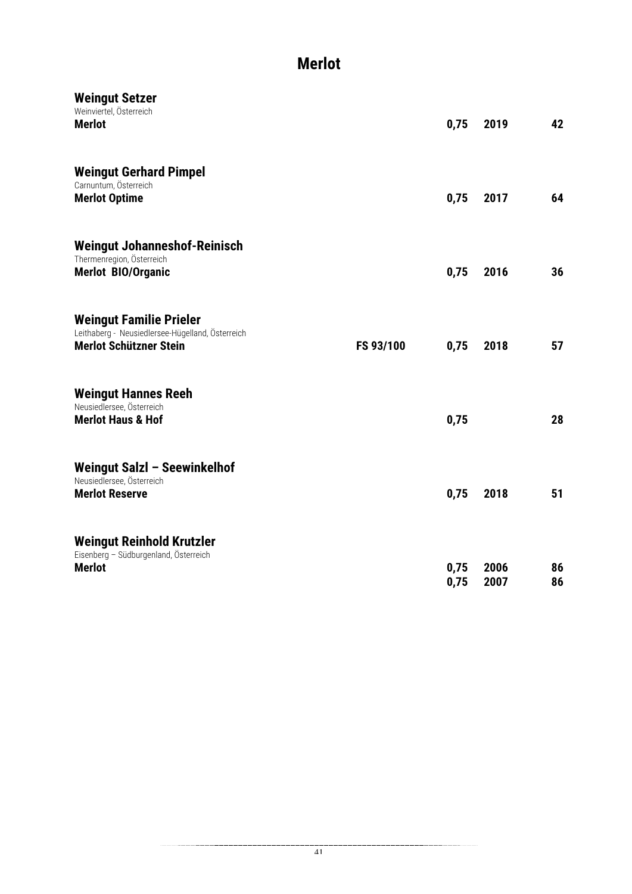# Merlot

## Weingut Setzer
Weinviertel, Österreich

| | | | | |
|---|---|---|---|---|
| **Merlot** | | **0,75** | **2019** | **42** |

## Weingut Gerhard Pimpel
Carnuntum, Österreich

| | | | | |
|---|---|---|---|---|
| **Merlot Optime** | | **0,75** | **2017** | **64** |

## Weingut Johanneshof-Reinisch
Thermenregion, Österreich

| | | | | |
|---|---|---|---|---|
| **Merlot BIO/Organic** | | **0,75** | **2016** | **36** |

## Weingut Familie Prieler
Leithaberg - Neusiedlersee-Hügelland, Österreich

| | | | | |
|---|---|---|---|---|
| **Merlot Schützner Stein** | **FS 93/100** | **0,75** | **2018** | **57** |

## Weingut Hannes Reeh
Neusiedlersee, Österreich

| | | | | |
|---|---|---|---|---|
| **Merlot Haus & Hof** | | **0,75** | | **28** |

## Weingut Salzl – Seewinkelhof
Neusiedlersee, Österreich

| | | | | |
|---|---|---|---|---|
| **Merlot Reserve** | | **0,75** | **2018** | **51** |

## Weingut Reinhold Krutzler
Eisenberg – Südburgenland, Österreich

| | | | | |
|---|---|---|---|---|
| **Merlot** | | **0,75** | **2006** | **86** |
| | | **0,75** | **2007** | **86** |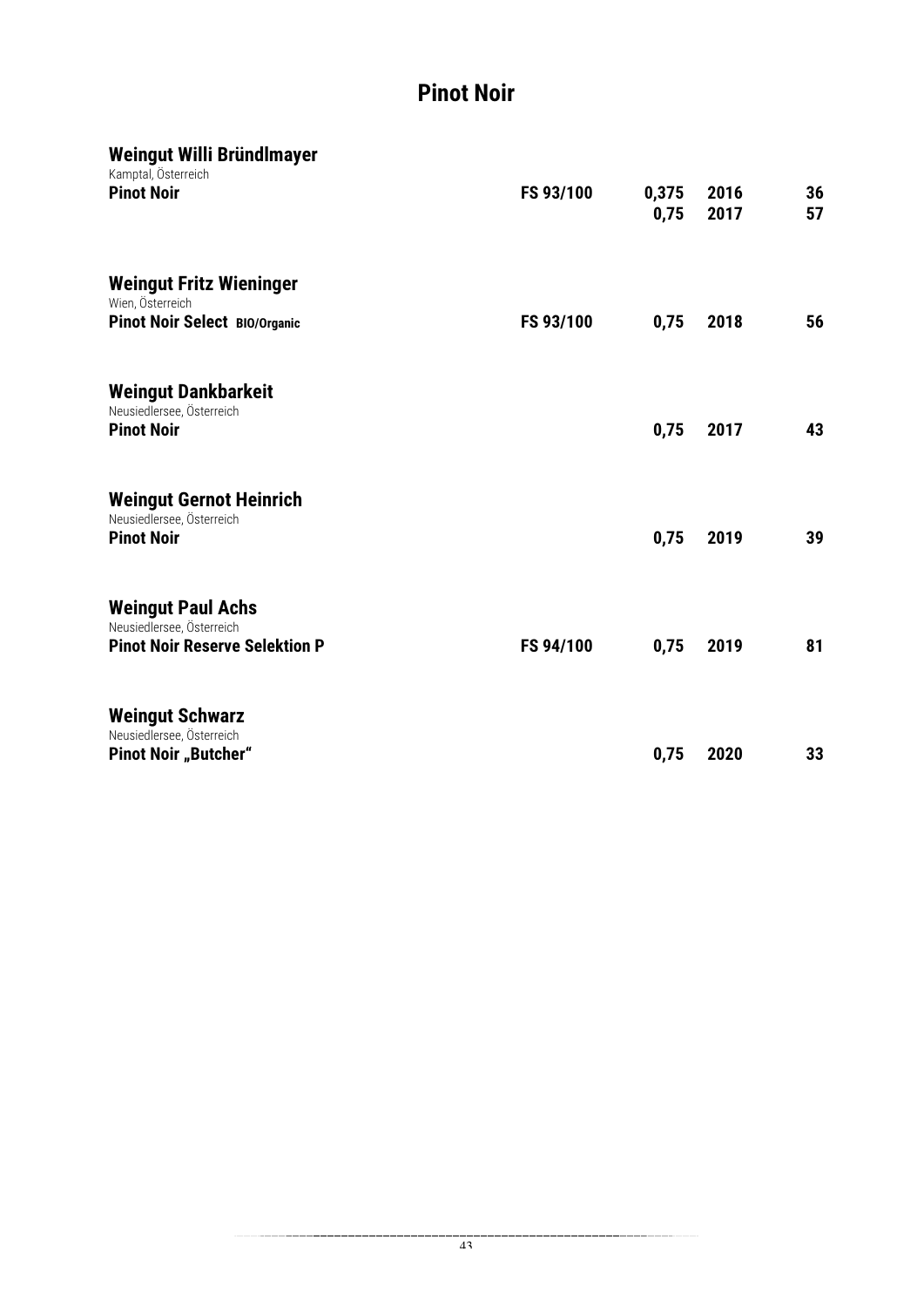# Pinot Noir

### Weingut Willi Bründlmayer

Kamptal, Österreich

| | | | | |
|---|---|---|---|---|
| **Pinot Noir** | **FS 93/100** | **0,375** | **2016** | **36** |
| | | **0,75** | **2017** | **57** |

### Weingut Fritz Wieninger

Wien, Österreich

| | | | | |
|---|---|---|---|---|
| **Pinot Noir Select BIO/Organic** | **FS 93/100** | **0,75** | **2018** | **56** |

### Weingut Dankbarkeit

Neusiedlersee, Österreich

| | | | | |
|---|---|---|---|---|
| **Pinot Noir** | | **0,75** | **2017** | **43** |

### Weingut Gernot Heinrich

Neusiedlersee, Österreich

| | | | | |
|---|---|---|---|---|
| **Pinot Noir** | | **0,75** | **2019** | **39** |

### Weingut Paul Achs

Neusiedlersee, Österreich

| | | | | |
|---|---|---|---|---|
| **Pinot Noir Reserve Selektion P** | **FS 94/100** | **0,75** | **2019** | **81** |

### Weingut Schwarz

Neusiedlersee, Österreich

| | | | | |
|---|---|---|---|---|
| **Pinot Noir „Butcher"** | | **0,75** | **2020** | **33** |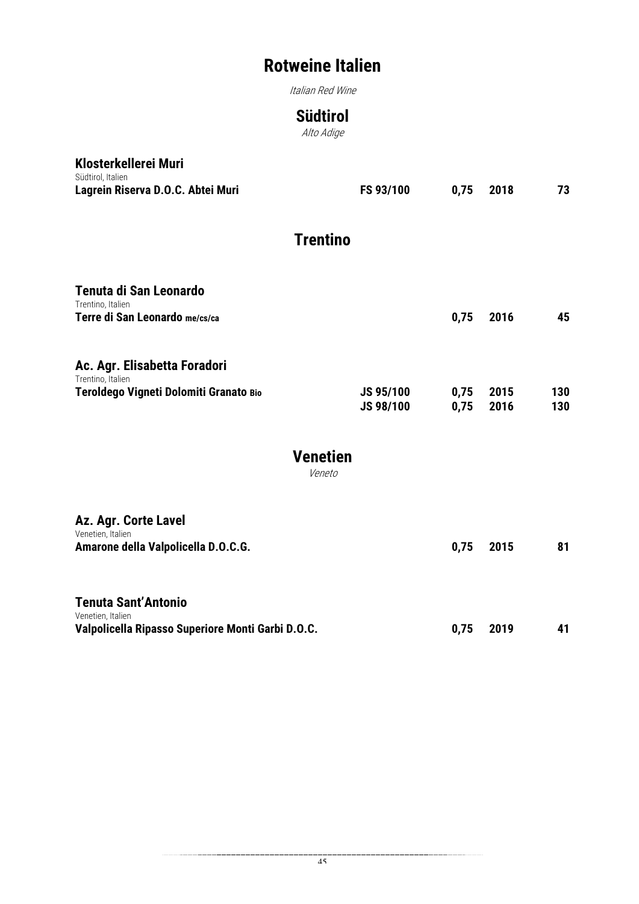# Rotweine Italien

*Italian Red Wine*

## Südtirol

*Alto Adige*

### Klosterkellerei Muri

Südtirol, Italien

| | | | | |
|---|---|---|---|---|
| **Lagrein Riserva D.O.C. Abtei Muri** | **FS 93/100** | **0,75** | **2018** | **73** |

## Trentino

### Tenuta di San Leonardo

Trentino, Italien

| | | | | |
|---|---|---|---|---|
| **Terre di San Leonardo me/cs/ca** | | **0,75** | **2016** | **45** |

### Ac. Agr. Elisabetta Foradori

Trentino, Italien

| | | | | |
|---|---|---|---|---|
| **Teroldego Vigneti Dolomiti Granato Bio** | **JS 95/100** | **0,75** | **2015** | **130** |
| | **JS 98/100** | **0,75** | **2016** | **130** |

## Venetien

*Veneto*

### Az. Agr. Corte Lavel

Venetien, Italien

| | | | | |
|---|---|---|---|---|
| **Amarone della Valpolicella D.O.C.G.** | | **0,75** | **2015** | **81** |

### Tenuta Sant'Antonio

Venetien, Italien

| | | | | |
|---|---|---|---|---|
| **Valpolicella Ripasso Superiore Monti Garbi D.O.C.** | | **0,75** | **2019** | **41** |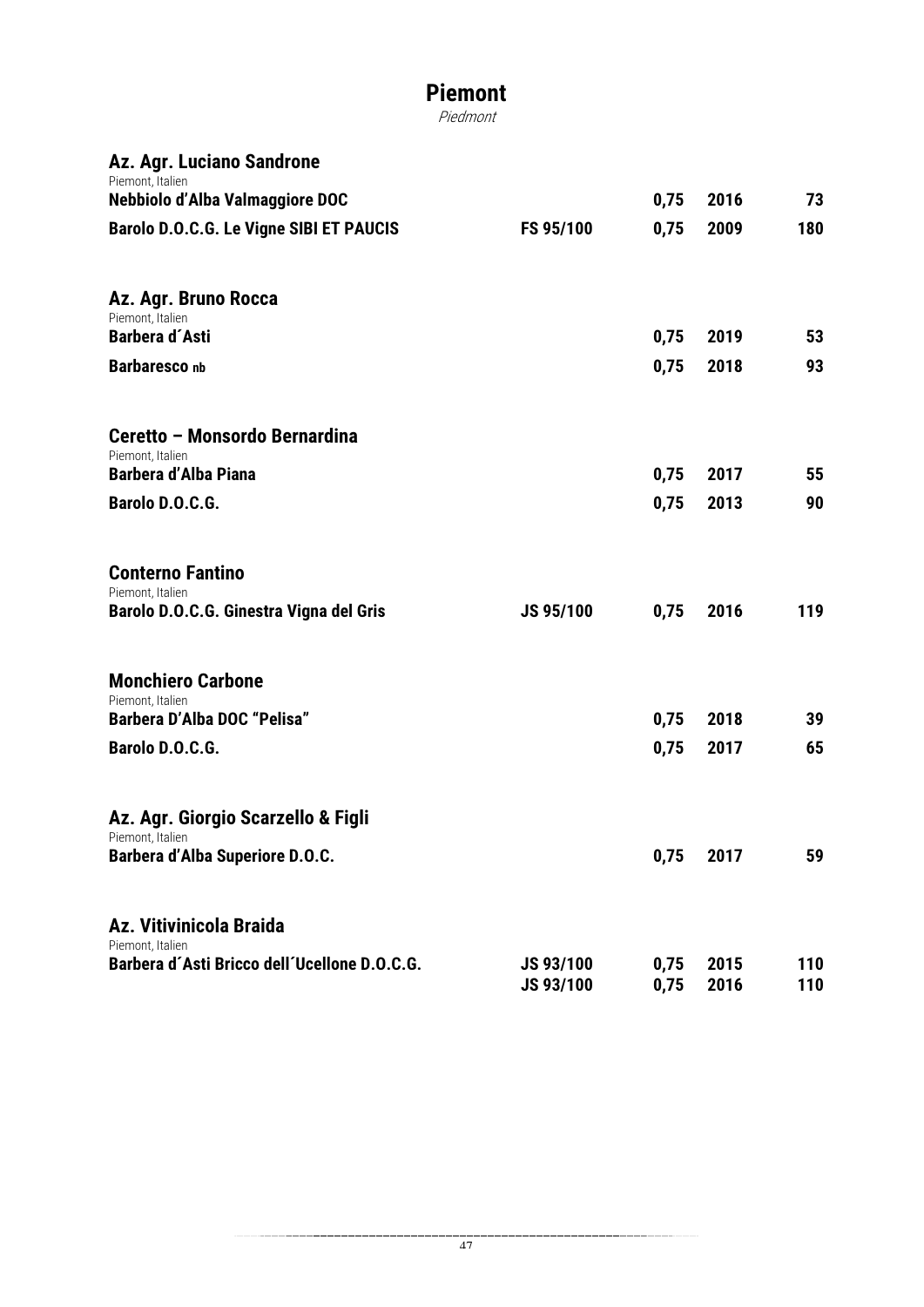# Piemont

*Piedmont*

## Az. Agr. Luciano Sandrone

Piemont, Italien

| | | | | |
|---|---|---|---|---|
| **Nebbiolo d'Alba Valmaggiore DOC** | | **0,75** | **2016** | **73** |
| **Barolo D.O.C.G. Le Vigne SIBI ET PAUCIS** | **FS 95/100** | **0,75** | **2009** | **180** |

## Az. Agr. Bruno Rocca

Piemont, Italien

| | | | | |
|---|---|---|---|---|
| **Barbera d´Asti** | | **0,75** | **2019** | **53** |
| **Barbaresco nb** | | **0,75** | **2018** | **93** |

## Ceretto – Monsordo Bernardina

Piemont, Italien

| | | | | |
|---|---|---|---|---|
| **Barbera d'Alba Piana** | | **0,75** | **2017** | **55** |
| **Barolo D.O.C.G.** | | **0,75** | **2013** | **90** |

## Conterno Fantino

Piemont, Italien

| | | | | |
|---|---|---|---|---|
| **Barolo D.O.C.G. Ginestra Vigna del Gris** | **JS 95/100** | **0,75** | **2016** | **119** |

## Monchiero Carbone

Piemont, Italien

| | | | | |
|---|---|---|---|---|
| **Barbera D'Alba DOC "Pelisa"** | | **0,75** | **2018** | **39** |
| **Barolo D.O.C.G.** | | **0,75** | **2017** | **65** |

## Az. Agr. Giorgio Scarzello & Figli

Piemont, Italien

| | | | | |
|---|---|---|---|---|
| **Barbera d'Alba Superiore D.O.C.** | | **0,75** | **2017** | **59** |

## Az. Vitivinicola Braida

Piemont, Italien

| | | | | |
|---|---|---|---|---|
| **Barbera d´Asti Bricco dell´Ucellone D.O.C.G.** | **JS 93/100** | **0,75** | **2015** | **110** |
| | **JS 93/100** | **0,75** | **2016** | **110** |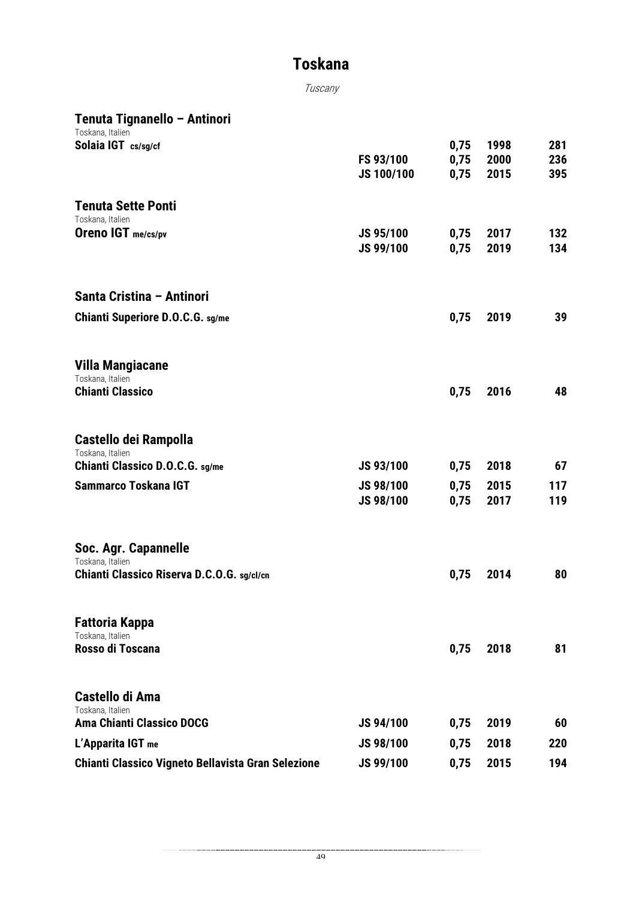# Toskana

*Tuscany*

## Tenuta Tignanello – Antinori

Toskana, Italien

| | | | | |
|---|---|---|---|---|
| **Solaia IGT** cs/sg/cf | | 0,75 | 1998 | 281 |
| | FS 93/100 | 0,75 | 2000 | 236 |
| | JS 100/100 | 0,75 | 2015 | 395 |

## Tenuta Sette Ponti

Toskana, Italien

| | | | | |
|---|---|---|---|---|
| **Oreno IGT** me/cs/pv | JS 95/100 | 0,75 | 2017 | 132 |
| | JS 99/100 | 0,75 | 2019 | 134 |

## Santa Cristina – Antinori

| | | | | |
|---|---|---|---|---|
| **Chianti Superiore D.O.C.G.** sg/me | | 0,75 | 2019 | 39 |

## Villa Mangiacane

Toskana, Italien

| | | | | |
|---|---|---|---|---|
| **Chianti Classico** | | 0,75 | 2016 | 48 |

## Castello dei Rampolla

Toskana, Italien

| | | | | |
|---|---|---|---|---|
| **Chianti Classico D.O.C.G.** sg/me | JS 93/100 | 0,75 | 2018 | 67 |
| **Sammarco Toskana IGT** | JS 98/100 | 0,75 | 2015 | 117 |
| | JS 98/100 | 0,75 | 2017 | 119 |

## Soc. Agr. Capannelle

Toskana, Italien

| | | | | |
|---|---|---|---|---|
| **Chianti Classico Riserva D.C.O.G.** sg/cl/cn | | 0,75 | 2014 | 80 |

## Fattoria Kappa

Toskana, Italien

| | | | | |
|---|---|---|---|---|
| **Rosso di Toscana** | | 0,75 | 2018 | 81 |

## Castello di Ama

Toskana, Italien

| | | | | |
|---|---|---|---|---|
| **Ama Chianti Classico DOCG** | JS 94/100 | 0,75 | 2019 | 60 |
| **L'Apparita IGT** me | JS 98/100 | 0,75 | 2018 | 220 |
| **Chianti Classico Vigneto Bellavista Gran Selezione** | JS 99/100 | 0,75 | 2015 | 194 |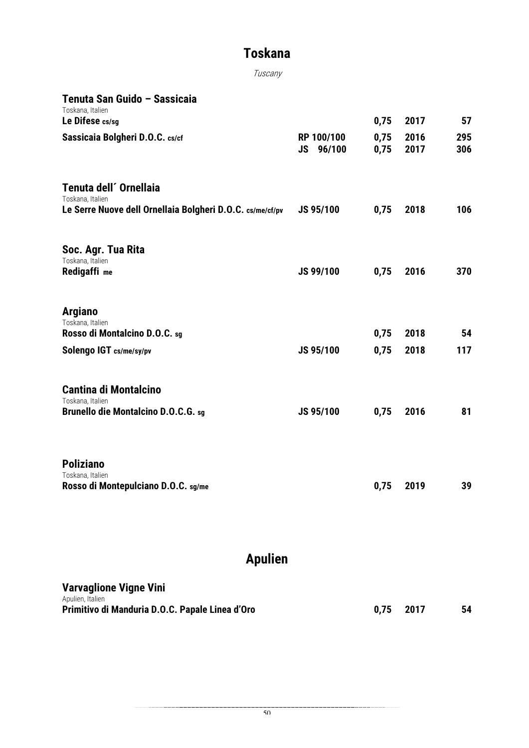# Toskana

*Tuscany*

## Tenuta San Guido – Sassicaia

Toskana, Italien

| | | | | |
|---|---|---|---|---|
| **Le Difese** cs/sg | | 0,75 | 2017 | 57 |
| **Sassicaia Bolgheri D.O.C.** cs/cf | RP 100/100 | 0,75 | 2016 | 295 |
| | JS 96/100 | 0,75 | 2017 | 306 |

## Tenuta dell´ Ornellaia

Toskana, Italien

| | | | | |
|---|---|---|---|---|
| **Le Serre Nuove dell Ornellaia Bolgheri D.O.C.** cs/me/cf/pv | JS 95/100 | 0,75 | 2018 | 106 |

## Soc. Agr. Tua Rita

Toskana, Italien

| | | | | |
|---|---|---|---|---|
| **Redigaffi** me | JS 99/100 | 0,75 | 2016 | 370 |

## Argiano

Toskana, Italien

| | | | | |
|---|---|---|---|---|
| **Rosso di Montalcino D.O.C.** sg | | 0,75 | 2018 | 54 |
| **Solengo IGT** cs/me/sy/pv | JS 95/100 | 0,75 | 2018 | 117 |

## Cantina di Montalcino

Toskana, Italien

| | | | | |
|---|---|---|---|---|
| **Brunello die Montalcino D.O.C.G.** sg | JS 95/100 | 0,75 | 2016 | 81 |

## Poliziano

Toskana, Italien

| | | | | |
|---|---|---|---|---|
| **Rosso di Montepulciano D.O.C.** sg/me | | 0,75 | 2019 | 39 |

# Apulien

## Varvaglione Vigne Vini

Apulien, Italien

| | | | | |
|---|---|---|---|---|
| **Primitivo di Manduria D.O.C. Papale Linea d'Oro** | | 0,75 | 2017 | 54 |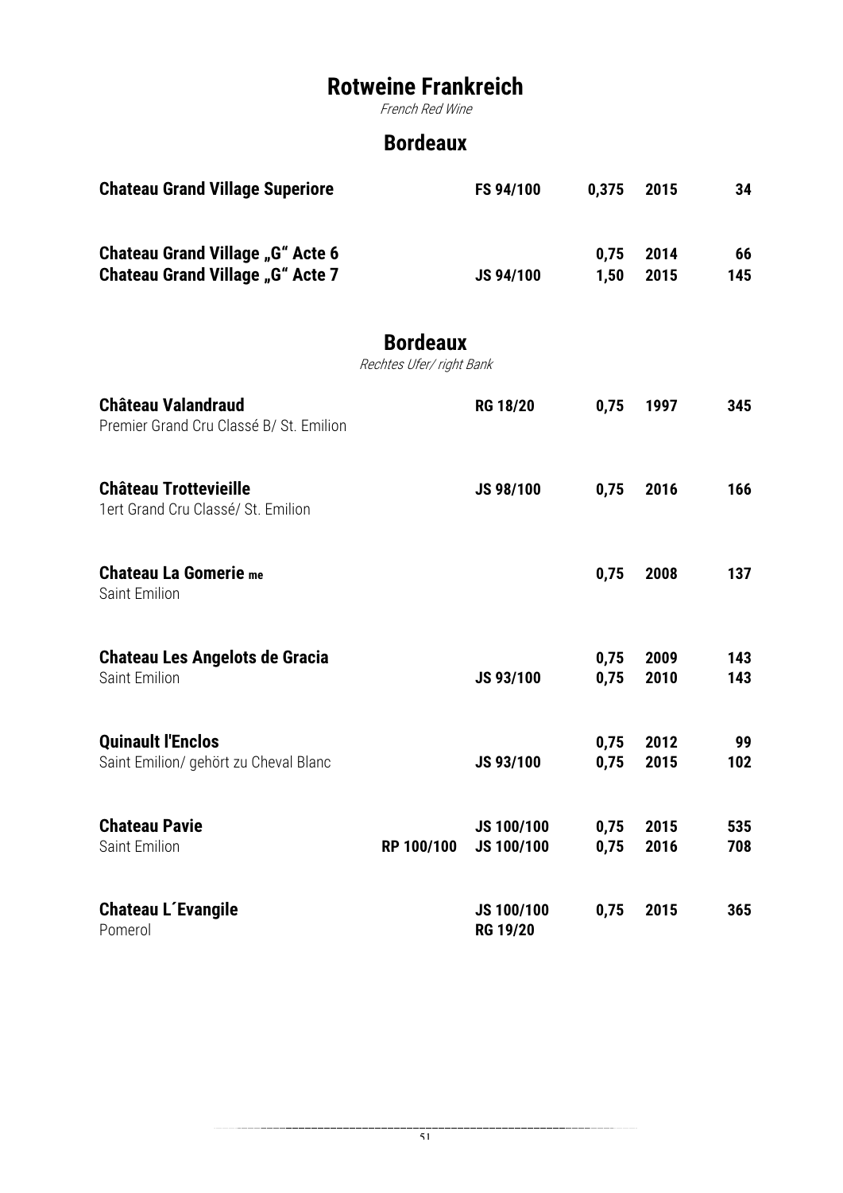# Rotweine Frankreich

*French Red Wine*

## Bordeaux

| Wein | | Bewertung | Liter | Jahrgang | Preis |
|---|---|---|---|---|---|
| **Chateau Grand Village Superiore** | | **FS 94/100** | **0,375** | **2015** | **34** |
| **Chateau Grand Village „G" Acte 6** | | | **0,75** | **2014** | **66** |
| **Chateau Grand Village „G" Acte 7** | | **JS 94/100** | **1,50** | **2015** | **145** |

## Bordeaux

*Rechtes Ufer/ right Bank*

| Wein | | Bewertung | Liter | Jahrgang | Preis |
|---|---|---|---|---|---|
| **Château Valandraud**<br>Premier Grand Cru Classé B/ St. Emilion | | **RG 18/20** | **0,75** | **1997** | **345** |
| **Château Trottevieille**<br>1ert Grand Cru Classé/ St. Emilion | | **JS 98/100** | **0,75** | **2016** | **166** |
| **Chateau La Gomerie me**<br>Saint Emilion | | | **0,75** | **2008** | **137** |
| **Chateau Les Angelots de Gracia**<br>Saint Emilion | | | **0,75** | **2009** | **143** |
| | | **JS 93/100** | **0,75** | **2010** | **143** |
| **Quinault l'Enclos**<br>Saint Emilion/ gehört zu Cheval Blanc | | | **0,75** | **2012** | **99** |
| | | **JS 93/100** | **0,75** | **2015** | **102** |
| **Chateau Pavie**<br>Saint Emilion | | **JS 100/100** | **0,75** | **2015** | **535** |
| | **RP 100/100** | **JS 100/100** | **0,75** | **2016** | **708** |
| **Chateau L´Evangile**<br>Pomerol | | **JS 100/100**<br>**RG 19/20** | **0,75** | **2015** | **365** |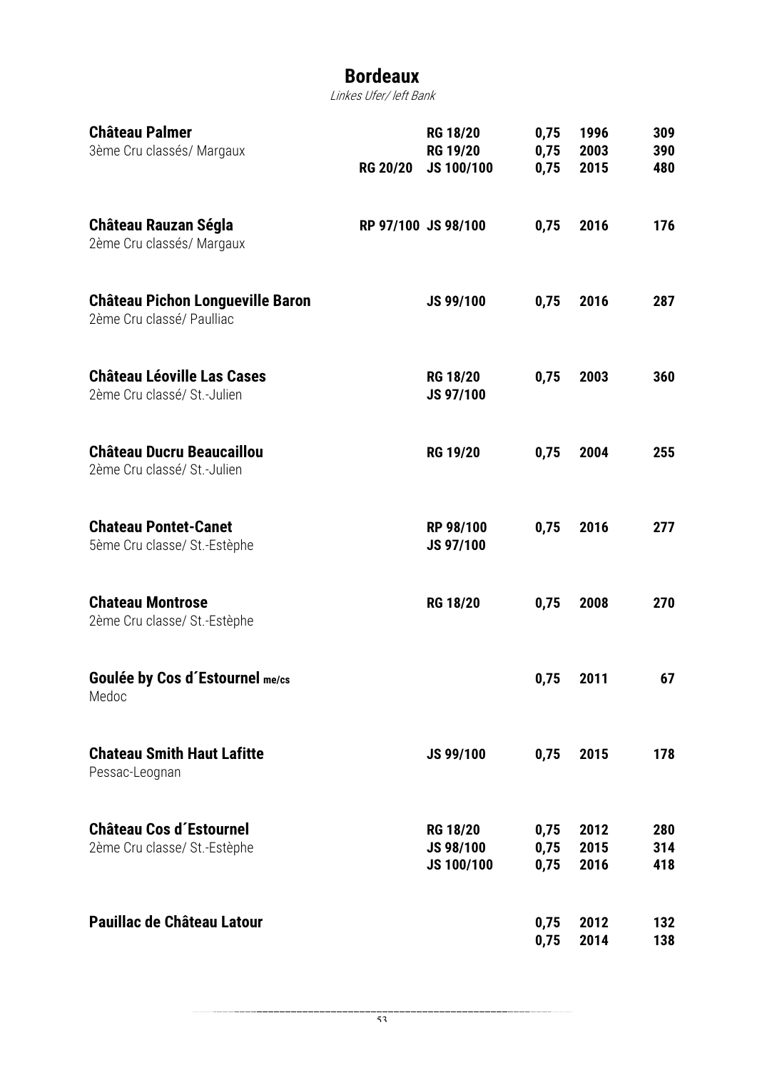# Bordeaux

*Linkes Ufer/ left Bank*

| Wein | Bewertung | Größe | Jahrgang | Preis |
|---|---|---|---|---|
| **Château Palmer**<br>3ème Cru classés/ Margaux | **RG 18/20**<br>**RG 19/20**<br>**RG 20/20 JS 100/100** | **0,75**<br>**0,75**<br>**0,75** | **1996**<br>**2003**<br>**2015** | **309**<br>**390**<br>**480** |
| **Château Rauzan Ségla**<br>2ème Cru classés/ Margaux | **RP 97/100 JS 98/100** | **0,75** | **2016** | **176** |
| **Château Pichon Longueville Baron**<br>2ème Cru classé/ Paulliac | **JS 99/100** | **0,75** | **2016** | **287** |
| **Château Léoville Las Cases**<br>2ème Cru classé/ St.-Julien | **RG 18/20**<br>**JS 97/100** | **0,75** | **2003** | **360** |
| **Château Ducru Beaucaillou**<br>2ème Cru classé/ St.-Julien | **RG 19/20** | **0,75** | **2004** | **255** |
| **Chateau Pontet-Canet**<br>5ème Cru classe/ St.-Estèphe | **RP 98/100**<br>**JS 97/100** | **0,75** | **2016** | **277** |
| **Chateau Montrose**<br>2ème Cru classe/ St.-Estèphe | **RG 18/20** | **0,75** | **2008** | **270** |
| **Goulée by Cos d´Estournel me/cs**<br>Medoc | | **0,75** | **2011** | **67** |
| **Chateau Smith Haut Lafitte**<br>Pessac-Leognan | **JS 99/100** | **0,75** | **2015** | **178** |
| **Château Cos d´Estournel**<br>2ème Cru classe/ St.-Estèphe | **RG 18/20**<br>**JS 98/100**<br>**JS 100/100** | **0,75**<br>**0,75**<br>**0,75** | **2012**<br>**2015**<br>**2016** | **280**<br>**314**<br>**418** |
| **Pauillac de Château Latour** | | **0,75**<br>**0,75** | **2012**<br>**2014** | **132**<br>**138** |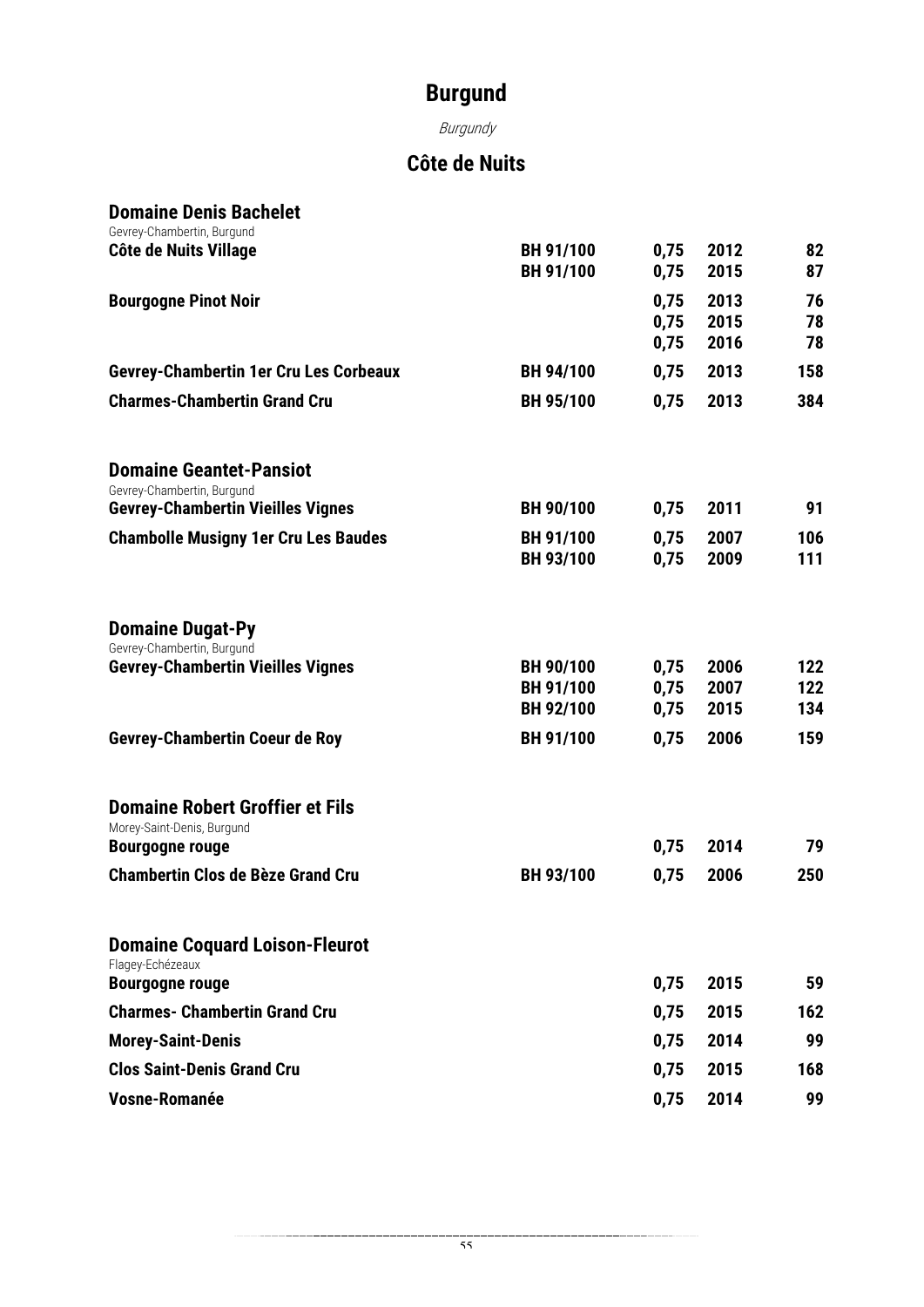# Burgund

*Burgundy*

## Côte de Nuits

### Domaine Denis Bachelet

Gevrey-Chambertin, Burgund

| | | | | |
|---|---|---|---|---|
| **Côte de Nuits Village** | **BH 91/100** | **0,75** | **2012** | **82** |
| | **BH 91/100** | **0,75** | **2015** | **87** |
| **Bourgogne Pinot Noir** | | **0,75** | **2013** | **76** |
| | | **0,75** | **2015** | **78** |
| | | **0,75** | **2016** | **78** |
| **Gevrey-Chambertin 1er Cru Les Corbeaux** | **BH 94/100** | **0,75** | **2013** | **158** |
| **Charmes-Chambertin Grand Cru** | **BH 95/100** | **0,75** | **2013** | **384** |

### Domaine Geantet-Pansiot

Gevrey-Chambertin, Burgund

| | | | | |
|---|---|---|---|---|
| **Gevrey-Chambertin Vieilles Vignes** | **BH 90/100** | **0,75** | **2011** | **91** |
| **Chambolle Musigny 1er Cru Les Baudes** | **BH 91/100** | **0,75** | **2007** | **106** |
| | **BH 93/100** | **0,75** | **2009** | **111** |

### Domaine Dugat-Py

Gevrey-Chambertin, Burgund

| | | | | |
|---|---|---|---|---|
| **Gevrey-Chambertin Vieilles Vignes** | **BH 90/100** | **0,75** | **2006** | **122** |
| | **BH 91/100** | **0,75** | **2007** | **122** |
| | **BH 92/100** | **0,75** | **2015** | **134** |
| **Gevrey-Chambertin Coeur de Roy** | **BH 91/100** | **0,75** | **2006** | **159** |

### Domaine Robert Groffier et Fils

Morey-Saint-Denis, Burgund

| | | | | |
|---|---|---|---|---|
| **Bourgogne rouge** | | **0,75** | **2014** | **79** |
| **Chambertin Clos de Bèze Grand Cru** | **BH 93/100** | **0,75** | **2006** | **250** |

### Domaine Coquard Loison-Fleurot

Flagey-Echézeaux

| | | | | |
|---|---|---|---|---|
| **Bourgogne rouge** | | **0,75** | **2015** | **59** |
| **Charmes- Chambertin Grand Cru** | | **0,75** | **2015** | **162** |
| **Morey-Saint-Denis** | | **0,75** | **2014** | **99** |
| **Clos Saint-Denis Grand Cru** | | **0,75** | **2015** | **168** |
| **Vosne-Romanée** | | **0,75** | **2014** | **99** |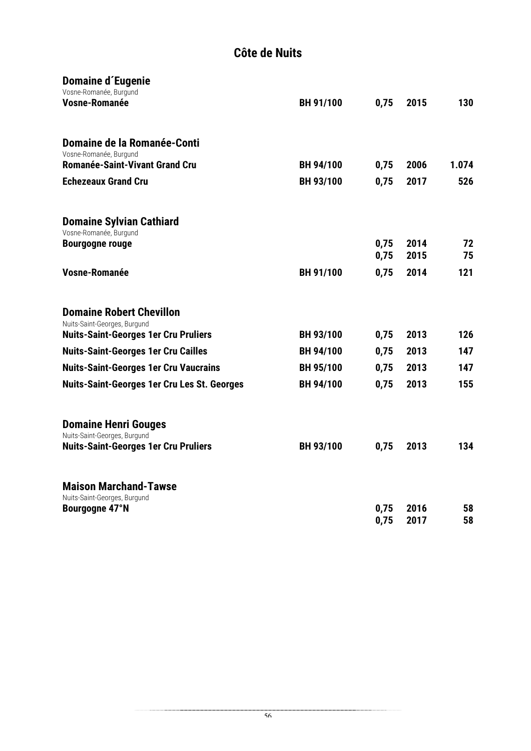# Côte de Nuits

## Domaine d´Eugenie

Vosne-Romanée, Burgund

| | | | | |
|---|---|---|---|---|
| **Vosne-Romanée** | **BH 91/100** | **0,75** | **2015** | **130** |

## Domaine de la Romanée-Conti

Vosne-Romanée, Burgund

| | | | | |
|---|---|---|---|---|
| **Romanée-Saint-Vivant Grand Cru** | **BH 94/100** | **0,75** | **2006** | **1.074** |
| **Echezeaux Grand Cru** | **BH 93/100** | **0,75** | **2017** | **526** |

## Domaine Sylvian Cathiard

Vosne-Romanée, Burgund

| | | | | |
|---|---|---|---|---|
| **Bourgogne rouge** | | **0,75** | **2014** | **72** |
| | | **0,75** | **2015** | **75** |
| **Vosne-Romanée** | **BH 91/100** | **0,75** | **2014** | **121** |

## Domaine Robert Chevillon

Nuits-Saint-Georges, Burgund

| | | | | |
|---|---|---|---|---|
| **Nuits-Saint-Georges 1er Cru Pruliers** | **BH 93/100** | **0,75** | **2013** | **126** |
| **Nuits-Saint-Georges 1er Cru Cailles** | **BH 94/100** | **0,75** | **2013** | **147** |
| **Nuits-Saint-Georges 1er Cru Vaucrains** | **BH 95/100** | **0,75** | **2013** | **147** |
| **Nuits-Saint-Georges 1er Cru Les St. Georges** | **BH 94/100** | **0,75** | **2013** | **155** |

## Domaine Henri Gouges

Nuits-Saint-Georges, Burgund

| | | | | |
|---|---|---|---|---|
| **Nuits-Saint-Georges 1er Cru Pruliers** | **BH 93/100** | **0,75** | **2013** | **134** |

## Maison Marchand-Tawse

Nuits-Saint-Georges, Burgund

| | | | | |
|---|---|---|---|---|
| **Bourgogne 47°N** | | **0,75** | **2016** | **58** |
| | | **0,75** | **2017** | **58** |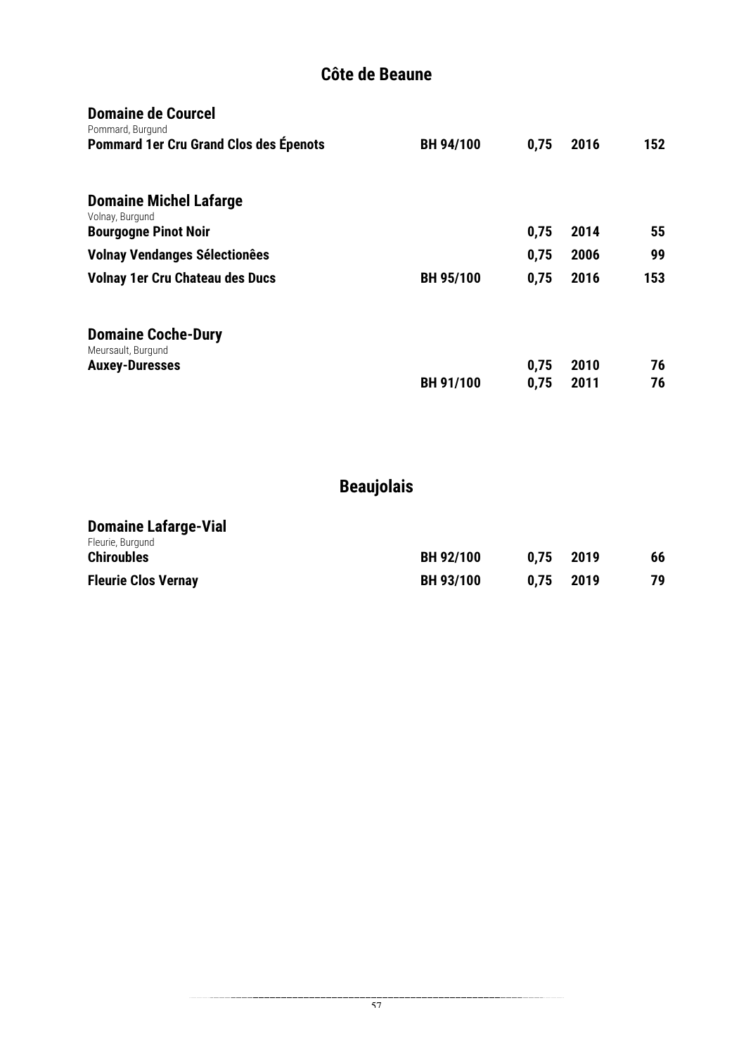## Côte de Beaune

### Domaine de Courcel
Pommard, Burgund

| | | | | |
|---|---|---|---|---|
| **Pommard 1er Cru Grand Clos des Épenots** | **BH 94/100** | **0,75** | **2016** | **152** |

### Domaine Michel Lafarge
Volnay, Burgund

| | | | | |
|---|---|---|---|---|
| **Bourgogne Pinot Noir** | | **0,75** | **2014** | **55** |
| **Volnay Vendanges Sélectionêes** | | **0,75** | **2006** | **99** |
| **Volnay 1er Cru Chateau des Ducs** | **BH 95/100** | **0,75** | **2016** | **153** |

### Domaine Coche-Dury
Meursault, Burgund

| | | | | |
|---|---|---|---|---|
| **Auxey-Duresses** | | **0,75** | **2010** | **76** |
| | **BH 91/100** | **0,75** | **2011** | **76** |

## Beaujolais

### Domaine Lafarge-Vial
Fleurie, Burgund

| | | | | |
|---|---|---|---|---|
| **Chiroubles** | **BH 92/100** | **0,75** | **2019** | **66** |
| **Fleurie Clos Vernay** | **BH 93/100** | **0,75** | **2019** | **79** |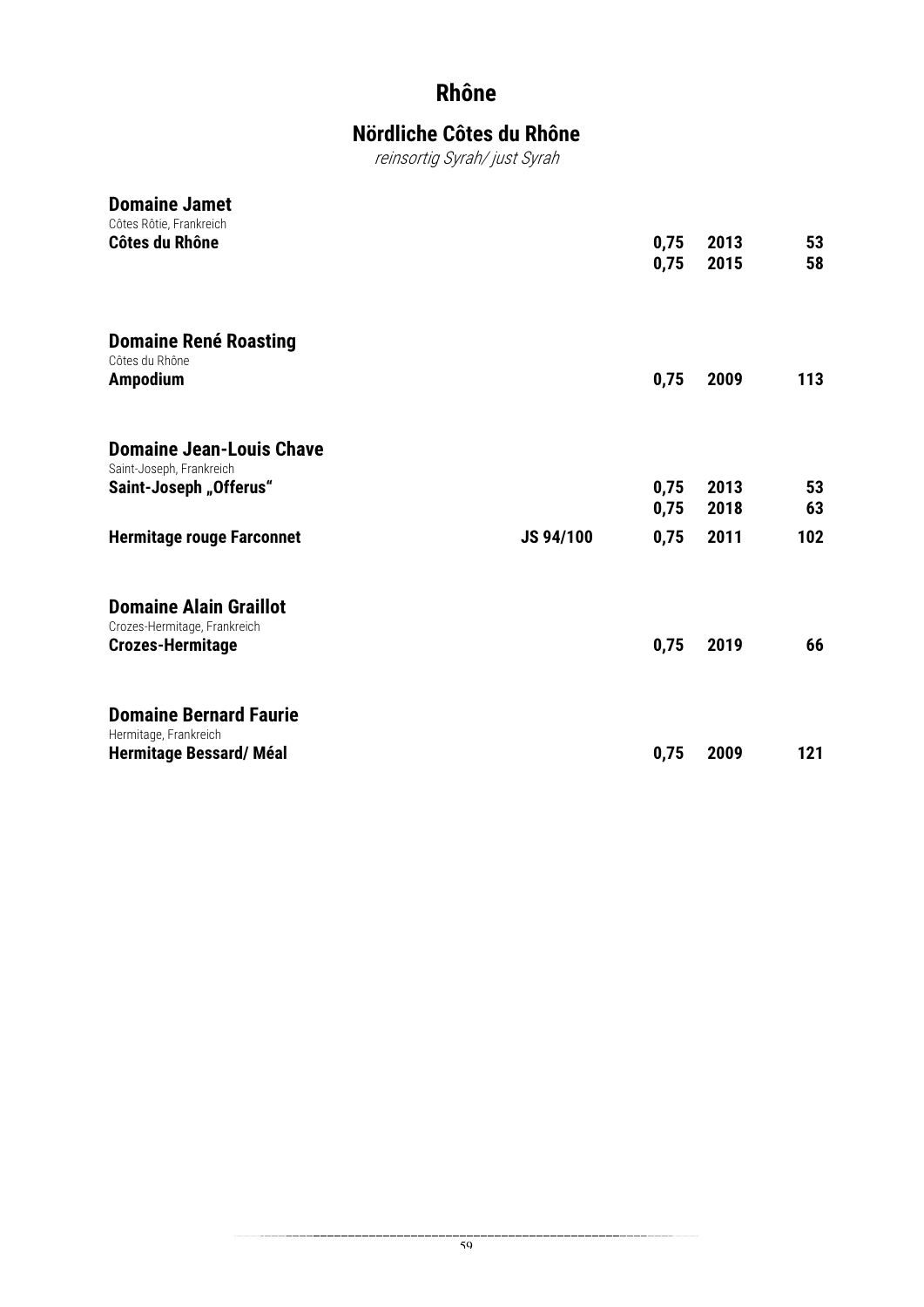# Rhône

## Nördliche Côtes du Rhône

*reinsortig Syrah/ just Syrah*

**Domaine Jamet**
Côtes Rôtie, Frankreich

| | | | | |
|---|---|---|---|---|
| **Côtes du Rhône** | | **0,75** | **2013** | **53** |
| | | **0,75** | **2015** | **58** |

**Domaine René Roasting**
Côtes du Rhône

| | | | | |
|---|---|---|---|---|
| **Ampodium** | | **0,75** | **2009** | **113** |

**Domaine Jean-Louis Chave**
Saint-Joseph, Frankreich

| | | | | |
|---|---|---|---|---|
| **Saint-Joseph „Offerus"** | | **0,75** | **2013** | **53** |
| | | **0,75** | **2018** | **63** |
| **Hermitage rouge Farconnet** | **JS 94/100** | **0,75** | **2011** | **102** |

**Domaine Alain Graillot**
Crozes-Hermitage, Frankreich

| | | | | |
|---|---|---|---|---|
| **Crozes-Hermitage** | | **0,75** | **2019** | **66** |

**Domaine Bernard Faurie**
Hermitage, Frankreich

| | | | | |
|---|---|---|---|---|
| **Hermitage Bessard/ Méal** | | **0,75** | **2009** | **121** |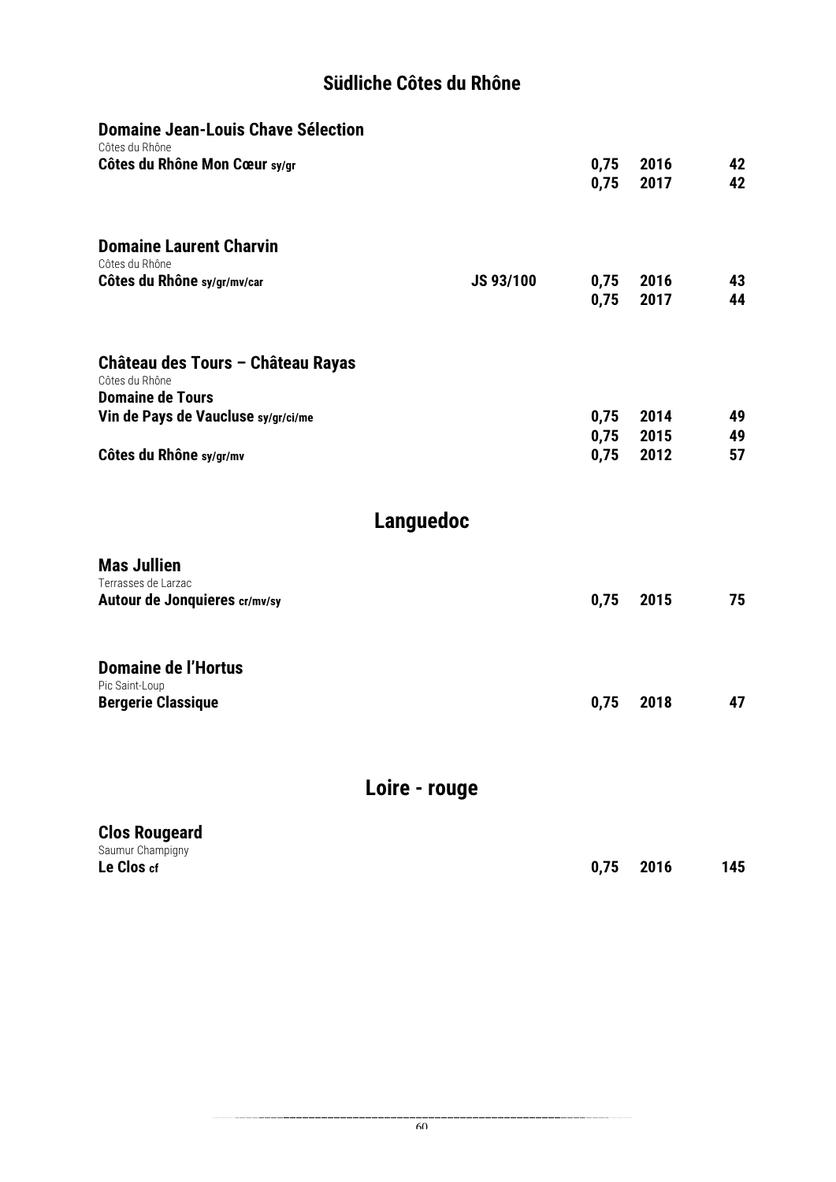## Südliche Côtes du Rhône

### Domaine Jean-Louis Chave Sélection
Côtes du Rhône

| | | | | |
|---|---|---|---|---|
| **Côtes du Rhône Mon Cœur** sy/gr | | **0,75** | **2016** | **42** |
| | | **0,75** | **2017** | **42** |

### Domaine Laurent Charvin
Côtes du Rhône

| | | | | |
|---|---|---|---|---|
| **Côtes du Rhône** sy/gr/mv/car | **JS 93/100** | **0,75** | **2016** | **43** |
| | | **0,75** | **2017** | **44** |

### Château des Tours – Château Rayas
Côtes du Rhône

**Domaine de Tours**

| | | | |
|---|---|---|---|
| **Vin de Pays de Vaucluse** sy/gr/ci/me | **0,75** | **2014** | **49** |
| | **0,75** | **2015** | **49** |
| **Côtes du Rhône** sy/gr/mv | **0,75** | **2012** | **57** |

## Languedoc

### Mas Jullien
Terrasses de Larzac

| | | | |
|---|---|---|---|
| **Autour de Jonquieres** cr/mv/sy | **0,75** | **2015** | **75** |

### Domaine de l'Hortus
Pic Saint-Loup

| | | | |
|---|---|---|---|
| **Bergerie Classique** | **0,75** | **2018** | **47** |

## Loire - rouge

### Clos Rougeard
Saumur Champigny

| | | | |
|---|---|---|---|
| **Le Clos** cf | **0,75** | **2016** | **145** |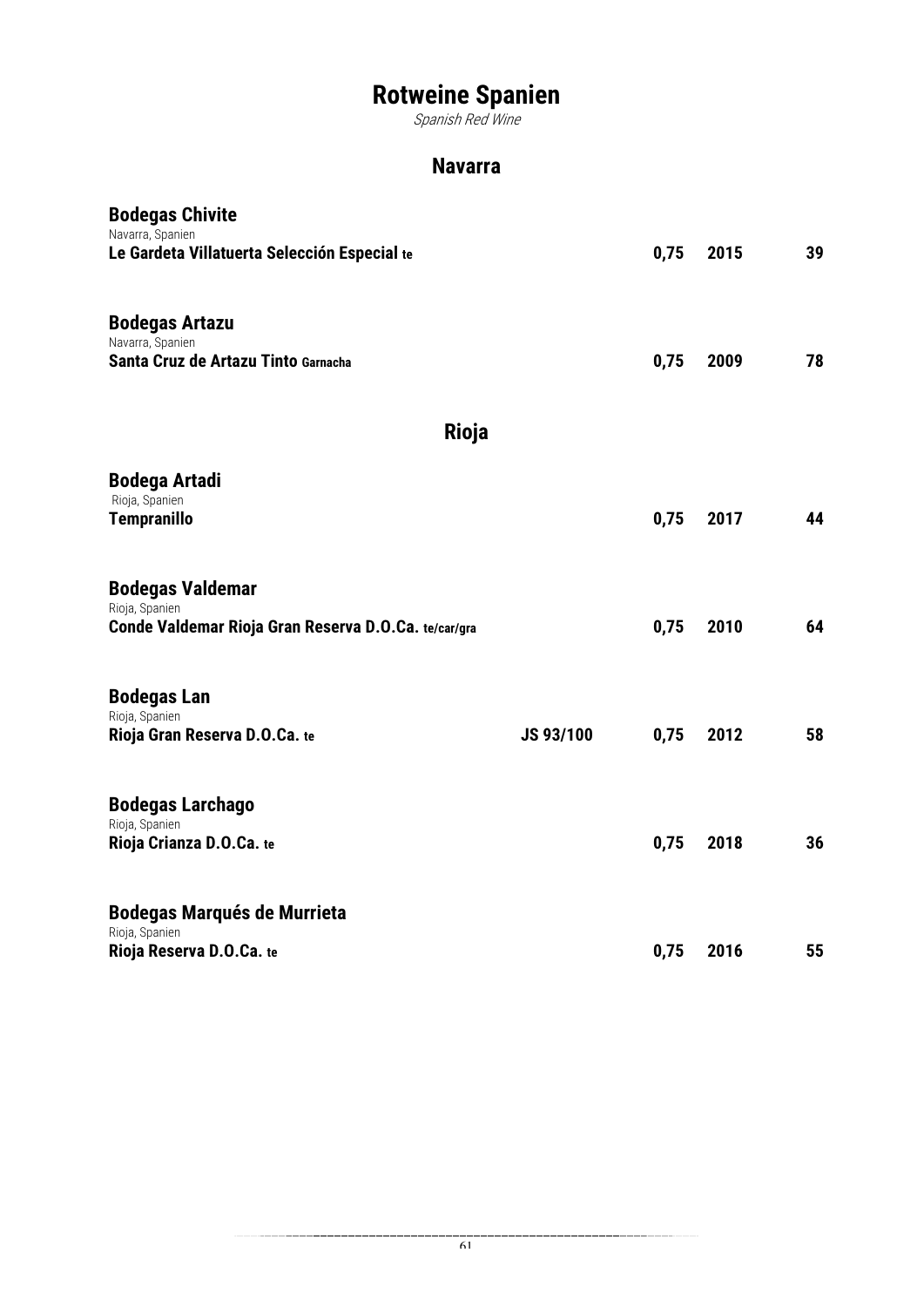# Rotweine Spanien

*Spanish Red Wine*

## Navarra

**Bodegas Chivite**
Navarra, Spanien

| | | | | |
|---|---|---|---|---|
| **Le Gardeta Villatuerta Selección Especial te** | | **0,75** | **2015** | **39** |

**Bodegas Artazu**
Navarra, Spanien

| | | | | |
|---|---|---|---|---|
| **Santa Cruz de Artazu Tinto Garnacha** | | **0,75** | **2009** | **78** |

## Rioja

**Bodega Artadi**
Rioja, Spanien

| | | | | |
|---|---|---|---|---|
| **Tempranillo** | | **0,75** | **2017** | **44** |

**Bodegas Valdemar**
Rioja, Spanien

| | | | | |
|---|---|---|---|---|
| **Conde Valdemar Rioja Gran Reserva D.O.Ca. te/car/gra** | | **0,75** | **2010** | **64** |

**Bodegas Lan**
Rioja, Spanien

| | | | | |
|---|---|---|---|---|
| **Rioja Gran Reserva D.O.Ca. te** | **JS 93/100** | **0,75** | **2012** | **58** |

**Bodegas Larchago**
Rioja, Spanien

| | | | | |
|---|---|---|---|---|
| **Rioja Crianza D.O.Ca. te** | | **0,75** | **2018** | **36** |

**Bodegas Marqués de Murrieta**
Rioja, Spanien

| | | | | |
|---|---|---|---|---|
| **Rioja Reserva D.O.Ca. te** | | **0,75** | **2016** | **55** |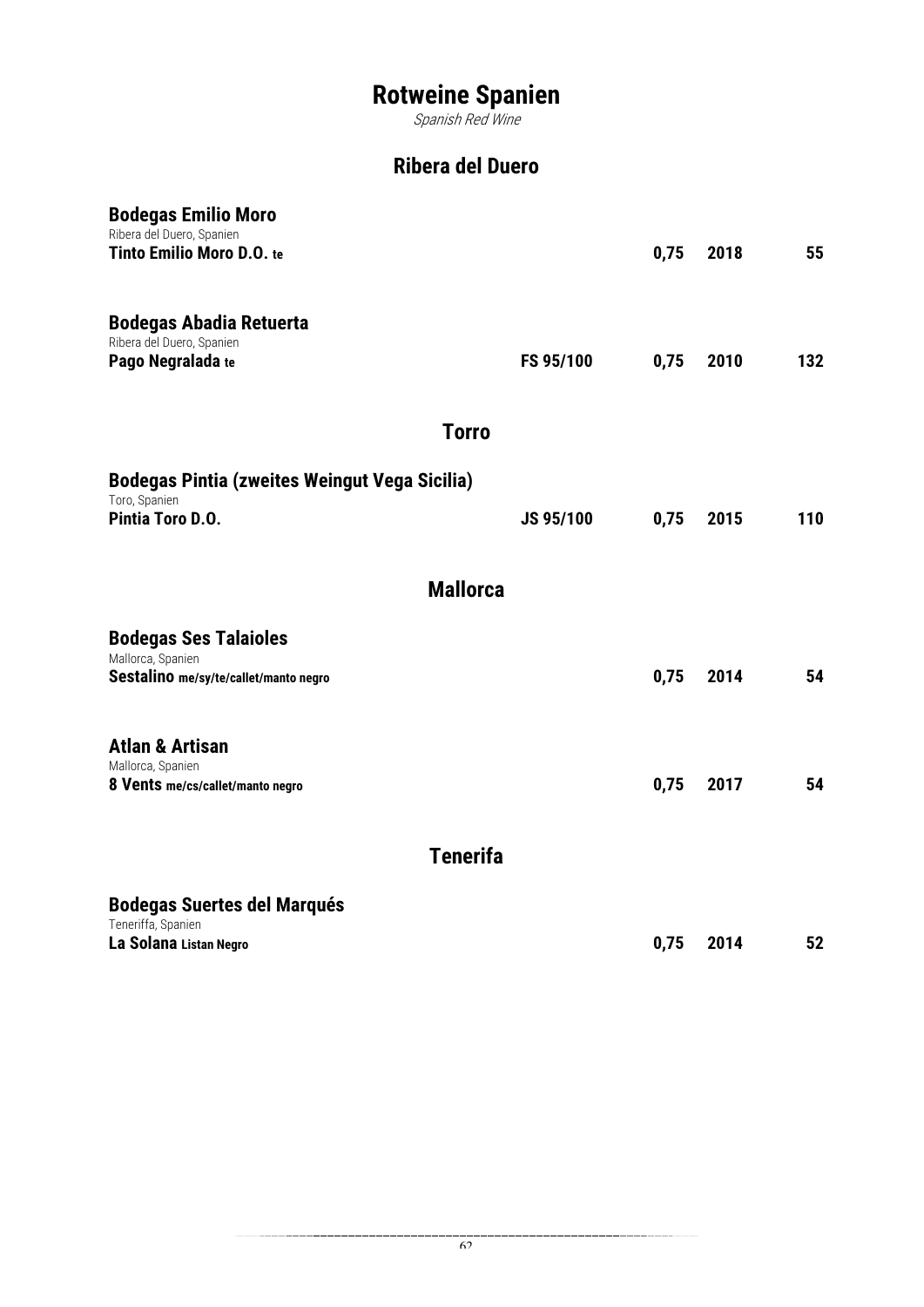# Rotweine Spanien

*Spanish Red Wine*

## Ribera del Duero

**Bodegas Emilio Moro**
Ribera del Duero, Spanien

| | | | | |
|---|---|---|---|---|
| **Tinto Emilio Moro D.O. te** | | 0,75 | 2018 | 55 |

**Bodegas Abadia Retuerta**
Ribera del Duero, Spanien

| | | | | |
|---|---|---|---|---|
| **Pago Negralada te** | FS 95/100 | 0,75 | 2010 | 132 |

## Torro

**Bodegas Pintia (zweites Weingut Vega Sicilia)**
Toro, Spanien

| | | | | |
|---|---|---|---|---|
| **Pintia Toro D.O.** | JS 95/100 | 0,75 | 2015 | 110 |

## Mallorca

**Bodegas Ses Talaioles**
Mallorca, Spanien

| | | | | |
|---|---|---|---|---|
| **Sestalino me/sy/te/callet/manto negro** | | 0,75 | 2014 | 54 |

**Atlan & Artisan**
Mallorca, Spanien

| | | | | |
|---|---|---|---|---|
| **8 Vents me/cs/callet/manto negro** | | 0,75 | 2017 | 54 |

## Tenerifa

**Bodegas Suertes del Marqués**
Teneriffa, Spanien

| | | | | |
|---|---|---|---|---|
| **La Solana Listan Negro** | | 0,75 | 2014 | 52 |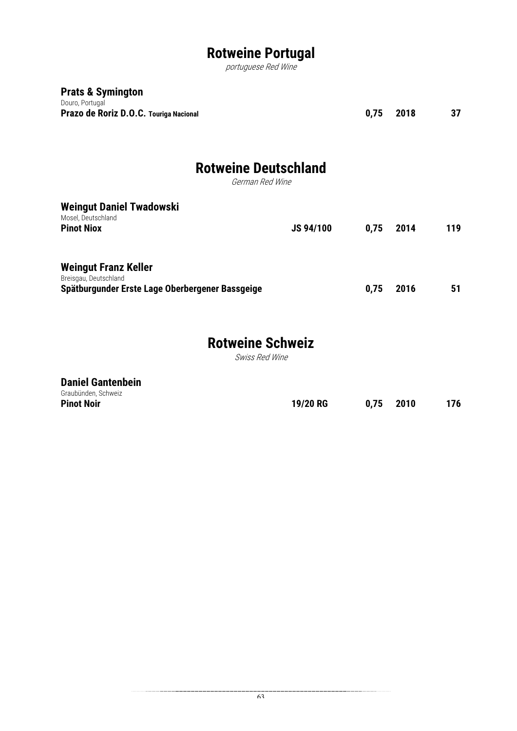# Rotweine Portugal

*portuguese Red Wine*

**Prats & Symington**
Douro, Portugal

| | | | | |
|---|---|---|---|---|
| **Prazo de Roriz D.O.C. Touriga Nacional** | | **0,75** | **2018** | **37** |

# Rotweine Deutschland

*German Red Wine*

**Weingut Daniel Twadowski**
Mosel, Deutschland

| | | | | |
|---|---|---|---|---|
| **Pinot Niox** | **JS 94/100** | **0,75** | **2014** | **119** |

**Weingut Franz Keller**
Breisgau, Deutschland

| | | | | |
|---|---|---|---|---|
| **Spätburgunder Erste Lage Oberbergener Bassgeige** | | **0,75** | **2016** | **51** |

# Rotweine Schweiz

*Swiss Red Wine*

**Daniel Gantenbein**
Graubünden, Schweiz

| | | | | |
|---|---|---|---|---|
| **Pinot Noir** | **19/20 RG** | **0,75** | **2010** | **176** |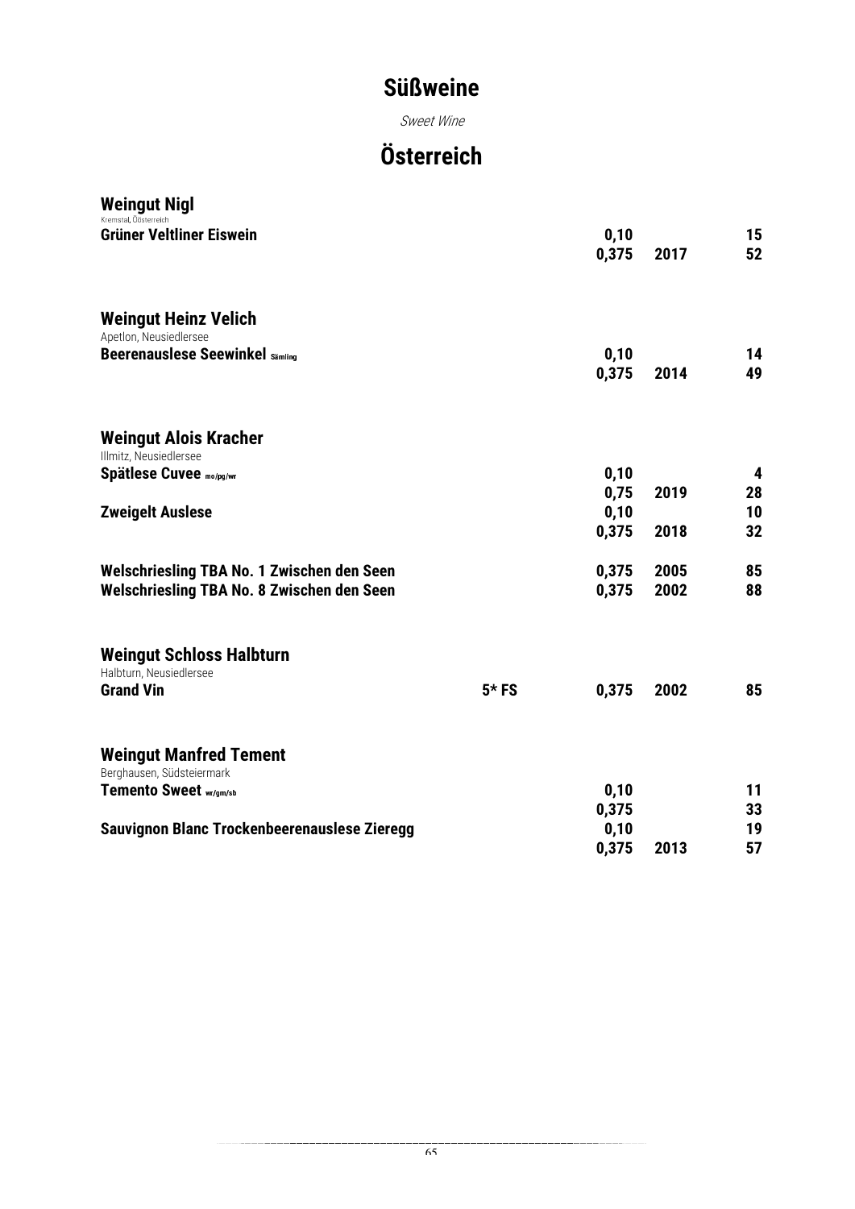# Süßweine

*Sweet Wine*

## Österreich

### Weingut Nigl

Kremstal, Öösterreich

| | | | | |
|---|---|---|---|---|
| **Grüner Veltliner Eiswein** | | **0,10** | | **15** |
| | | **0,375** | **2017** | **52** |

### Weingut Heinz Velich

Apetlon, Neusiedlersee

| | | | | |
|---|---|---|---|---|
| **Beerenauslese Seewinkel** Sämling | | **0,10** | | **14** |
| | | **0,375** | **2014** | **49** |

### Weingut Alois Kracher

Illmitz, Neusiedlersee

| | | | | |
|---|---|---|---|---|
| **Spätlese Cuvee** mo/pg/wr | | **0,10** | | **4** |
| | | **0,75** | **2019** | **28** |
| **Zweigelt Auslese** | | **0,10** | | **10** |
| | | **0,375** | **2018** | **32** |
| **Welschriesling TBA No. 1 Zwischen den Seen** | | **0,375** | **2005** | **85** |
| **Welschriesling TBA No. 8 Zwischen den Seen** | | **0,375** | **2002** | **88** |

### Weingut Schloss Halbturn

Halbturn, Neusiedlersee

| | | | | |
|---|---|---|---|---|
| **Grand Vin** | **5* FS** | **0,375** | **2002** | **85** |

### Weingut Manfred Tement

Berghausen, Südsteiermark

| | | | | |
|---|---|---|---|---|
| **Temento Sweet** wr/gm/sb | | **0,10** | | **11** |
| | | **0,375** | | **33** |
| **Sauvignon Blanc Trockenbeerenauslese Zieregg** | | **0,10** | | **19** |
| | | **0,375** | **2013** | **57** |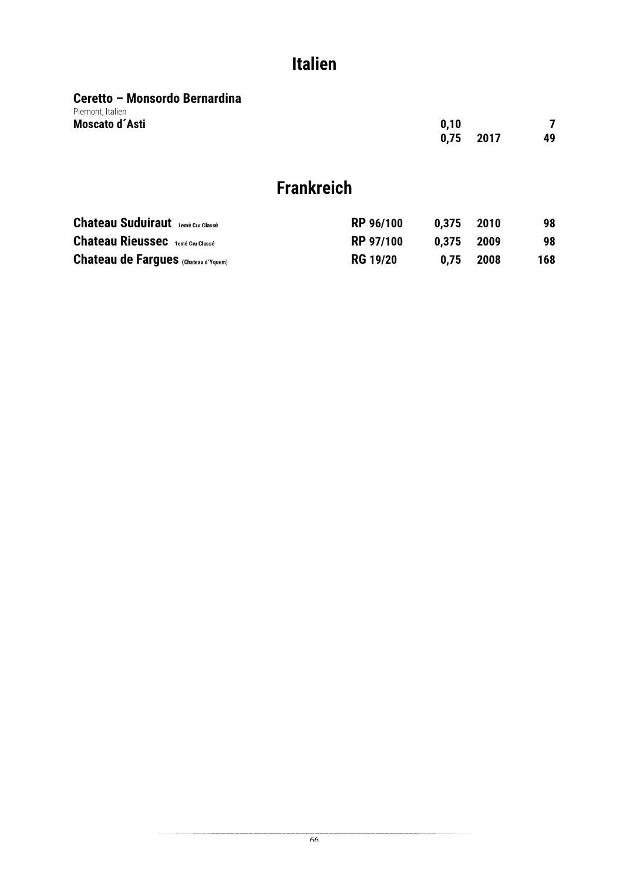# Italien

**Ceretto – Monsordo Bernardina**
Piemont, Italien

| | | | |
|---|---|---|---|
| **Moscato d´Asti** | **0,10** | | **7** |
| | **0,75** | **2017** | **49** |

# Frankreich

| | | | | |
|---|---|---|---|---|
| **Chateau Suduiraut** 1emé Cru Classé | **RP 96/100** | **0,375** | **2010** | **98** |
| **Chateau Rieussec** 1emé Cru Classé | **RP 97/100** | **0,375** | **2009** | **98** |
| **Chateau de Fargues** (Chateau d´Yquem) | **RG 19/20** | **0,75** | **2008** | **168** |